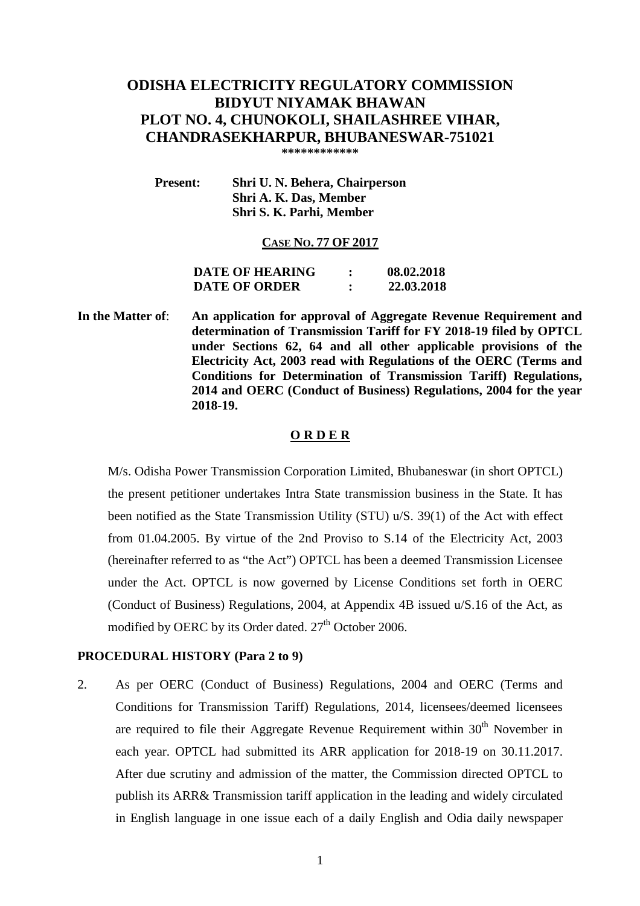# ODISHA ELECTRICITY REGULATORY COMMISSION
# BIDYUT NIYAMAK BHAWAN
# PLOT NO. 4, CHUNOKOLI, SHAILASHREE VIHAR, CHANDRASEKHARPUR, BHUBANESWAR-751021

************

**Present:** **Shri U. N. Behera, Chairperson**
**Shri A. K. Das, Member**
**Shri S. K. Parhi, Member**

**CASE NO. 77 OF 2017**

**DATE OF HEARING : 08.02.2018**
**DATE OF ORDER : 22.03.2018**

**In the Matter of**: **An application for approval of Aggregate Revenue Requirement and determination of Transmission Tariff for FY 2018-19 filed by OPTCL under Sections 62, 64 and all other applicable provisions of the Electricity Act, 2003 read with Regulations of the OERC (Terms and Conditions for Determination of Transmission Tariff) Regulations, 2014 and OERC (Conduct of Business) Regulations, 2004 for the year 2018-19.**

## O R D E R

M/s. Odisha Power Transmission Corporation Limited, Bhubaneswar (in short OPTCL) the present petitioner undertakes Intra State transmission business in the State. It has been notified as the State Transmission Utility (STU) u/S. 39(1) of the Act with effect from 01.04.2005. By virtue of the 2nd Proviso to S.14 of the Electricity Act, 2003 (hereinafter referred to as "the Act") OPTCL has been a deemed Transmission Licensee under the Act. OPTCL is now governed by License Conditions set forth in OERC (Conduct of Business) Regulations, 2004, at Appendix 4B issued u/S.16 of the Act, as modified by OERC by its Order dated. 27th October 2006.

### PROCEDURAL HISTORY (Para 2 to 9)

2. As per OERC (Conduct of Business) Regulations, 2004 and OERC (Terms and Conditions for Transmission Tariff) Regulations, 2014, licensees/deemed licensees are required to file their Aggregate Revenue Requirement within 30th November in each year. OPTCL had submitted its ARR application for 2018-19 on 30.11.2017. After due scrutiny and admission of the matter, the Commission directed OPTCL to publish its ARR& Transmission tariff application in the leading and widely circulated in English language in one issue each of a daily English and Odia daily newspaper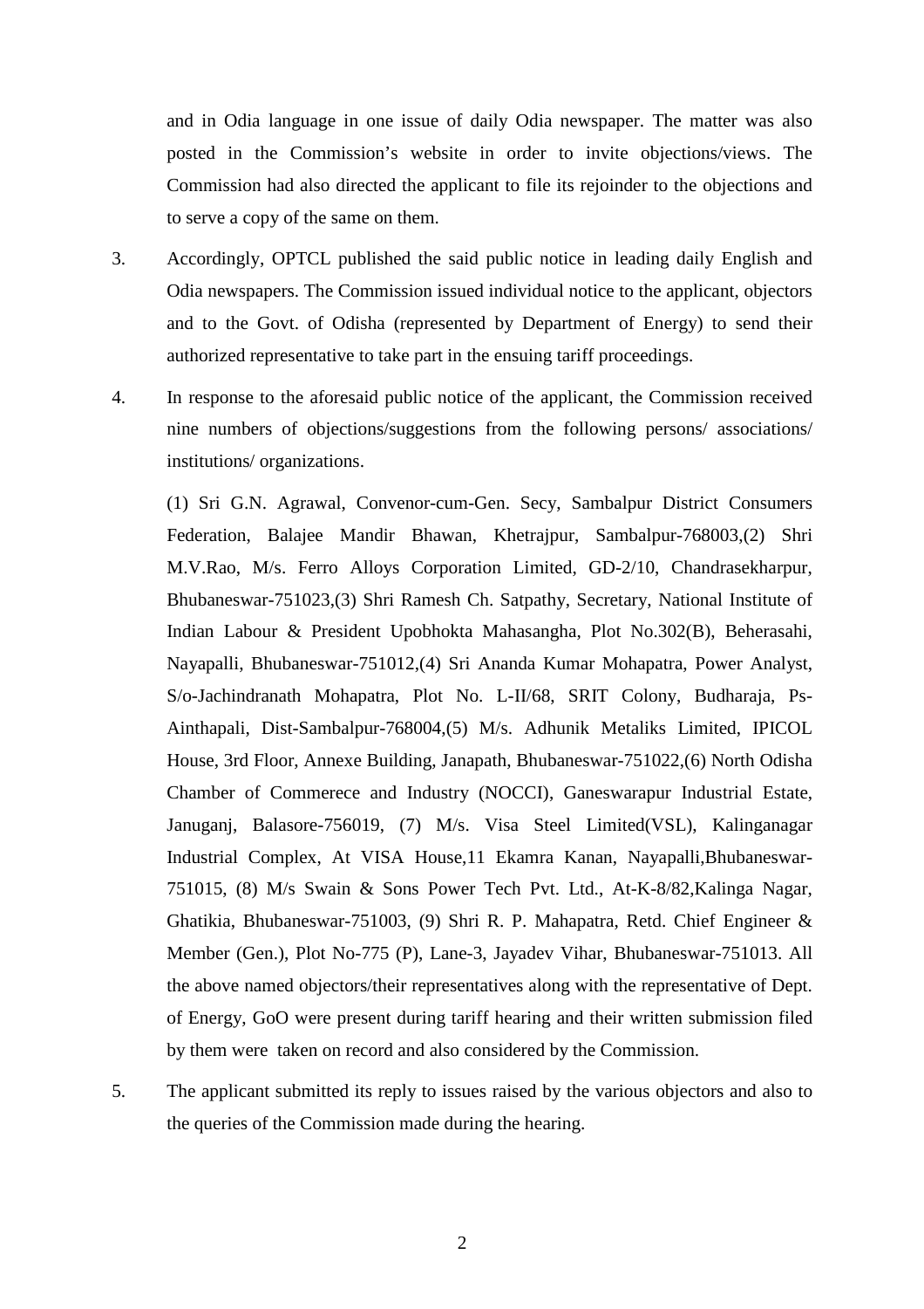and in Odia language in one issue of daily Odia newspaper. The matter was also posted in the Commission's website in order to invite objections/views. The Commission had also directed the applicant to file its rejoinder to the objections and to serve a copy of the same on them.

3. Accordingly, OPTCL published the said public notice in leading daily English and Odia newspapers. The Commission issued individual notice to the applicant, objectors and to the Govt. of Odisha (represented by Department of Energy) to send their authorized representative to take part in the ensuing tariff proceedings.

4. In response to the aforesaid public notice of the applicant, the Commission received nine numbers of objections/suggestions from the following persons/ associations/ institutions/ organizations.

   (1) Sri G.N. Agrawal, Convenor-cum-Gen. Secy, Sambalpur District Consumers Federation, Balajee Mandir Bhawan, Khetrajpur, Sambalpur-768003,(2) Shri M.V.Rao, M/s. Ferro Alloys Corporation Limited, GD-2/10, Chandrasekharpur, Bhubaneswar-751023,(3) Shri Ramesh Ch. Satpathy, Secretary, National Institute of Indian Labour & President Upobhokta Mahasangha, Plot No.302(B), Beherasahi, Nayapalli, Bhubaneswar-751012,(4) Sri Ananda Kumar Mohapatra, Power Analyst, S/o-Jachindranath Mohapatra, Plot No. L-II/68, SRIT Colony, Budharaja, Ps-Ainthapali, Dist-Sambalpur-768004,(5) M/s. Adhunik Metaliks Limited, IPICOL House, 3rd Floor, Annexe Building, Janapath, Bhubaneswar-751022,(6) North Odisha Chamber of Commerece and Industry (NOCCI), Ganeswarapur Industrial Estate, Januganj, Balasore-756019, (7) M/s. Visa Steel Limited(VSL), Kalinganagar Industrial Complex, At VISA House,11 Ekamra Kanan, Nayapalli,Bhubaneswar-751015, (8) M/s Swain & Sons Power Tech Pvt. Ltd., At-K-8/82,Kalinga Nagar, Ghatikia, Bhubaneswar-751003, (9) Shri R. P. Mahapatra, Retd. Chief Engineer & Member (Gen.), Plot No-775 (P), Lane-3, Jayadev Vihar, Bhubaneswar-751013. All the above named objectors/their representatives along with the representative of Dept. of Energy, GoO were present during tariff hearing and their written submission filed by them were taken on record and also considered by the Commission.

5. The applicant submitted its reply to issues raised by the various objectors and also to the queries of the Commission made during the hearing.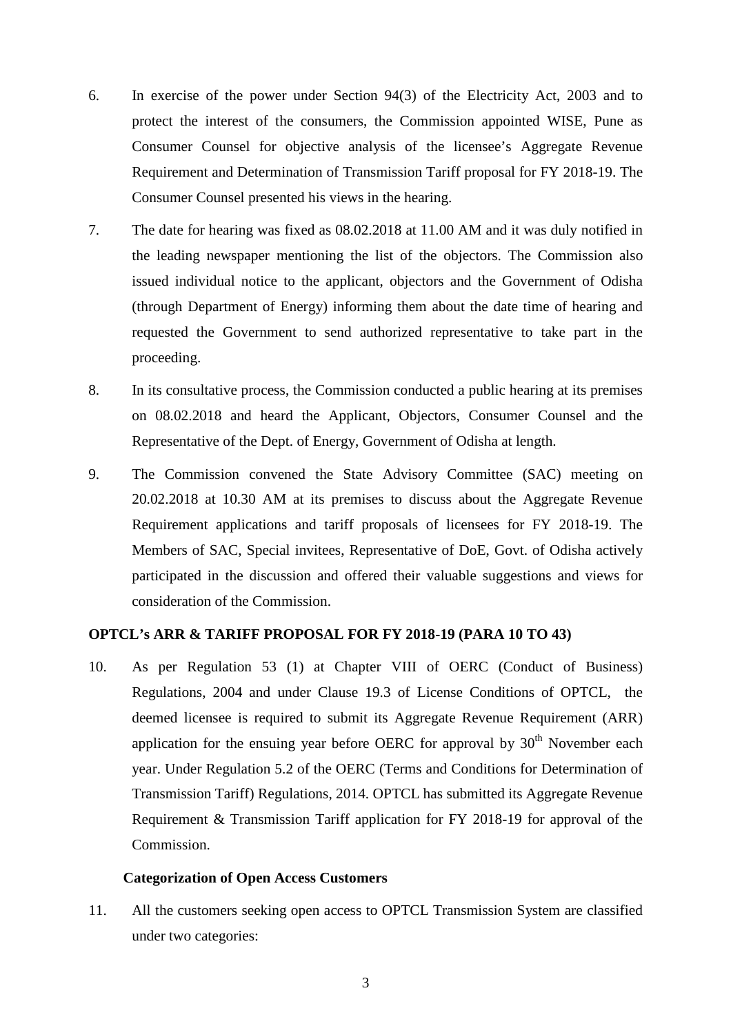6. In exercise of the power under Section 94(3) of the Electricity Act, 2003 and to protect the interest of the consumers, the Commission appointed WISE, Pune as Consumer Counsel for objective analysis of the licensee's Aggregate Revenue Requirement and Determination of Transmission Tariff proposal for FY 2018-19. The Consumer Counsel presented his views in the hearing.

7. The date for hearing was fixed as 08.02.2018 at 11.00 AM and it was duly notified in the leading newspaper mentioning the list of the objectors. The Commission also issued individual notice to the applicant, objectors and the Government of Odisha (through Department of Energy) informing them about the date time of hearing and requested the Government to send authorized representative to take part in the proceeding.

8. In its consultative process, the Commission conducted a public hearing at its premises on 08.02.2018 and heard the Applicant, Objectors, Consumer Counsel and the Representative of the Dept. of Energy, Government of Odisha at length.

9. The Commission convened the State Advisory Committee (SAC) meeting on 20.02.2018 at 10.30 AM at its premises to discuss about the Aggregate Revenue Requirement applications and tariff proposals of licensees for FY 2018-19. The Members of SAC, Special invitees, Representative of DoE, Govt. of Odisha actively participated in the discussion and offered their valuable suggestions and views for consideration of the Commission.

**OPTCL's ARR & TARIFF PROPOSAL FOR FY 2018-19 (PARA 10 TO 43)**

10. As per Regulation 53 (1) at Chapter VIII of OERC (Conduct of Business) Regulations, 2004 and under Clause 19.3 of License Conditions of OPTCL, the deemed licensee is required to submit its Aggregate Revenue Requirement (ARR) application for the ensuing year before OERC for approval by 30th November each year. Under Regulation 5.2 of the OERC (Terms and Conditions for Determination of Transmission Tariff) Regulations, 2014. OPTCL has submitted its Aggregate Revenue Requirement & Transmission Tariff application for FY 2018-19 for approval of the Commission.

**Categorization of Open Access Customers**

11. All the customers seeking open access to OPTCL Transmission System are classified under two categories: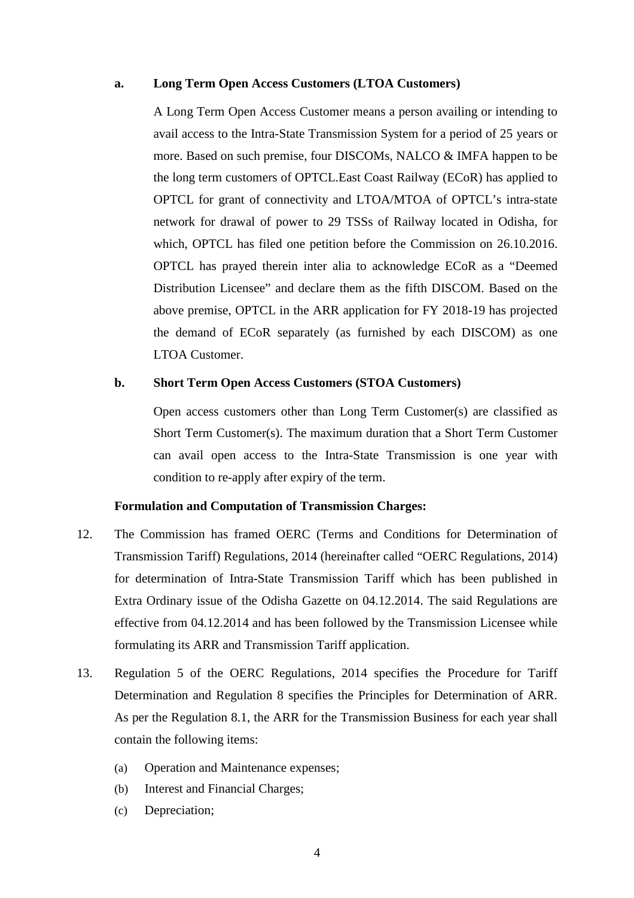**a. Long Term Open Access Customers (LTOA Customers)**

A Long Term Open Access Customer means a person availing or intending to avail access to the Intra-State Transmission System for a period of 25 years or more. Based on such premise, four DISCOMs, NALCO & IMFA happen to be the long term customers of OPTCL.East Coast Railway (ECoR) has applied to OPTCL for grant of connectivity and LTOA/MTOA of OPTCL's intra-state network for drawal of power to 29 TSSs of Railway located in Odisha, for which, OPTCL has filed one petition before the Commission on 26.10.2016. OPTCL has prayed therein inter alia to acknowledge ECoR as a "Deemed Distribution Licensee" and declare them as the fifth DISCOM. Based on the above premise, OPTCL in the ARR application for FY 2018-19 has projected the demand of ECoR separately (as furnished by each DISCOM) as one LTOA Customer.

**b. Short Term Open Access Customers (STOA Customers)**

Open access customers other than Long Term Customer(s) are classified as Short Term Customer(s). The maximum duration that a Short Term Customer can avail open access to the Intra-State Transmission is one year with condition to re-apply after expiry of the term.

**Formulation and Computation of Transmission Charges:**

12. The Commission has framed OERC (Terms and Conditions for Determination of Transmission Tariff) Regulations, 2014 (hereinafter called "OERC Regulations, 2014) for determination of Intra-State Transmission Tariff which has been published in Extra Ordinary issue of the Odisha Gazette on 04.12.2014. The said Regulations are effective from 04.12.2014 and has been followed by the Transmission Licensee while formulating its ARR and Transmission Tariff application.

13. Regulation 5 of the OERC Regulations, 2014 specifies the Procedure for Tariff Determination and Regulation 8 specifies the Principles for Determination of ARR. As per the Regulation 8.1, the ARR for the Transmission Business for each year shall contain the following items:

    (a) Operation and Maintenance expenses;
    (b) Interest and Financial Charges;
    (c) Depreciation;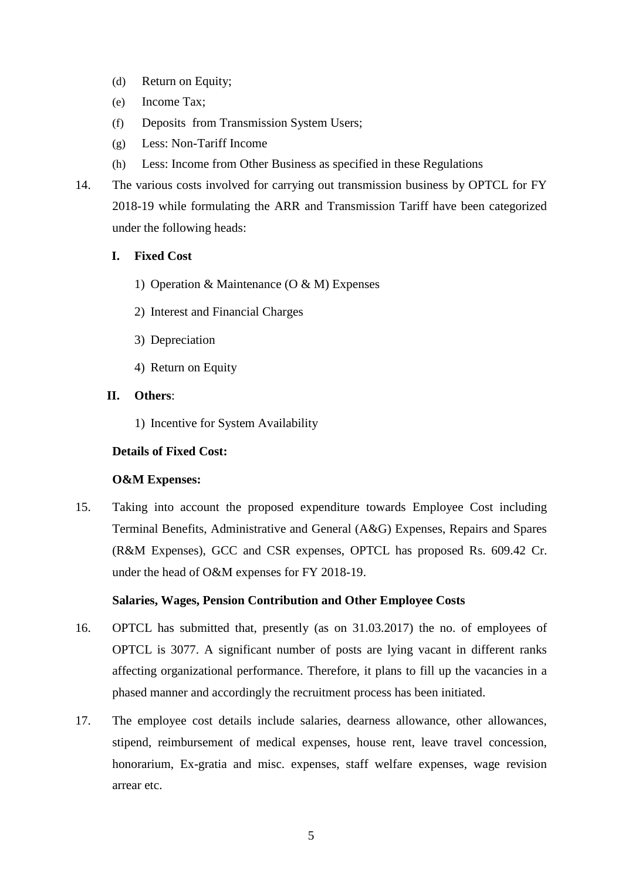(d) Return on Equity;

(e) Income Tax;

(f) Deposits from Transmission System Users;

(g) Less: Non-Tariff Income

(h) Less: Income from Other Business as specified in these Regulations

14. The various costs involved for carrying out transmission business by OPTCL for FY 2018-19 while formulating the ARR and Transmission Tariff have been categorized under the following heads:

**I. Fixed Cost**

1) Operation & Maintenance (O & M) Expenses
2) Interest and Financial Charges
3) Depreciation
4) Return on Equity

**II. Others**:

1) Incentive for System Availability

**Details of Fixed Cost:**

**O&M Expenses:**

15. Taking into account the proposed expenditure towards Employee Cost including Terminal Benefits, Administrative and General (A&G) Expenses, Repairs and Spares (R&M Expenses), GCC and CSR expenses, OPTCL has proposed Rs. 609.42 Cr. under the head of O&M expenses for FY 2018-19.

**Salaries, Wages, Pension Contribution and Other Employee Costs**

16. OPTCL has submitted that, presently (as on 31.03.2017) the no. of employees of OPTCL is 3077. A significant number of posts are lying vacant in different ranks affecting organizational performance. Therefore, it plans to fill up the vacancies in a phased manner and accordingly the recruitment process has been initiated.

17. The employee cost details include salaries, dearness allowance, other allowances, stipend, reimbursement of medical expenses, house rent, leave travel concession, honorarium, Ex-gratia and misc. expenses, staff welfare expenses, wage revision arrear etc.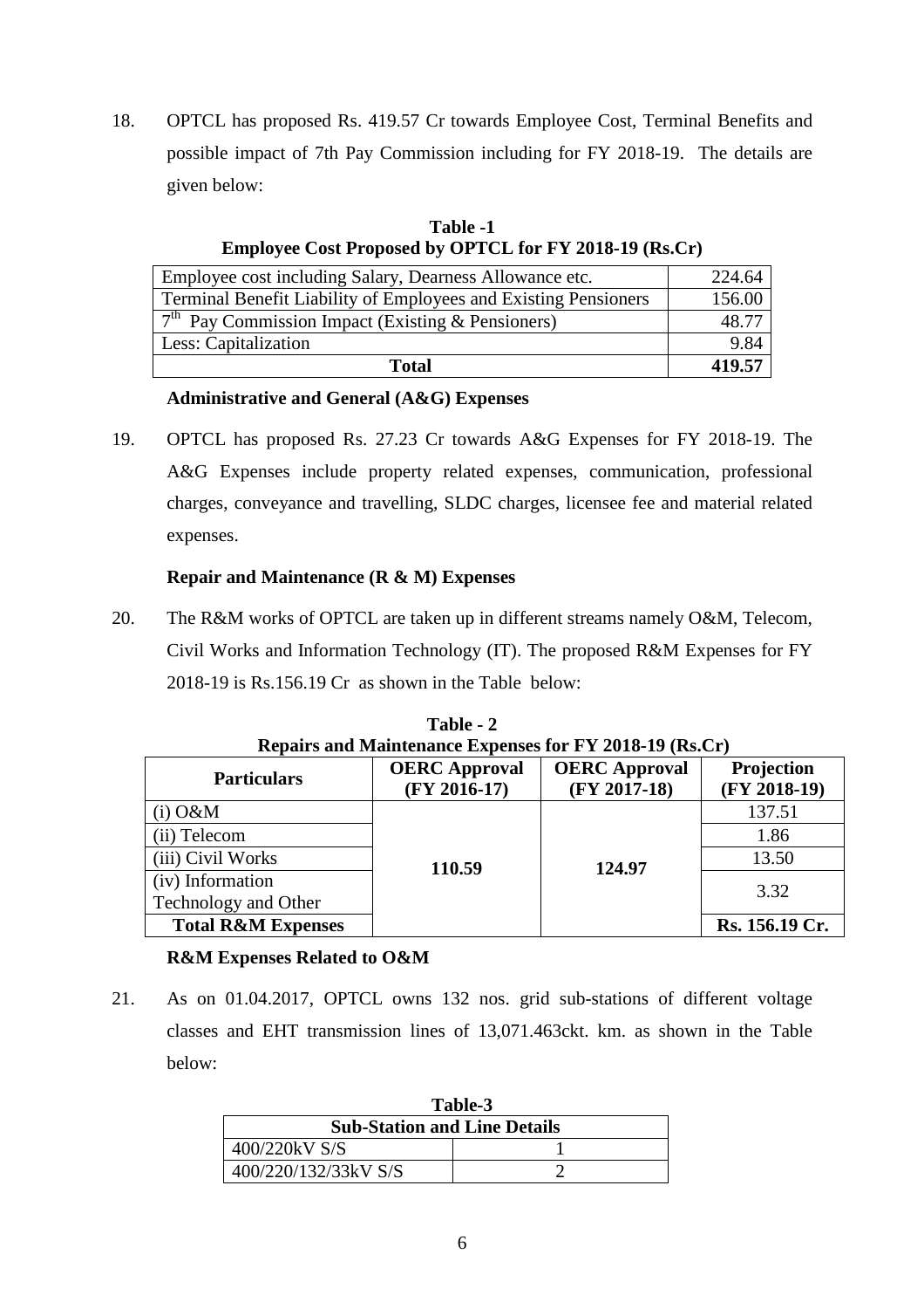18. OPTCL has proposed Rs. 419.57 Cr towards Employee Cost, Terminal Benefits and possible impact of 7th Pay Commission including for FY 2018-19. The details are given below:

**Table -1**
**Employee Cost Proposed by OPTCL for FY 2018-19 (Rs.Cr)**

| | |
|---|---|
| Employee cost including Salary, Dearness Allowance etc. | 224.64 |
| Terminal Benefit Liability of Employees and Existing Pensioners | 156.00 |
| 7th Pay Commission Impact (Existing & Pensioners) | 48.77 |
| Less: Capitalization | 9.84 |
| **Total** | **419.57** |

**Administrative and General (A&G) Expenses**

19. OPTCL has proposed Rs. 27.23 Cr towards A&G Expenses for FY 2018-19. The A&G Expenses include property related expenses, communication, professional charges, conveyance and travelling, SLDC charges, licensee fee and material related expenses.

**Repair and Maintenance (R & M) Expenses**

20. The R&M works of OPTCL are taken up in different streams namely O&M, Telecom, Civil Works and Information Technology (IT). The proposed R&M Expenses for FY 2018-19 is Rs.156.19 Cr as shown in the Table below:

**Table - 2**
**Repairs and Maintenance Expenses for FY 2018-19 (Rs.Cr)**

| Particulars | OERC Approval (FY 2016-17) | OERC Approval (FY 2017-18) | Projection (FY 2018-19) |
|---|---|---|---|
| (i) O&M | **110.59** | **124.97** | 137.51 |
| (ii) Telecom | | | 1.86 |
| (iii) Civil Works | | | 13.50 |
| (iv) Information Technology and Other | | | 3.32 |
| **Total R&M Expenses** | | | **Rs. 156.19 Cr.** |

**R&M Expenses Related to O&M**

21. As on 01.04.2017, OPTCL owns 132 nos. grid sub-stations of different voltage classes and EHT transmission lines of 13,071.463ckt. km. as shown in the Table below:

**Table-3**

| Sub-Station and Line Details | |
|---|---|
| 400/220kV S/S | 1 |
| 400/220/132/33kV S/S | 2 |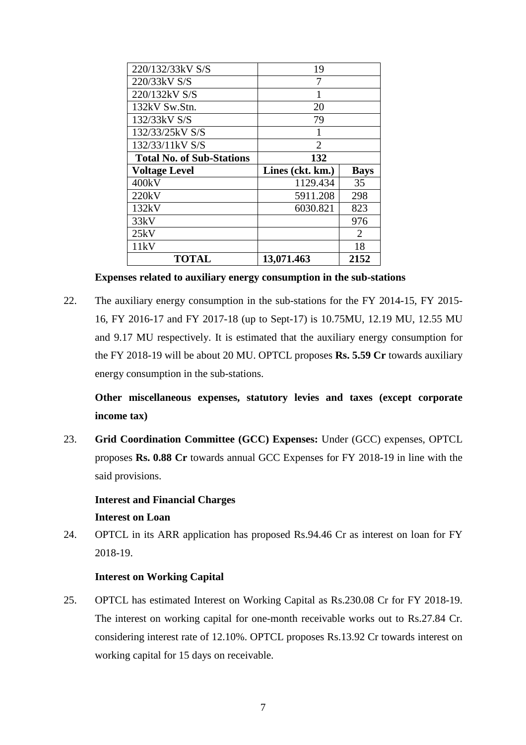| 220/132/33kV S/S | 19 | |
|---|---|---|
| 220/33kV S/S | 7 | |
| 220/132kV S/S | 1 | |
| 132kV Sw.Stn. | 20 | |
| 132/33kV S/S | 79 | |
| 132/33/25kV S/S | 1 | |
| 132/33/11kV S/S | 2 | |
| **Total No. of Sub-Stations** | **132** | |
| **Voltage Level** | **Lines (ckt. km.)** | **Bays** |
| 400kV | 1129.434 | 35 |
| 220kV | 5911.208 | 298 |
| 132kV | 6030.821 | 823 |
| 33kV | | 976 |
| 25kV | | 2 |
| 11kV | | 18 |
| **TOTAL** | **13,071.463** | **2152** |

**Expenses related to auxiliary energy consumption in the sub-stations**

22. The auxiliary energy consumption in the sub-stations for the FY 2014-15, FY 2015-16, FY 2016-17 and FY 2017-18 (up to Sept-17) is 10.75MU, 12.19 MU, 12.55 MU and 9.17 MU respectively. It is estimated that the auxiliary energy consumption for the FY 2018-19 will be about 20 MU. OPTCL proposes **Rs. 5.59 Cr** towards auxiliary energy consumption in the sub-stations.

**Other miscellaneous expenses, statutory levies and taxes (except corporate income tax)**

23. **Grid Coordination Committee (GCC) Expenses:** Under (GCC) expenses, OPTCL proposes **Rs. 0.88 Cr** towards annual GCC Expenses for FY 2018-19 in line with the said provisions.

**Interest and Financial Charges**

**Interest on Loan**

24. OPTCL in its ARR application has proposed Rs.94.46 Cr as interest on loan for FY 2018-19.

**Interest on Working Capital**

25. OPTCL has estimated Interest on Working Capital as Rs.230.08 Cr for FY 2018-19. The interest on working capital for one-month receivable works out to Rs.27.84 Cr. considering interest rate of 12.10%. OPTCL proposes Rs.13.92 Cr towards interest on working capital for 15 days on receivable.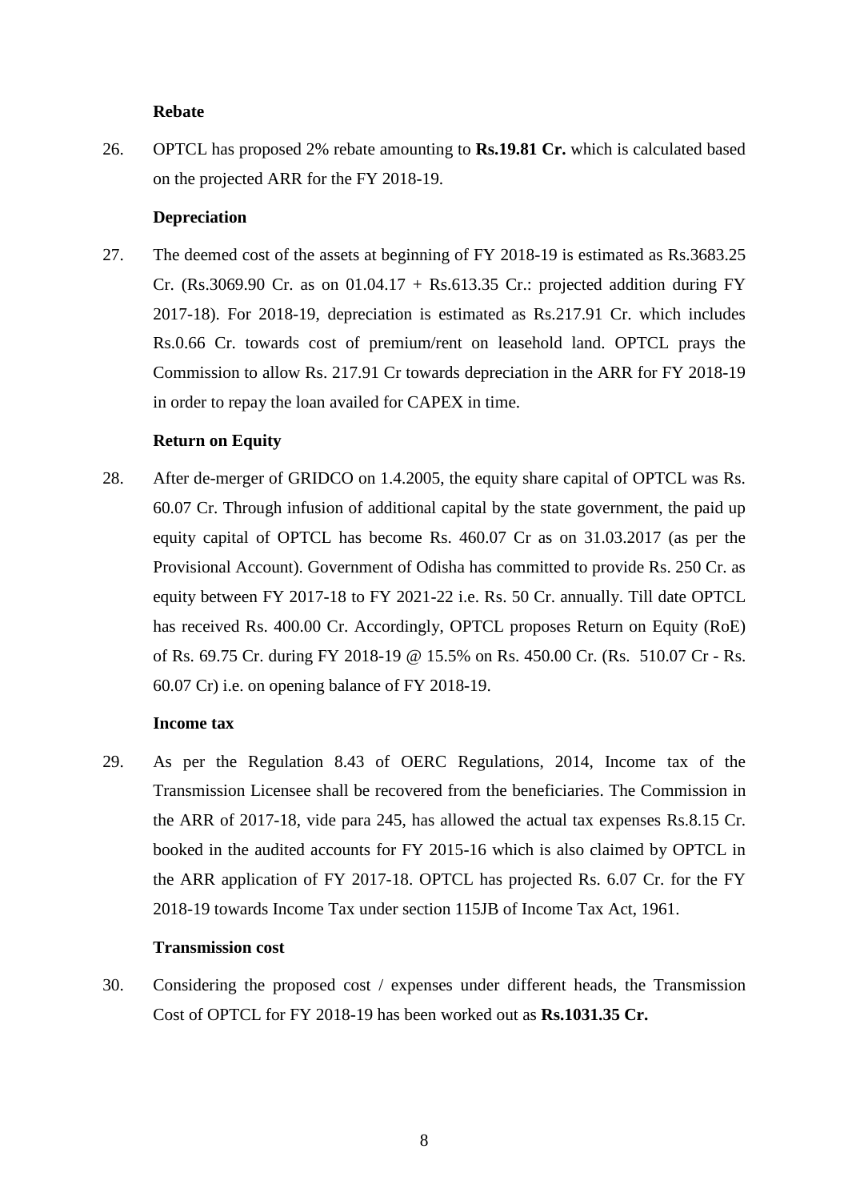**Rebate**

26. OPTCL has proposed 2% rebate amounting to **Rs.19.81 Cr.** which is calculated based on the projected ARR for the FY 2018-19.

**Depreciation**

27. The deemed cost of the assets at beginning of FY 2018-19 is estimated as Rs.3683.25 Cr. (Rs.3069.90 Cr. as on 01.04.17 + Rs.613.35 Cr.: projected addition during FY 2017-18). For 2018-19, depreciation is estimated as Rs.217.91 Cr. which includes Rs.0.66 Cr. towards cost of premium/rent on leasehold land. OPTCL prays the Commission to allow Rs. 217.91 Cr towards depreciation in the ARR for FY 2018-19 in order to repay the loan availed for CAPEX in time.

**Return on Equity**

28. After de-merger of GRIDCO on 1.4.2005, the equity share capital of OPTCL was Rs. 60.07 Cr. Through infusion of additional capital by the state government, the paid up equity capital of OPTCL has become Rs. 460.07 Cr as on 31.03.2017 (as per the Provisional Account). Government of Odisha has committed to provide Rs. 250 Cr. as equity between FY 2017-18 to FY 2021-22 i.e. Rs. 50 Cr. annually. Till date OPTCL has received Rs. 400.00 Cr. Accordingly, OPTCL proposes Return on Equity (RoE) of Rs. 69.75 Cr. during FY 2018-19 @ 15.5% on Rs. 450.00 Cr. (Rs. 510.07 Cr - Rs. 60.07 Cr) i.e. on opening balance of FY 2018-19.

**Income tax**

29. As per the Regulation 8.43 of OERC Regulations, 2014, Income tax of the Transmission Licensee shall be recovered from the beneficiaries. The Commission in the ARR of 2017-18, vide para 245, has allowed the actual tax expenses Rs.8.15 Cr. booked in the audited accounts for FY 2015-16 which is also claimed by OPTCL in the ARR application of FY 2017-18. OPTCL has projected Rs. 6.07 Cr. for the FY 2018-19 towards Income Tax under section 115JB of Income Tax Act, 1961.

**Transmission cost**

30. Considering the proposed cost / expenses under different heads, the Transmission Cost of OPTCL for FY 2018-19 has been worked out as **Rs.1031.35 Cr.**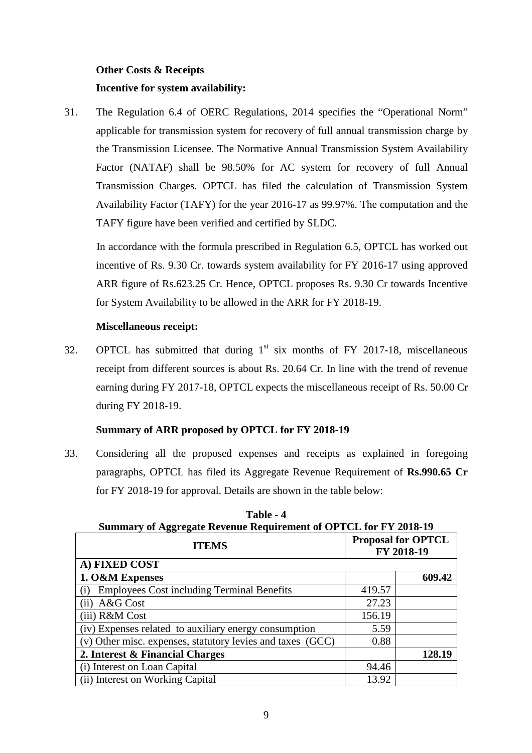**Other Costs & Receipts**

**Incentive for system availability:**

31. The Regulation 6.4 of OERC Regulations, 2014 specifies the "Operational Norm" applicable for transmission system for recovery of full annual transmission charge by the Transmission Licensee. The Normative Annual Transmission System Availability Factor (NATAF) shall be 98.50% for AC system for recovery of full Annual Transmission Charges. OPTCL has filed the calculation of Transmission System Availability Factor (TAFY) for the year 2016-17 as 99.97%. The computation and the TAFY figure have been verified and certified by SLDC.

    In accordance with the formula prescribed in Regulation 6.5, OPTCL has worked out incentive of Rs. 9.30 Cr. towards system availability for FY 2016-17 using approved ARR figure of Rs.623.25 Cr. Hence, OPTCL proposes Rs. 9.30 Cr towards Incentive for System Availability to be allowed in the ARR for FY 2018-19.

**Miscellaneous receipt:**

32. OPTCL has submitted that during 1st six months of FY 2017-18, miscellaneous receipt from different sources is about Rs. 20.64 Cr. In line with the trend of revenue earning during FY 2017-18, OPTCL expects the miscellaneous receipt of Rs. 50.00 Cr during FY 2018-19.

**Summary of ARR proposed by OPTCL for FY 2018-19**

33. Considering all the proposed expenses and receipts as explained in foregoing paragraphs, OPTCL has filed its Aggregate Revenue Requirement of **Rs.990.65 Cr** for FY 2018-19 for approval. Details are shown in the table below:

**Table - 4**
**Summary of Aggregate Revenue Requirement of OPTCL for FY 2018-19**

| ITEMS | Proposal for OPTCL FY 2018-19 | |
|---|---|---|
| **A) FIXED COST** | | |
| **1. O&M Expenses** | | **609.42** |
| (i) Employees Cost including Terminal Benefits | 419.57 | |
| (ii) A&G Cost | 27.23 | |
| (iii) R&M Cost | 156.19 | |
| (iv) Expenses related to auxiliary energy consumption | 5.59 | |
| (v) Other misc. expenses, statutory levies and taxes (GCC) | 0.88 | |
| **2. Interest & Financial Charges** | | **128.19** |
| (i) Interest on Loan Capital | 94.46 | |
| (ii) Interest on Working Capital | 13.92 | |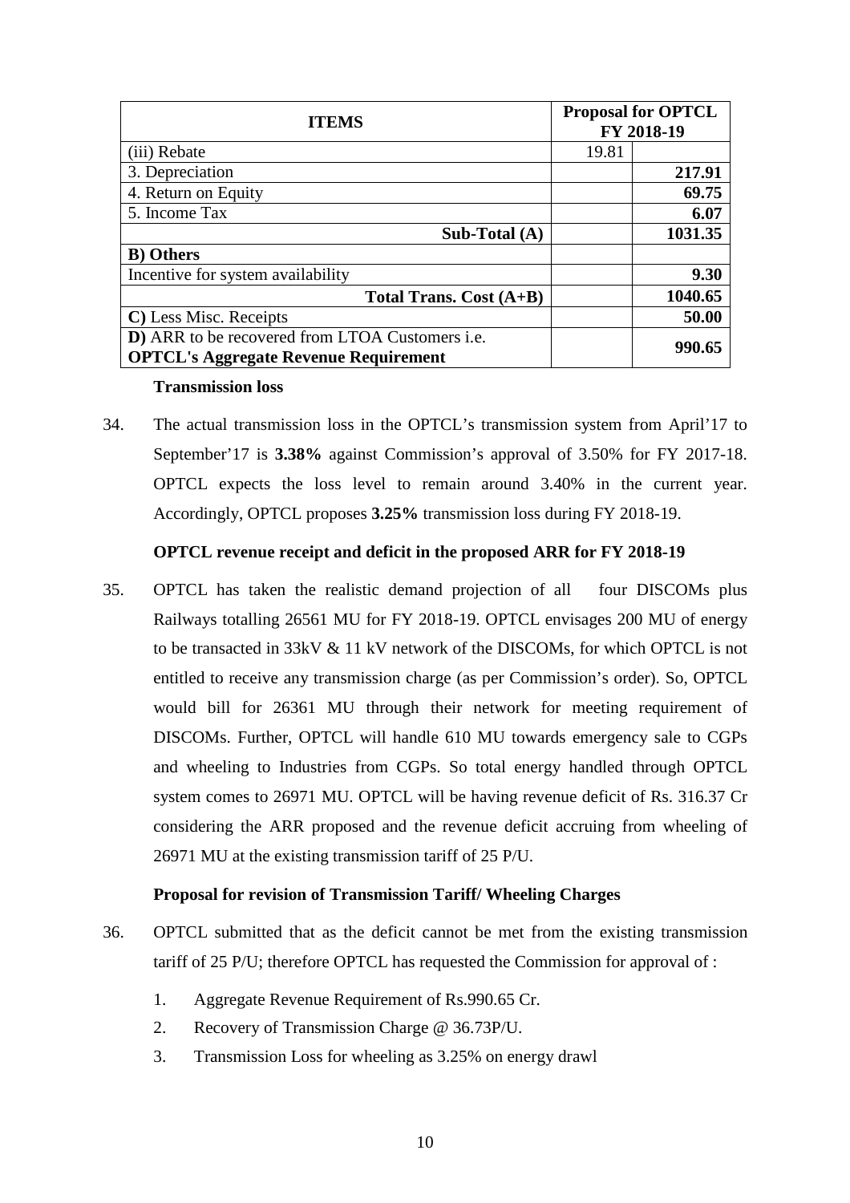| ITEMS | Proposal for OPTCL FY 2018-19 | |
|---|---|---|
| (iii) Rebate | 19.81 | |
| 3. Depreciation | | **217.91** |
| 4. Return on Equity | | **69.75** |
| 5. Income Tax | | **6.07** |
| **Sub-Total (A)** | | **1031.35** |
| **B) Others** | | |
| Incentive for system availability | | **9.30** |
| **Total Trans. Cost (A+B)** | | **1040.65** |
| **C)** Less Misc. Receipts | | **50.00** |
| **D)** ARR to be recovered from LTOA Customers i.e. **OPTCL's Aggregate Revenue Requirement** | | **990.65** |

**Transmission loss**

34. The actual transmission loss in the OPTCL's transmission system from April'17 to September'17 is **3.38%** against Commission's approval of 3.50% for FY 2017-18. OPTCL expects the loss level to remain around 3.40% in the current year. Accordingly, OPTCL proposes **3.25%** transmission loss during FY 2018-19.

**OPTCL revenue receipt and deficit in the proposed ARR for FY 2018-19**

35. OPTCL has taken the realistic demand projection of all four DISCOMs plus Railways totalling 26561 MU for FY 2018-19. OPTCL envisages 200 MU of energy to be transacted in 33kV & 11 kV network of the DISCOMs, for which OPTCL is not entitled to receive any transmission charge (as per Commission's order). So, OPTCL would bill for 26361 MU through their network for meeting requirement of DISCOMs. Further, OPTCL will handle 610 MU towards emergency sale to CGPs and wheeling to Industries from CGPs. So total energy handled through OPTCL system comes to 26971 MU. OPTCL will be having revenue deficit of Rs. 316.37 Cr considering the ARR proposed and the revenue deficit accruing from wheeling of 26971 MU at the existing transmission tariff of 25 P/U.

**Proposal for revision of Transmission Tariff/ Wheeling Charges**

36. OPTCL submitted that as the deficit cannot be met from the existing transmission tariff of 25 P/U; therefore OPTCL has requested the Commission for approval of :

   1. Aggregate Revenue Requirement of Rs.990.65 Cr.
   2. Recovery of Transmission Charge @ 36.73P/U.
   3. Transmission Loss for wheeling as 3.25% on energy drawl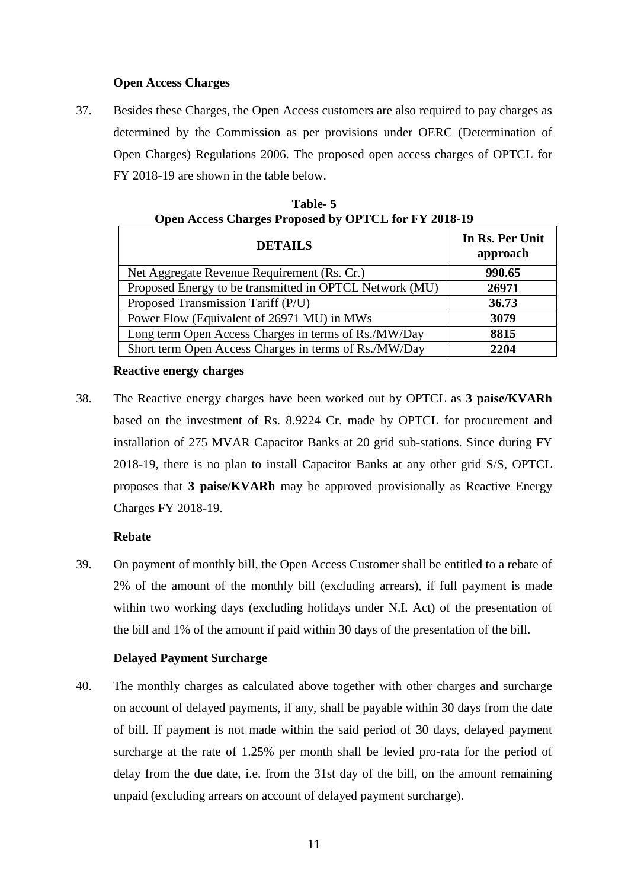**Open Access Charges**

37. Besides these Charges, the Open Access customers are also required to pay charges as determined by the Commission as per provisions under OERC (Determination of Open Charges) Regulations 2006. The proposed open access charges of OPTCL for FY 2018-19 are shown in the table below.

**Table- 5**
**Open Access Charges Proposed by OPTCL for FY 2018-19**

| DETAILS | In Rs. Per Unit approach |
|---|---|
| Net Aggregate Revenue Requirement (Rs. Cr.) | **990.65** |
| Proposed Energy to be transmitted in OPTCL Network (MU) | **26971** |
| Proposed Transmission Tariff (P/U) | **36.73** |
| Power Flow (Equivalent of 26971 MU) in MWs | **3079** |
| Long term Open Access Charges in terms of Rs./MW/Day | **8815** |
| Short term Open Access Charges in terms of Rs./MW/Day | **2204** |

**Reactive energy charges**

38. The Reactive energy charges have been worked out by OPTCL as **3 paise/KVARh** based on the investment of Rs. 8.9224 Cr. made by OPTCL for procurement and installation of 275 MVAR Capacitor Banks at 20 grid sub-stations. Since during FY 2018-19, there is no plan to install Capacitor Banks at any other grid S/S, OPTCL proposes that **3 paise/KVARh** may be approved provisionally as Reactive Energy Charges FY 2018-19.

**Rebate**

39. On payment of monthly bill, the Open Access Customer shall be entitled to a rebate of 2% of the amount of the monthly bill (excluding arrears), if full payment is made within two working days (excluding holidays under N.I. Act) of the presentation of the bill and 1% of the amount if paid within 30 days of the presentation of the bill.

**Delayed Payment Surcharge**

40. The monthly charges as calculated above together with other charges and surcharge on account of delayed payments, if any, shall be payable within 30 days from the date of bill. If payment is not made within the said period of 30 days, delayed payment surcharge at the rate of 1.25% per month shall be levied pro-rata for the period of delay from the due date, i.e. from the 31st day of the bill, on the amount remaining unpaid (excluding arrears on account of delayed payment surcharge).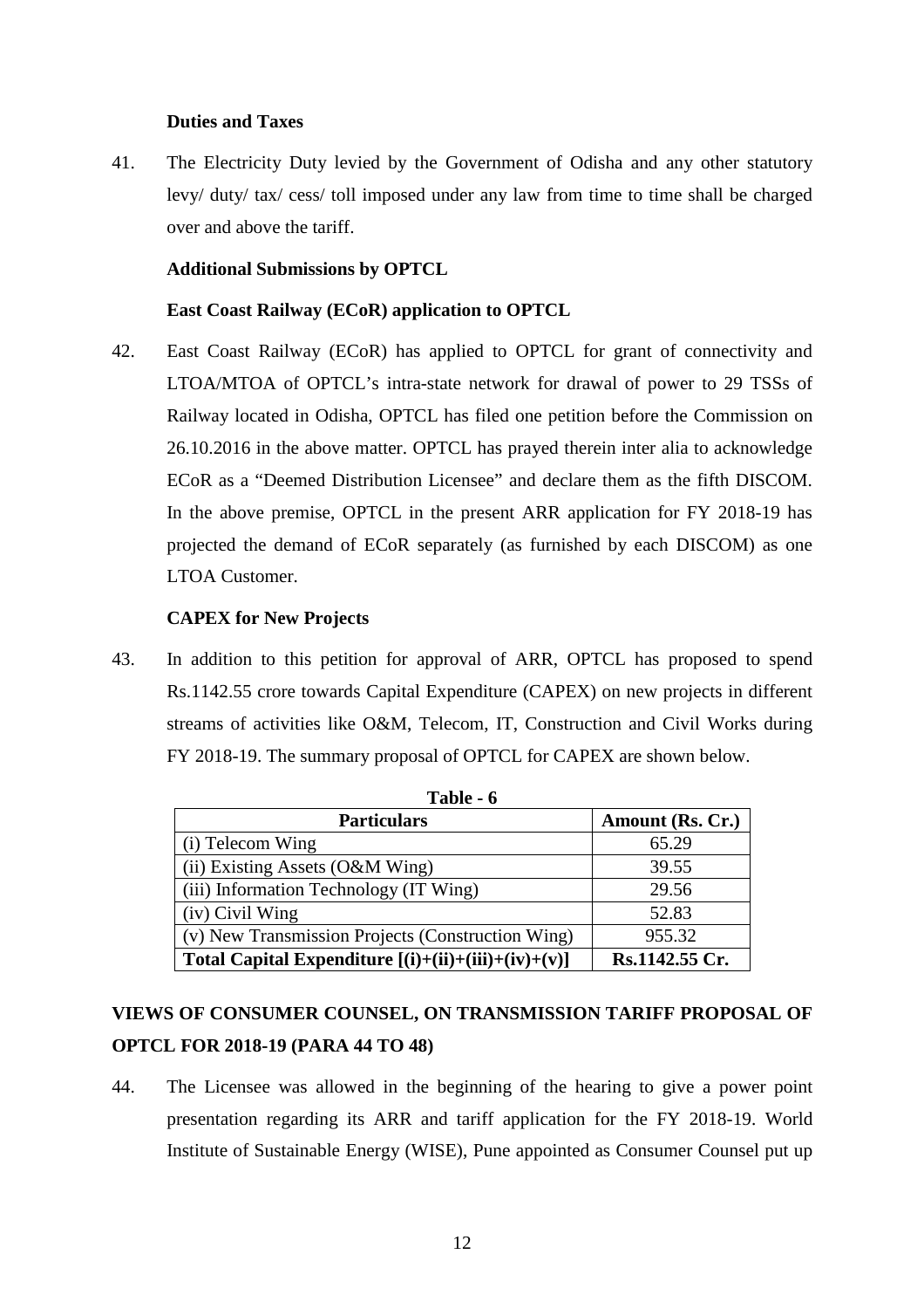**Duties and Taxes**

41. The Electricity Duty levied by the Government of Odisha and any other statutory levy/ duty/ tax/ cess/ toll imposed under any law from time to time shall be charged over and above the tariff.

**Additional Submissions by OPTCL**

**East Coast Railway (ECoR) application to OPTCL**

42. East Coast Railway (ECoR) has applied to OPTCL for grant of connectivity and LTOA/MTOA of OPTCL's intra-state network for drawal of power to 29 TSSs of Railway located in Odisha, OPTCL has filed one petition before the Commission on 26.10.2016 in the above matter. OPTCL has prayed therein inter alia to acknowledge ECoR as a "Deemed Distribution Licensee" and declare them as the fifth DISCOM. In the above premise, OPTCL in the present ARR application for FY 2018-19 has projected the demand of ECoR separately (as furnished by each DISCOM) as one LTOA Customer.

**CAPEX for New Projects**

43. In addition to this petition for approval of ARR, OPTCL has proposed to spend Rs.1142.55 crore towards Capital Expenditure (CAPEX) on new projects in different streams of activities like O&M, Telecom, IT, Construction and Civil Works during FY 2018-19. The summary proposal of OPTCL for CAPEX are shown below.

**Table - 6**

| Particulars | Amount (Rs. Cr.) |
|---|---|
| (i) Telecom Wing | 65.29 |
| (ii) Existing Assets (O&M Wing) | 39.55 |
| (iii) Information Technology (IT Wing) | 29.56 |
| (iv) Civil Wing | 52.83 |
| (v) New Transmission Projects (Construction Wing) | 955.32 |
| **Total Capital Expenditure [(i)+(ii)+(iii)+(iv)+(v)]** | **Rs.1142.55 Cr.** |

## VIEWS OF CONSUMER COUNSEL, ON TRANSMISSION TARIFF PROPOSAL OF OPTCL FOR 2018-19 (PARA 44 TO 48)

44. The Licensee was allowed in the beginning of the hearing to give a power point presentation regarding its ARR and tariff application for the FY 2018-19. World Institute of Sustainable Energy (WISE), Pune appointed as Consumer Counsel put up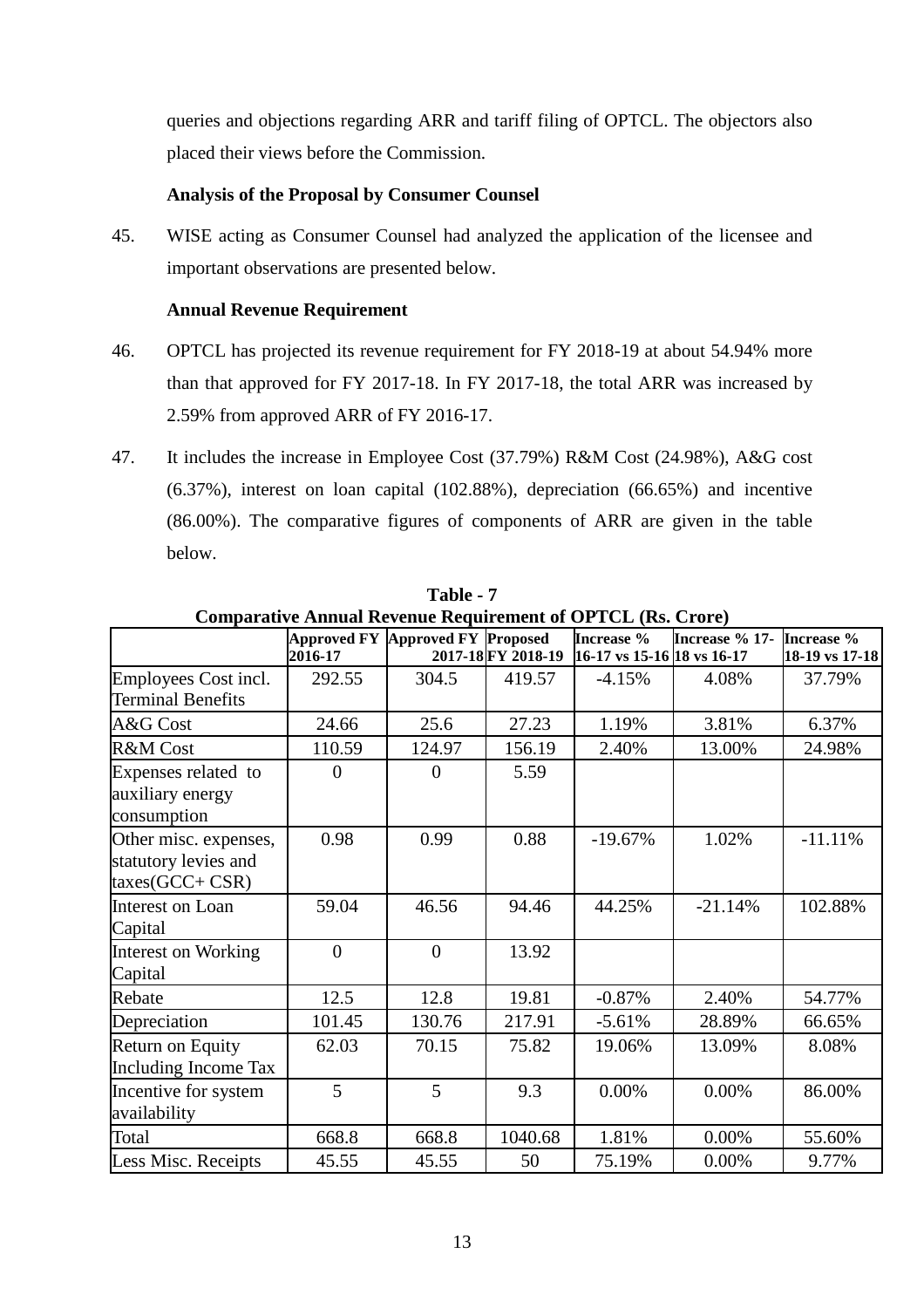queries and objections regarding ARR and tariff filing of OPTCL. The objectors also placed their views before the Commission.

**Analysis of the Proposal by Consumer Counsel**

45. WISE acting as Consumer Counsel had analyzed the application of the licensee and important observations are presented below.

**Annual Revenue Requirement**

46. OPTCL has projected its revenue requirement for FY 2018-19 at about 54.94% more than that approved for FY 2017-18. In FY 2017-18, the total ARR was increased by 2.59% from approved ARR of FY 2016-17.

47. It includes the increase in Employee Cost (37.79%) R&M Cost (24.98%), A&G cost (6.37%), interest on loan capital (102.88%), depreciation (66.65%) and incentive (86.00%). The comparative figures of components of ARR are given in the table below.

**Table - 7**
**Comparative Annual Revenue Requirement of OPTCL (Rs. Crore)**

| | Approved FY 2016-17 | Approved FY 2017-18 | Proposed FY 2018-19 | Increase % 16-17 vs 15-16 | Increase % 17-18 vs 16-17 | Increase % 18-19 vs 17-18 |
|---|---|---|---|---|---|---|
| Employees Cost incl. Terminal Benefits | 292.55 | 304.5 | 419.57 | -4.15% | 4.08% | 37.79% |
| A&G Cost | 24.66 | 25.6 | 27.23 | 1.19% | 3.81% | 6.37% |
| R&M Cost | 110.59 | 124.97 | 156.19 | 2.40% | 13.00% | 24.98% |
| Expenses related to auxiliary energy consumption | 0 | 0 | 5.59 | | | |
| Other misc. expenses, statutory levies and taxes(GCC+ CSR) | 0.98 | 0.99 | 0.88 | -19.67% | 1.02% | -11.11% |
| Interest on Loan Capital | 59.04 | 46.56 | 94.46 | 44.25% | -21.14% | 102.88% |
| Interest on Working Capital | 0 | 0 | 13.92 | | | |
| Rebate | 12.5 | 12.8 | 19.81 | -0.87% | 2.40% | 54.77% |
| Depreciation | 101.45 | 130.76 | 217.91 | -5.61% | 28.89% | 66.65% |
| Return on Equity Including Income Tax | 62.03 | 70.15 | 75.82 | 19.06% | 13.09% | 8.08% |
| Incentive for system availability | 5 | 5 | 9.3 | 0.00% | 0.00% | 86.00% |
| Total | 668.8 | 668.8 | 1040.68 | 1.81% | 0.00% | 55.60% |
| Less Misc. Receipts | 45.55 | 45.55 | 50 | 75.19% | 0.00% | 9.77% |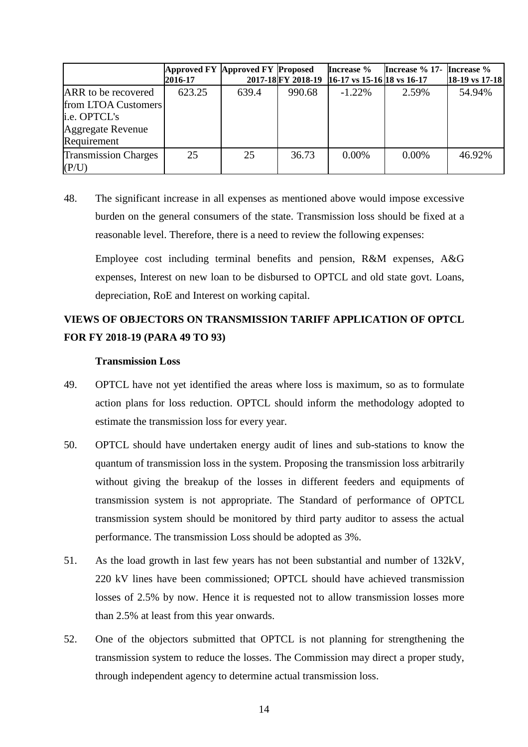| | Approved FY 2016-17 | Approved FY 2017-18 | Proposed FY 2018-19 | Increase % 16-17 vs 15-16 | Increase % 17-18 vs 16-17 | Increase % 18-19 vs 17-18 |
|---|---|---|---|---|---|---|
| ARR to be recovered from LTOA Customers i.e. OPTCL's Aggregate Revenue Requirement | 623.25 | 639.4 | 990.68 | -1.22% | 2.59% | 54.94% |
| Transmission Charges (P/U) | 25 | 25 | 36.73 | 0.00% | 0.00% | 46.92% |

48. The significant increase in all expenses as mentioned above would impose excessive burden on the general consumers of the state. Transmission loss should be fixed at a reasonable level. Therefore, there is a need to review the following expenses:

    Employee cost including terminal benefits and pension, R&M expenses, A&G expenses, Interest on new loan to be disbursed to OPTCL and old state govt. Loans, depreciation, RoE and Interest on working capital.

## VIEWS OF OBJECTORS ON TRANSMISSION TARIFF APPLICATION OF OPTCL FOR FY 2018-19 (PARA 49 TO 93)

### Transmission Loss

49. OPTCL have not yet identified the areas where loss is maximum, so as to formulate action plans for loss reduction. OPTCL should inform the methodology adopted to estimate the transmission loss for every year.

50. OPTCL should have undertaken energy audit of lines and sub-stations to know the quantum of transmission loss in the system. Proposing the transmission loss arbitrarily without giving the breakup of the losses in different feeders and equipments of transmission system is not appropriate. The Standard of performance of OPTCL transmission system should be monitored by third party auditor to assess the actual performance. The transmission Loss should be adopted as 3%.

51. As the load growth in last few years has not been substantial and number of 132kV, 220 kV lines have been commissioned; OPTCL should have achieved transmission losses of 2.5% by now. Hence it is requested not to allow transmission losses more than 2.5% at least from this year onwards.

52. One of the objectors submitted that OPTCL is not planning for strengthening the transmission system to reduce the losses. The Commission may direct a proper study, through independent agency to determine actual transmission loss.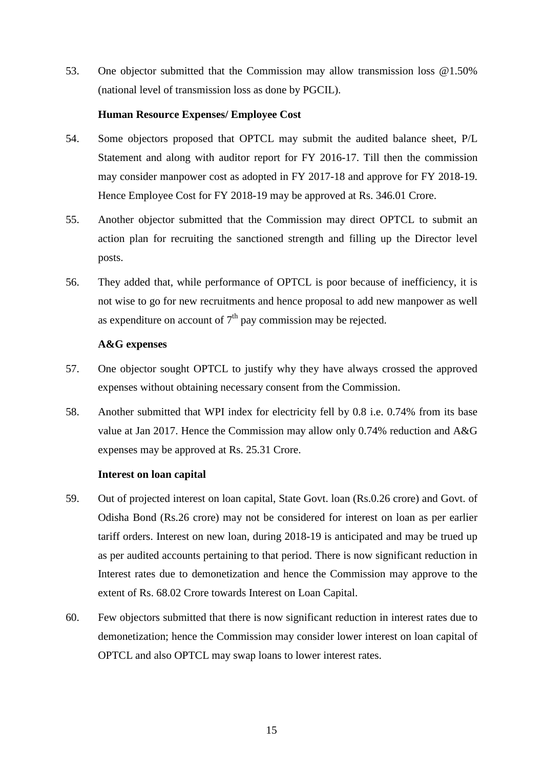53. One objector submitted that the Commission may allow transmission loss @1.50% (national level of transmission loss as done by PGCIL).

**Human Resource Expenses/ Employee Cost**

54. Some objectors proposed that OPTCL may submit the audited balance sheet, P/L Statement and along with auditor report for FY 2016-17. Till then the commission may consider manpower cost as adopted in FY 2017-18 and approve for FY 2018-19. Hence Employee Cost for FY 2018-19 may be approved at Rs. 346.01 Crore.

55. Another objector submitted that the Commission may direct OPTCL to submit an action plan for recruiting the sanctioned strength and filling up the Director level posts.

56. They added that, while performance of OPTCL is poor because of inefficiency, it is not wise to go for new recruitments and hence proposal to add new manpower as well as expenditure on account of 7th pay commission may be rejected.

**A&G expenses**

57. One objector sought OPTCL to justify why they have always crossed the approved expenses without obtaining necessary consent from the Commission.

58. Another submitted that WPI index for electricity fell by 0.8 i.e. 0.74% from its base value at Jan 2017. Hence the Commission may allow only 0.74% reduction and A&G expenses may be approved at Rs. 25.31 Crore.

**Interest on loan capital**

59. Out of projected interest on loan capital, State Govt. loan (Rs.0.26 crore) and Govt. of Odisha Bond (Rs.26 crore) may not be considered for interest on loan as per earlier tariff orders. Interest on new loan, during 2018-19 is anticipated and may be trued up as per audited accounts pertaining to that period. There is now significant reduction in Interest rates due to demonetization and hence the Commission may approve to the extent of Rs. 68.02 Crore towards Interest on Loan Capital.

60. Few objectors submitted that there is now significant reduction in interest rates due to demonetization; hence the Commission may consider lower interest on loan capital of OPTCL and also OPTCL may swap loans to lower interest rates.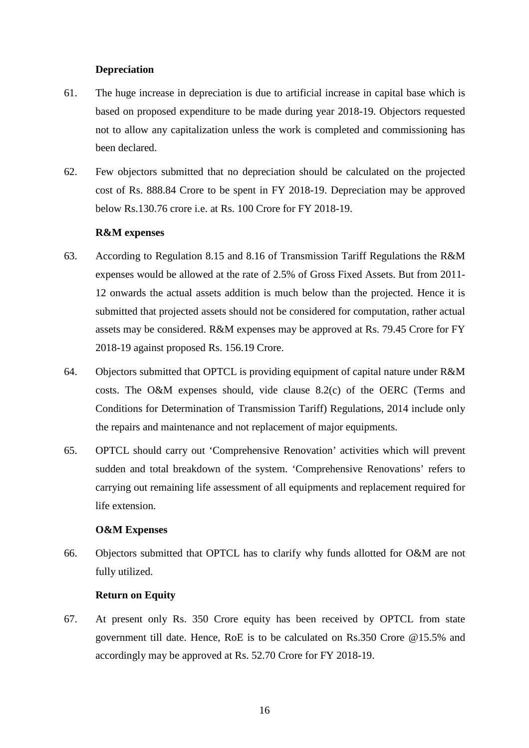**Depreciation**

61. The huge increase in depreciation is due to artificial increase in capital base which is based on proposed expenditure to be made during year 2018-19. Objectors requested not to allow any capitalization unless the work is completed and commissioning has been declared.

62. Few objectors submitted that no depreciation should be calculated on the projected cost of Rs. 888.84 Crore to be spent in FY 2018-19. Depreciation may be approved below Rs.130.76 crore i.e. at Rs. 100 Crore for FY 2018-19.

**R&M expenses**

63. According to Regulation 8.15 and 8.16 of Transmission Tariff Regulations the R&M expenses would be allowed at the rate of 2.5% of Gross Fixed Assets. But from 2011-12 onwards the actual assets addition is much below than the projected. Hence it is submitted that projected assets should not be considered for computation, rather actual assets may be considered. R&M expenses may be approved at Rs. 79.45 Crore for FY 2018-19 against proposed Rs. 156.19 Crore.

64. Objectors submitted that OPTCL is providing equipment of capital nature under R&M costs. The O&M expenses should, vide clause 8.2(c) of the OERC (Terms and Conditions for Determination of Transmission Tariff) Regulations, 2014 include only the repairs and maintenance and not replacement of major equipments.

65. OPTCL should carry out 'Comprehensive Renovation' activities which will prevent sudden and total breakdown of the system. 'Comprehensive Renovations' refers to carrying out remaining life assessment of all equipments and replacement required for life extension.

**O&M Expenses**

66. Objectors submitted that OPTCL has to clarify why funds allotted for O&M are not fully utilized.

**Return on Equity**

67. At present only Rs. 350 Crore equity has been received by OPTCL from state government till date. Hence, RoE is to be calculated on Rs.350 Crore @15.5% and accordingly may be approved at Rs. 52.70 Crore for FY 2018-19.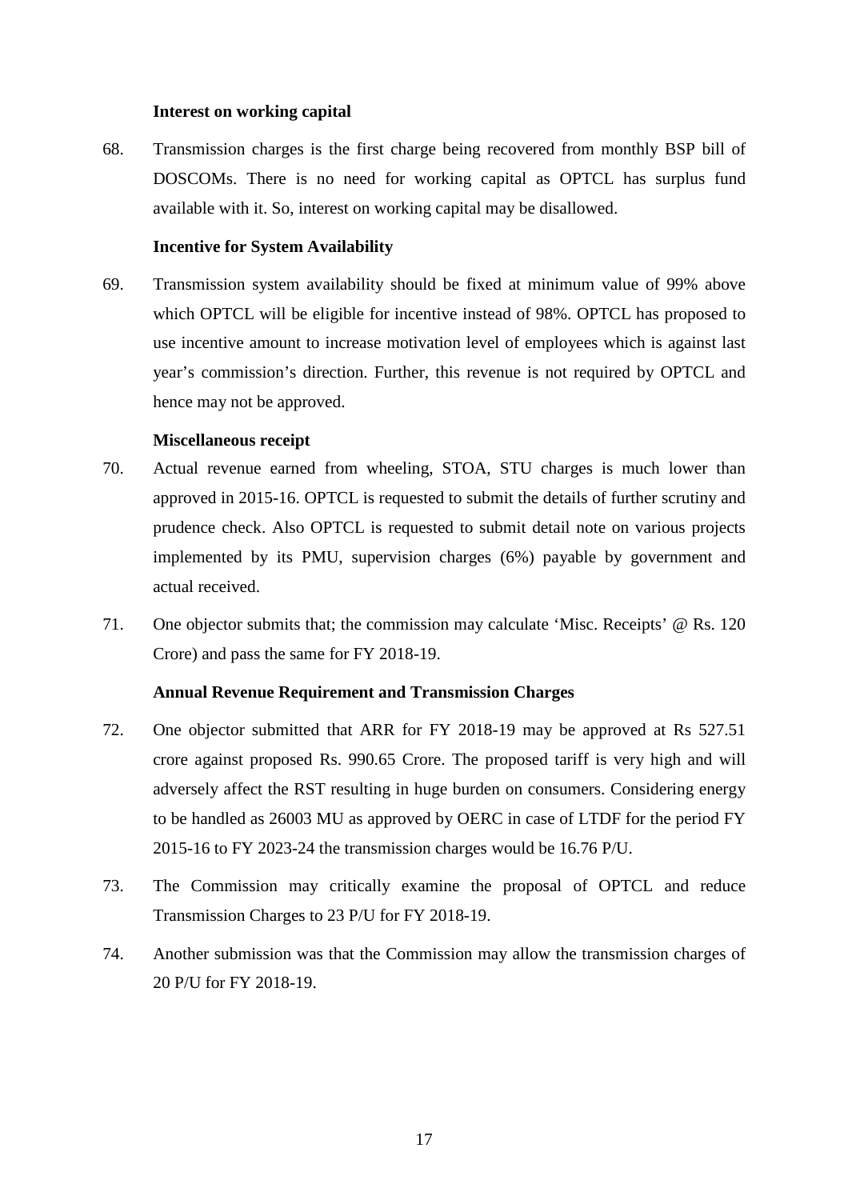**Interest on working capital**

68. Transmission charges is the first charge being recovered from monthly BSP bill of DOSCOMs. There is no need for working capital as OPTCL has surplus fund available with it. So, interest on working capital may be disallowed.

**Incentive for System Availability**

69. Transmission system availability should be fixed at minimum value of 99% above which OPTCL will be eligible for incentive instead of 98%. OPTCL has proposed to use incentive amount to increase motivation level of employees which is against last year's commission's direction. Further, this revenue is not required by OPTCL and hence may not be approved.

**Miscellaneous receipt**

70. Actual revenue earned from wheeling, STOA, STU charges is much lower than approved in 2015-16. OPTCL is requested to submit the details of further scrutiny and prudence check. Also OPTCL is requested to submit detail note on various projects implemented by its PMU, supervision charges (6%) payable by government and actual received.

71. One objector submits that; the commission may calculate 'Misc. Receipts' @ Rs. 120 Crore) and pass the same for FY 2018-19.

**Annual Revenue Requirement and Transmission Charges**

72. One objector submitted that ARR for FY 2018-19 may be approved at Rs 527.51 crore against proposed Rs. 990.65 Crore. The proposed tariff is very high and will adversely affect the RST resulting in huge burden on consumers. Considering energy to be handled as 26003 MU as approved by OERC in case of LTDF for the period FY 2015-16 to FY 2023-24 the transmission charges would be 16.76 P/U.

73. The Commission may critically examine the proposal of OPTCL and reduce Transmission Charges to 23 P/U for FY 2018-19.

74. Another submission was that the Commission may allow the transmission charges of 20 P/U for FY 2018-19.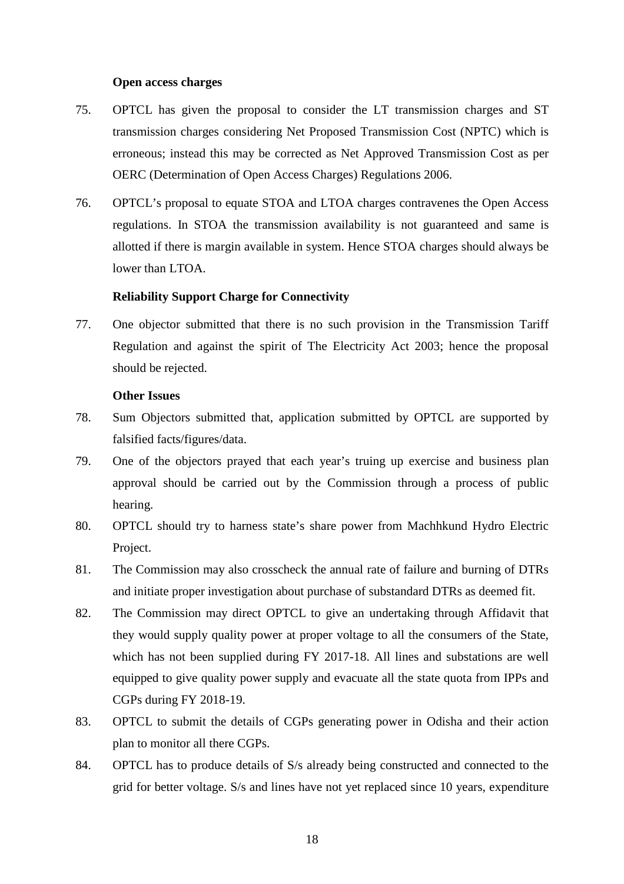**Open access charges**

75. OPTCL has given the proposal to consider the LT transmission charges and ST transmission charges considering Net Proposed Transmission Cost (NPTC) which is erroneous; instead this may be corrected as Net Approved Transmission Cost as per OERC (Determination of Open Access Charges) Regulations 2006.

76. OPTCL's proposal to equate STOA and LTOA charges contravenes the Open Access regulations. In STOA the transmission availability is not guaranteed and same is allotted if there is margin available in system. Hence STOA charges should always be lower than LTOA.

**Reliability Support Charge for Connectivity**

77. One objector submitted that there is no such provision in the Transmission Tariff Regulation and against the spirit of The Electricity Act 2003; hence the proposal should be rejected.

**Other Issues**

78. Sum Objectors submitted that, application submitted by OPTCL are supported by falsified facts/figures/data.

79. One of the objectors prayed that each year's truing up exercise and business plan approval should be carried out by the Commission through a process of public hearing.

80. OPTCL should try to harness state's share power from Machhkund Hydro Electric Project.

81. The Commission may also crosscheck the annual rate of failure and burning of DTRs and initiate proper investigation about purchase of substandard DTRs as deemed fit.

82. The Commission may direct OPTCL to give an undertaking through Affidavit that they would supply quality power at proper voltage to all the consumers of the State, which has not been supplied during FY 2017-18. All lines and substations are well equipped to give quality power supply and evacuate all the state quota from IPPs and CGPs during FY 2018-19.

83. OPTCL to submit the details of CGPs generating power in Odisha and their action plan to monitor all there CGPs.

84. OPTCL has to produce details of S/s already being constructed and connected to the grid for better voltage. S/s and lines have not yet replaced since 10 years, expenditure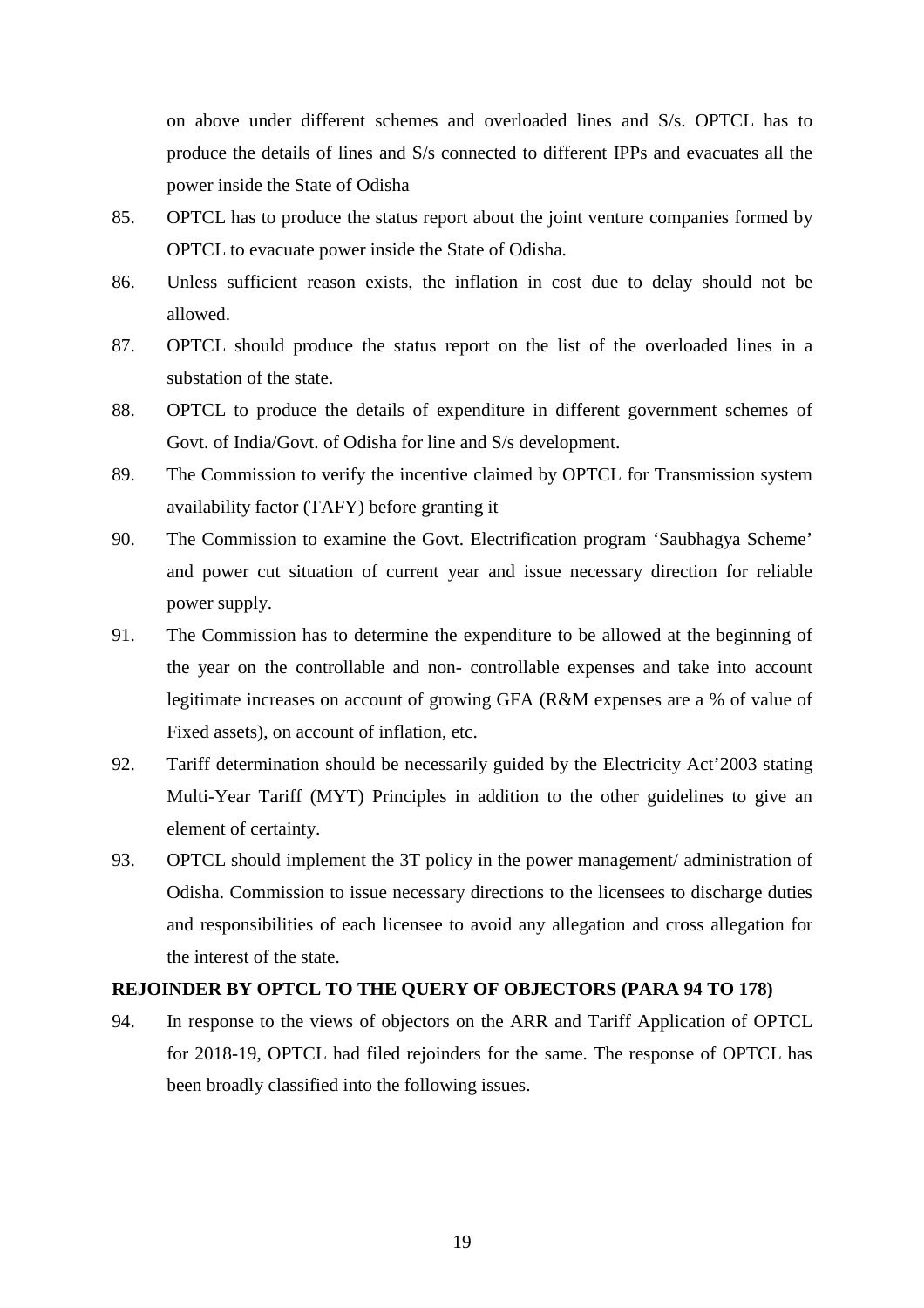on above under different schemes and overloaded lines and S/s. OPTCL has to produce the details of lines and S/s connected to different IPPs and evacuates all the power inside the State of Odisha

85. OPTCL has to produce the status report about the joint venture companies formed by OPTCL to evacuate power inside the State of Odisha.

86. Unless sufficient reason exists, the inflation in cost due to delay should not be allowed.

87. OPTCL should produce the status report on the list of the overloaded lines in a substation of the state.

88. OPTCL to produce the details of expenditure in different government schemes of Govt. of India/Govt. of Odisha for line and S/s development.

89. The Commission to verify the incentive claimed by OPTCL for Transmission system availability factor (TAFY) before granting it

90. The Commission to examine the Govt. Electrification program 'Saubhagya Scheme' and power cut situation of current year and issue necessary direction for reliable power supply.

91. The Commission has to determine the expenditure to be allowed at the beginning of the year on the controllable and non- controllable expenses and take into account legitimate increases on account of growing GFA (R&M expenses are a % of value of Fixed assets), on account of inflation, etc.

92. Tariff determination should be necessarily guided by the Electricity Act'2003 stating Multi-Year Tariff (MYT) Principles in addition to the other guidelines to give an element of certainty.

93. OPTCL should implement the 3T policy in the power management/ administration of Odisha. Commission to issue necessary directions to the licensees to discharge duties and responsibilities of each licensee to avoid any allegation and cross allegation for the interest of the state.

**REJOINDER BY OPTCL TO THE QUERY OF OBJECTORS (PARA 94 TO 178)**

94. In response to the views of objectors on the ARR and Tariff Application of OPTCL for 2018-19, OPTCL had filed rejoinders for the same. The response of OPTCL has been broadly classified into the following issues.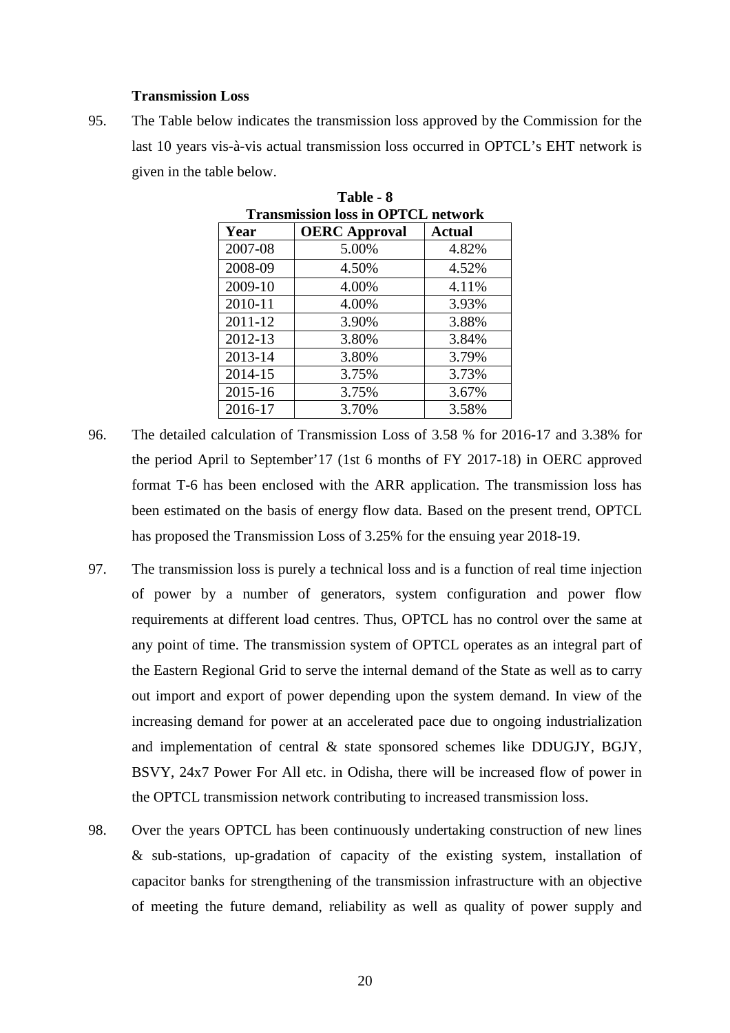**Transmission Loss**

95. The Table below indicates the transmission loss approved by the Commission for the last 10 years vis-à-vis actual transmission loss occurred in OPTCL's EHT network is given in the table below.

**Table - 8**
**Transmission loss in OPTCL network**

| Year | OERC Approval | Actual |
|---|---|---|
| 2007-08 | 5.00% | 4.82% |
| 2008-09 | 4.50% | 4.52% |
| 2009-10 | 4.00% | 4.11% |
| 2010-11 | 4.00% | 3.93% |
| 2011-12 | 3.90% | 3.88% |
| 2012-13 | 3.80% | 3.84% |
| 2013-14 | 3.80% | 3.79% |
| 2014-15 | 3.75% | 3.73% |
| 2015-16 | 3.75% | 3.67% |
| 2016-17 | 3.70% | 3.58% |

96. The detailed calculation of Transmission Loss of 3.58 % for 2016-17 and 3.38% for the period April to September'17 (1st 6 months of FY 2017-18) in OERC approved format T-6 has been enclosed with the ARR application. The transmission loss has been estimated on the basis of energy flow data. Based on the present trend, OPTCL has proposed the Transmission Loss of 3.25% for the ensuing year 2018-19.

97. The transmission loss is purely a technical loss and is a function of real time injection of power by a number of generators, system configuration and power flow requirements at different load centres. Thus, OPTCL has no control over the same at any point of time. The transmission system of OPTCL operates as an integral part of the Eastern Regional Grid to serve the internal demand of the State as well as to carry out import and export of power depending upon the system demand. In view of the increasing demand for power at an accelerated pace due to ongoing industrialization and implementation of central & state sponsored schemes like DDUGJY, BGJY, BSVY, 24x7 Power For All etc. in Odisha, there will be increased flow of power in the OPTCL transmission network contributing to increased transmission loss.

98. Over the years OPTCL has been continuously undertaking construction of new lines & sub-stations, up-gradation of capacity of the existing system, installation of capacitor banks for strengthening of the transmission infrastructure with an objective of meeting the future demand, reliability as well as quality of power supply and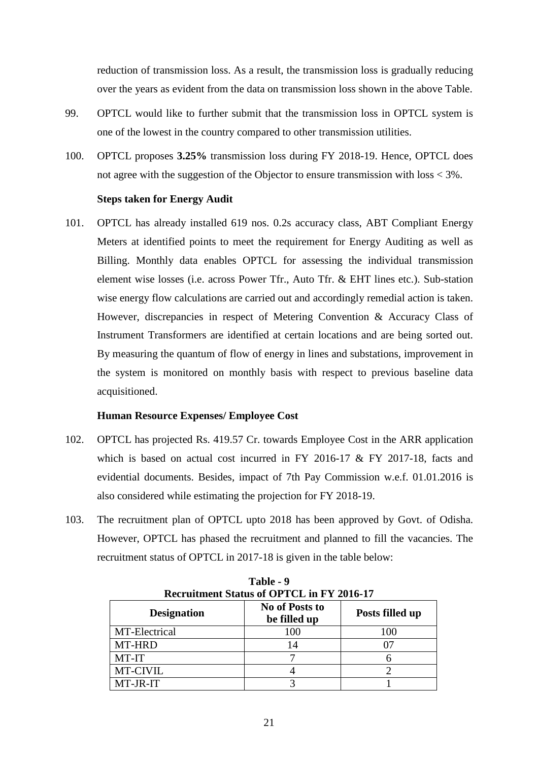reduction of transmission loss. As a result, the transmission loss is gradually reducing over the years as evident from the data on transmission loss shown in the above Table.

99. OPTCL would like to further submit that the transmission loss in OPTCL system is one of the lowest in the country compared to other transmission utilities.

100. OPTCL proposes **3.25%** transmission loss during FY 2018-19. Hence, OPTCL does not agree with the suggestion of the Objector to ensure transmission with loss < 3%.

**Steps taken for Energy Audit**

101. OPTCL has already installed 619 nos. 0.2s accuracy class, ABT Compliant Energy Meters at identified points to meet the requirement for Energy Auditing as well as Billing. Monthly data enables OPTCL for assessing the individual transmission element wise losses (i.e. across Power Tfr., Auto Tfr. & EHT lines etc.). Sub-station wise energy flow calculations are carried out and accordingly remedial action is taken. However, discrepancies in respect of Metering Convention & Accuracy Class of Instrument Transformers are identified at certain locations and are being sorted out. By measuring the quantum of flow of energy in lines and substations, improvement in the system is monitored on monthly basis with respect to previous baseline data acquisitioned.

**Human Resource Expenses/ Employee Cost**

102. OPTCL has projected Rs. 419.57 Cr. towards Employee Cost in the ARR application which is based on actual cost incurred in FY 2016-17 & FY 2017-18, facts and evidential documents. Besides, impact of 7th Pay Commission w.e.f. 01.01.2016 is also considered while estimating the projection for FY 2018-19.

103. The recruitment plan of OPTCL upto 2018 has been approved by Govt. of Odisha. However, OPTCL has phased the recruitment and planned to fill the vacancies. The recruitment status of OPTCL in 2017-18 is given in the table below:

**Table - 9**
**Recruitment Status of OPTCL in FY 2016-17**

| Designation | No of Posts to be filled up | Posts filled up |
|---|---|---|
| MT-Electrical | 100 | 100 |
| MT-HRD | 14 | 07 |
| MT-IT | 7 | 6 |
| MT-CIVIL | 4 | 2 |
| MT-JR-IT | 3 | 1 |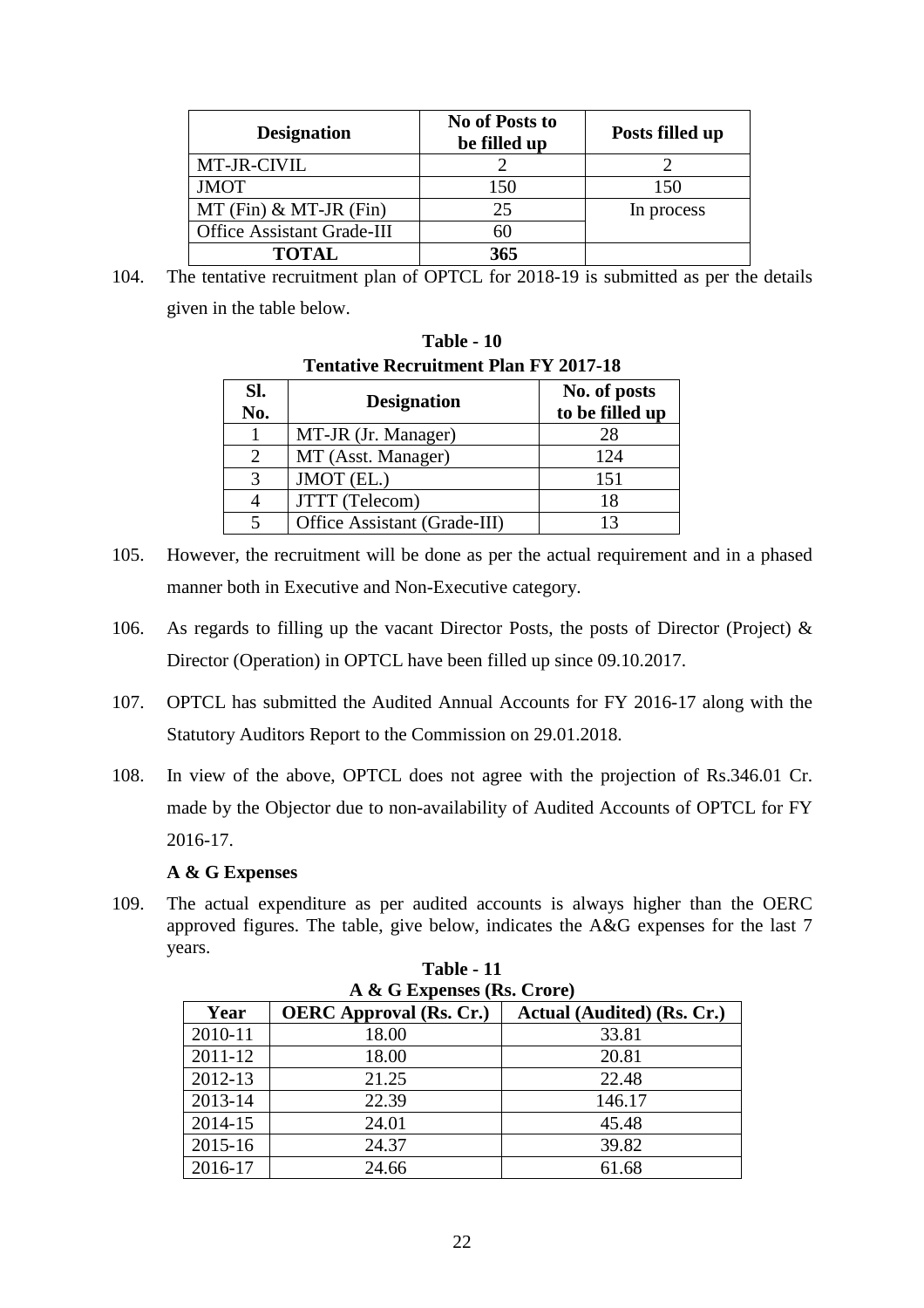| Designation | No of Posts to be filled up | Posts filled up |
|---|---|---|
| MT-JR-CIVIL | 2 | 2 |
| JMOT | 150 | 150 |
| MT (Fin) & MT-JR (Fin) | 25 | In process |
| Office Assistant Grade-III | 60 | |
| **TOTAL** | **365** | |

104. The tentative recruitment plan of OPTCL for 2018-19 is submitted as per the details given in the table below.

**Table - 10**
**Tentative Recruitment Plan FY 2017-18**

| Sl. No. | Designation | No. of posts to be filled up |
|---|---|---|
| 1 | MT-JR (Jr. Manager) | 28 |
| 2 | MT (Asst. Manager) | 124 |
| 3 | JMOT (EL.) | 151 |
| 4 | JTTT (Telecom) | 18 |
| 5 | Office Assistant (Grade-III) | 13 |

105. However, the recruitment will be done as per the actual requirement and in a phased manner both in Executive and Non-Executive category.

106. As regards to filling up the vacant Director Posts, the posts of Director (Project) & Director (Operation) in OPTCL have been filled up since 09.10.2017.

107. OPTCL has submitted the Audited Annual Accounts for FY 2016-17 along with the Statutory Auditors Report to the Commission on 29.01.2018.

108. In view of the above, OPTCL does not agree with the projection of Rs.346.01 Cr. made by the Objector due to non-availability of Audited Accounts of OPTCL for FY 2016-17.

**A & G Expenses**

109. The actual expenditure as per audited accounts is always higher than the OERC approved figures. The table, give below, indicates the A&G expenses for the last 7 years.

**Table - 11**
**A & G Expenses (Rs. Crore)**

| Year | OERC Approval (Rs. Cr.) | Actual (Audited) (Rs. Cr.) |
|---|---|---|
| 2010-11 | 18.00 | 33.81 |
| 2011-12 | 18.00 | 20.81 |
| 2012-13 | 21.25 | 22.48 |
| 2013-14 | 22.39 | 146.17 |
| 2014-15 | 24.01 | 45.48 |
| 2015-16 | 24.37 | 39.82 |
| 2016-17 | 24.66 | 61.68 |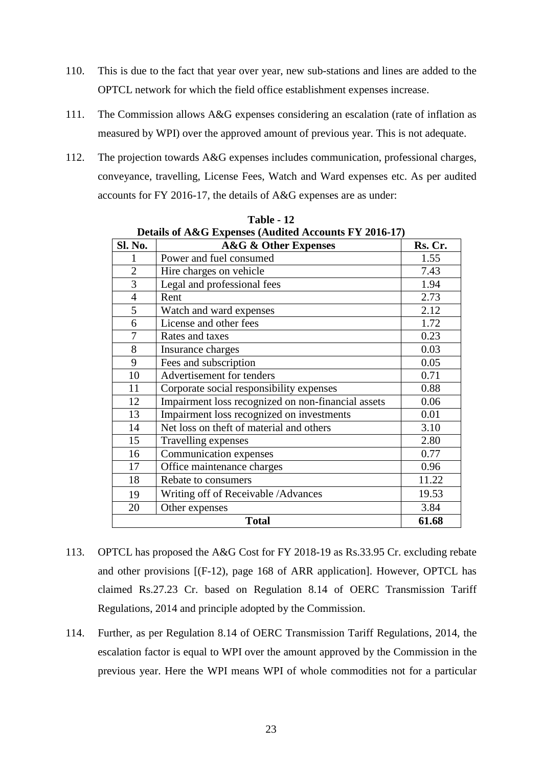110. This is due to the fact that year over year, new sub-stations and lines are added to the OPTCL network for which the field office establishment expenses increase.

111. The Commission allows A&G expenses considering an escalation (rate of inflation as measured by WPI) over the approved amount of previous year. This is not adequate.

112. The projection towards A&G expenses includes communication, professional charges, conveyance, travelling, License Fees, Watch and Ward expenses etc. As per audited accounts for FY 2016-17, the details of A&G expenses are as under:

**Table - 12**
**Details of A&G Expenses (Audited Accounts FY 2016-17)**

| Sl. No. | A&G & Other Expenses | Rs. Cr. |
|---|---|---|
| 1 | Power and fuel consumed | 1.55 |
| 2 | Hire charges on vehicle | 7.43 |
| 3 | Legal and professional fees | 1.94 |
| 4 | Rent | 2.73 |
| 5 | Watch and ward expenses | 2.12 |
| 6 | License and other fees | 1.72 |
| 7 | Rates and taxes | 0.23 |
| 8 | Insurance charges | 0.03 |
| 9 | Fees and subscription | 0.05 |
| 10 | Advertisement for tenders | 0.71 |
| 11 | Corporate social responsibility expenses | 0.88 |
| 12 | Impairment loss recognized on non-financial assets | 0.06 |
| 13 | Impairment loss recognized on investments | 0.01 |
| 14 | Net loss on theft of material and others | 3.10 |
| 15 | Travelling expenses | 2.80 |
| 16 | Communication expenses | 0.77 |
| 17 | Office maintenance charges | 0.96 |
| 18 | Rebate to consumers | 11.22 |
| 19 | Writing off of Receivable /Advances | 19.53 |
| 20 | Other expenses | 3.84 |
| **Total** | | **61.68** |

113. OPTCL has proposed the A&G Cost for FY 2018-19 as Rs.33.95 Cr. excluding rebate and other provisions [(F-12), page 168 of ARR application]. However, OPTCL has claimed Rs.27.23 Cr. based on Regulation 8.14 of OERC Transmission Tariff Regulations, 2014 and principle adopted by the Commission.

114. Further, as per Regulation 8.14 of OERC Transmission Tariff Regulations, 2014, the escalation factor is equal to WPI over the amount approved by the Commission in the previous year. Here the WPI means WPI of whole commodities not for a particular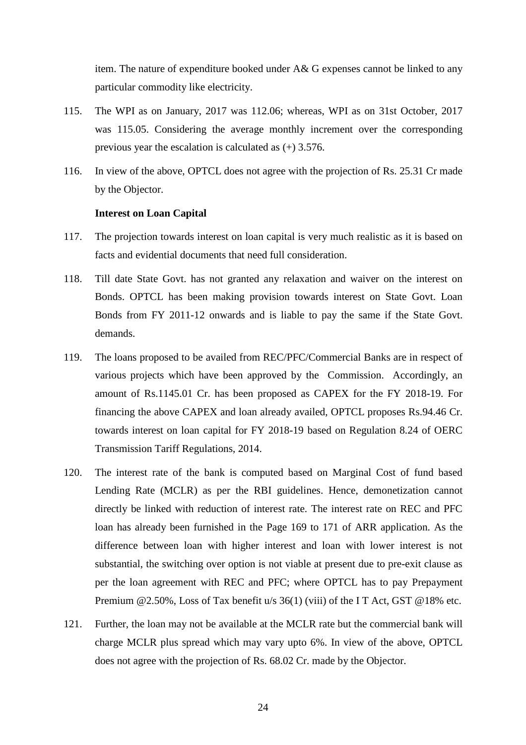item. The nature of expenditure booked under A& G expenses cannot be linked to any particular commodity like electricity.

115. The WPI as on January, 2017 was 112.06; whereas, WPI as on 31st October, 2017 was 115.05. Considering the average monthly increment over the corresponding previous year the escalation is calculated as (+) 3.576.

116. In view of the above, OPTCL does not agree with the projection of Rs. 25.31 Cr made by the Objector.

**Interest on Loan Capital**

117. The projection towards interest on loan capital is very much realistic as it is based on facts and evidential documents that need full consideration.

118. Till date State Govt. has not granted any relaxation and waiver on the interest on Bonds. OPTCL has been making provision towards interest on State Govt. Loan Bonds from FY 2011-12 onwards and is liable to pay the same if the State Govt. demands.

119. The loans proposed to be availed from REC/PFC/Commercial Banks are in respect of various projects which have been approved by the Commission. Accordingly, an amount of Rs.1145.01 Cr. has been proposed as CAPEX for the FY 2018-19. For financing the above CAPEX and loan already availed, OPTCL proposes Rs.94.46 Cr. towards interest on loan capital for FY 2018-19 based on Regulation 8.24 of OERC Transmission Tariff Regulations, 2014.

120. The interest rate of the bank is computed based on Marginal Cost of fund based Lending Rate (MCLR) as per the RBI guidelines. Hence, demonetization cannot directly be linked with reduction of interest rate. The interest rate on REC and PFC loan has already been furnished in the Page 169 to 171 of ARR application. As the difference between loan with higher interest and loan with lower interest is not substantial, the switching over option is not viable at present due to pre-exit clause as per the loan agreement with REC and PFC; where OPTCL has to pay Prepayment Premium @2.50%, Loss of Tax benefit u/s 36(1) (viii) of the I T Act, GST @18% etc.

121. Further, the loan may not be available at the MCLR rate but the commercial bank will charge MCLR plus spread which may vary upto 6%. In view of the above, OPTCL does not agree with the projection of Rs. 68.02 Cr. made by the Objector.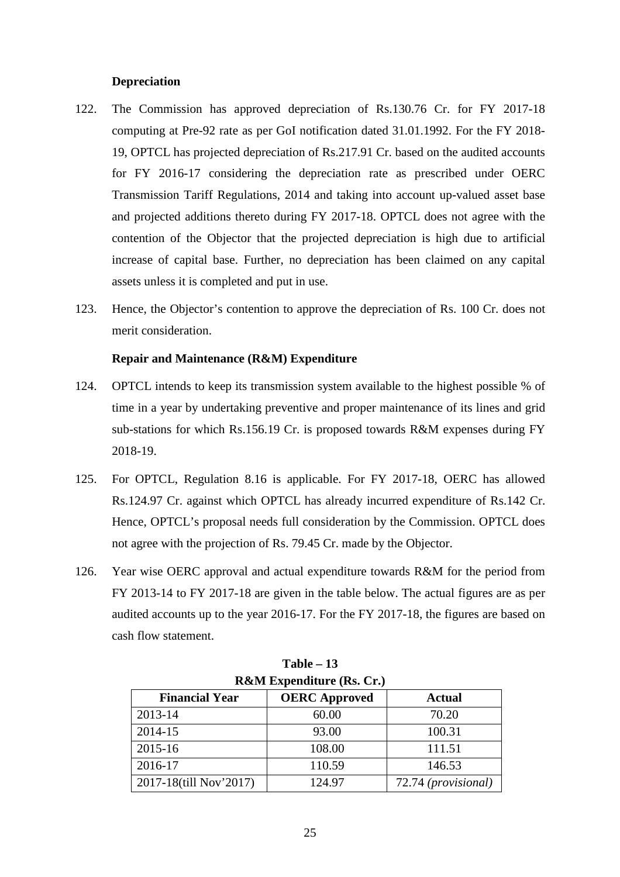**Depreciation**

122. The Commission has approved depreciation of Rs.130.76 Cr. for FY 2017-18 computing at Pre-92 rate as per GoI notification dated 31.01.1992. For the FY 2018-19, OPTCL has projected depreciation of Rs.217.91 Cr. based on the audited accounts for FY 2016-17 considering the depreciation rate as prescribed under OERC Transmission Tariff Regulations, 2014 and taking into account up-valued asset base and projected additions thereto during FY 2017-18. OPTCL does not agree with the contention of the Objector that the projected depreciation is high due to artificial increase of capital base. Further, no depreciation has been claimed on any capital assets unless it is completed and put in use.

123. Hence, the Objector's contention to approve the depreciation of Rs. 100 Cr. does not merit consideration.

**Repair and Maintenance (R&M) Expenditure**

124. OPTCL intends to keep its transmission system available to the highest possible % of time in a year by undertaking preventive and proper maintenance of its lines and grid sub-stations for which Rs.156.19 Cr. is proposed towards R&M expenses during FY 2018-19.

125. For OPTCL, Regulation 8.16 is applicable. For FY 2017-18, OERC has allowed Rs.124.97 Cr. against which OPTCL has already incurred expenditure of Rs.142 Cr. Hence, OPTCL's proposal needs full consideration by the Commission. OPTCL does not agree with the projection of Rs. 79.45 Cr. made by the Objector.

126. Year wise OERC approval and actual expenditure towards R&M for the period from FY 2013-14 to FY 2017-18 are given in the table below. The actual figures are as per audited accounts up to the year 2016-17. For the FY 2017-18, the figures are based on cash flow statement.

**Table – 13**
**R&M Expenditure (Rs. Cr.)**

| Financial Year | OERC Approved | Actual |
|---|---|---|
| 2013-14 | 60.00 | 70.20 |
| 2014-15 | 93.00 | 100.31 |
| 2015-16 | 108.00 | 111.51 |
| 2016-17 | 110.59 | 146.53 |
| 2017-18(till Nov'2017) | 124.97 | 72.74 *(provisional)* |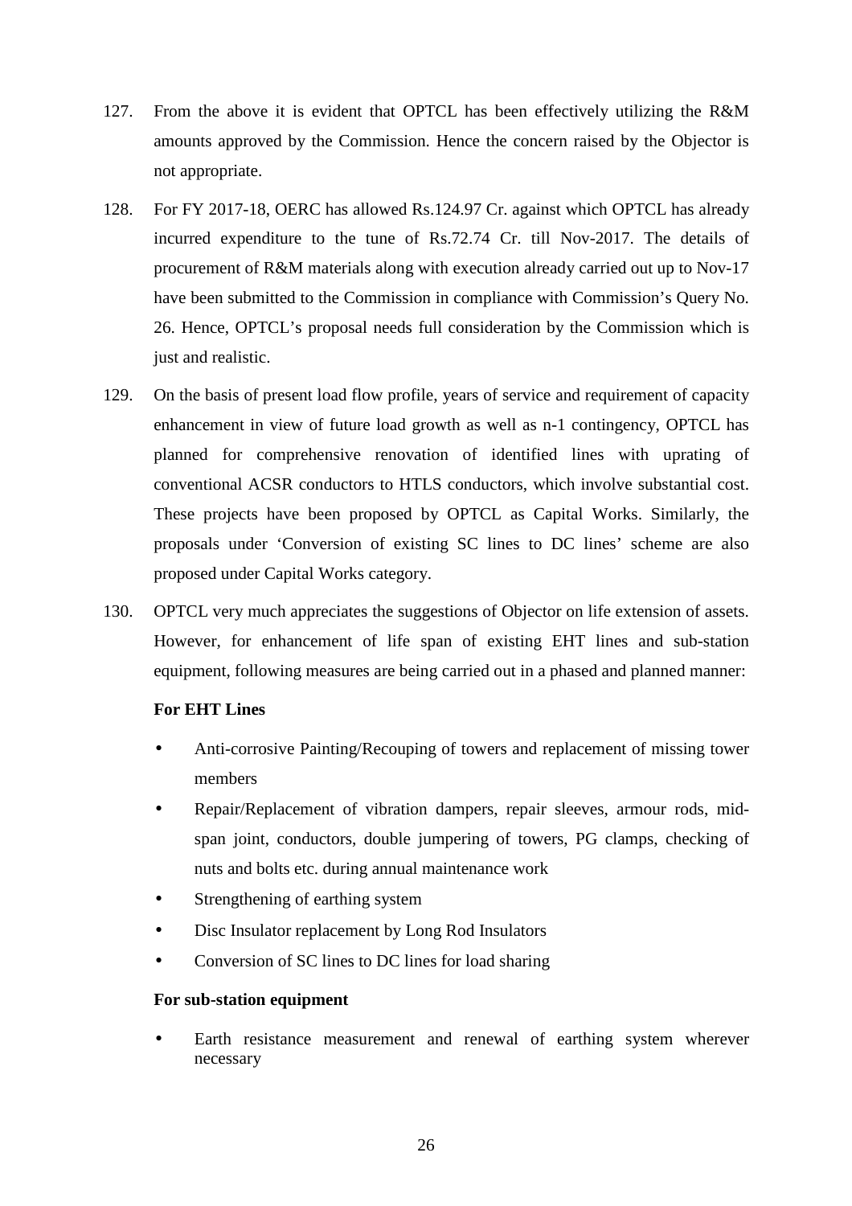127. From the above it is evident that OPTCL has been effectively utilizing the R&M amounts approved by the Commission. Hence the concern raised by the Objector is not appropriate.

128. For FY 2017-18, OERC has allowed Rs.124.97 Cr. against which OPTCL has already incurred expenditure to the tune of Rs.72.74 Cr. till Nov-2017. The details of procurement of R&M materials along with execution already carried out up to Nov-17 have been submitted to the Commission in compliance with Commission's Query No. 26. Hence, OPTCL's proposal needs full consideration by the Commission which is just and realistic.

129. On the basis of present load flow profile, years of service and requirement of capacity enhancement in view of future load growth as well as n-1 contingency, OPTCL has planned for comprehensive renovation of identified lines with uprating of conventional ACSR conductors to HTLS conductors, which involve substantial cost. These projects have been proposed by OPTCL as Capital Works. Similarly, the proposals under 'Conversion of existing SC lines to DC lines' scheme are also proposed under Capital Works category.

130. OPTCL very much appreciates the suggestions of Objector on life extension of assets. However, for enhancement of life span of existing EHT lines and sub-station equipment, following measures are being carried out in a phased and planned manner:

**For EHT Lines**

- Anti-corrosive Painting/Recouping of towers and replacement of missing tower members
- Repair/Replacement of vibration dampers, repair sleeves, armour rods, mid-span joint, conductors, double jumpering of towers, PG clamps, checking of nuts and bolts etc. during annual maintenance work
- Strengthening of earthing system
- Disc Insulator replacement by Long Rod Insulators
- Conversion of SC lines to DC lines for load sharing

**For sub-station equipment**

- Earth resistance measurement and renewal of earthing system wherever necessary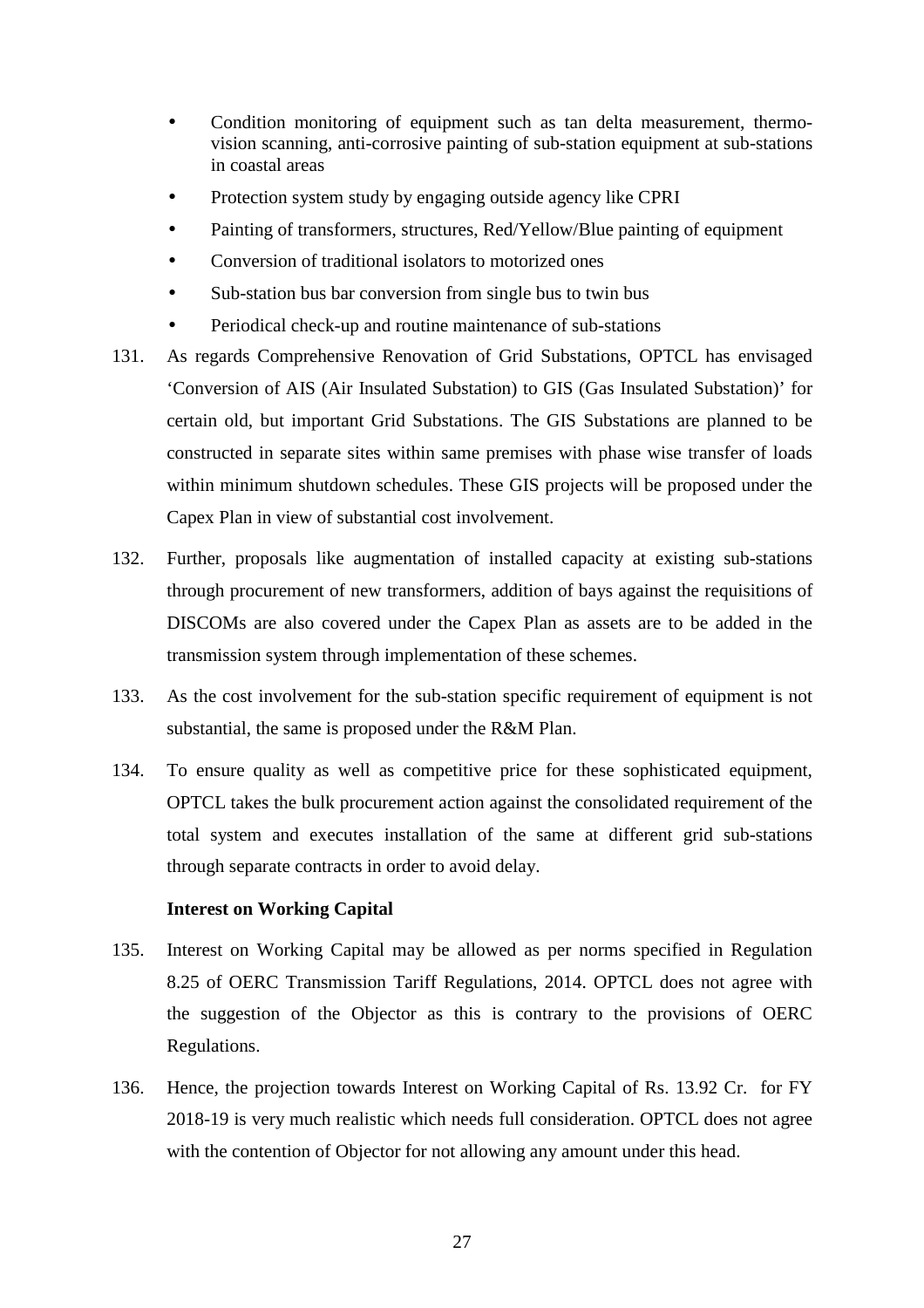- Condition monitoring of equipment such as tan delta measurement, thermo-vision scanning, anti-corrosive painting of sub-station equipment at sub-stations in coastal areas
- Protection system study by engaging outside agency like CPRI
- Painting of transformers, structures, Red/Yellow/Blue painting of equipment
- Conversion of traditional isolators to motorized ones
- Sub-station bus bar conversion from single bus to twin bus
- Periodical check-up and routine maintenance of sub-stations

131. As regards Comprehensive Renovation of Grid Substations, OPTCL has envisaged 'Conversion of AIS (Air Insulated Substation) to GIS (Gas Insulated Substation)' for certain old, but important Grid Substations. The GIS Substations are planned to be constructed in separate sites within same premises with phase wise transfer of loads within minimum shutdown schedules. These GIS projects will be proposed under the Capex Plan in view of substantial cost involvement.

132. Further, proposals like augmentation of installed capacity at existing sub-stations through procurement of new transformers, addition of bays against the requisitions of DISCOMs are also covered under the Capex Plan as assets are to be added in the transmission system through implementation of these schemes.

133. As the cost involvement for the sub-station specific requirement of equipment is not substantial, the same is proposed under the R&M Plan.

134. To ensure quality as well as competitive price for these sophisticated equipment, OPTCL takes the bulk procurement action against the consolidated requirement of the total system and executes installation of the same at different grid sub-stations through separate contracts in order to avoid delay.

**Interest on Working Capital**

135. Interest on Working Capital may be allowed as per norms specified in Regulation 8.25 of OERC Transmission Tariff Regulations, 2014. OPTCL does not agree with the suggestion of the Objector as this is contrary to the provisions of OERC Regulations.

136. Hence, the projection towards Interest on Working Capital of Rs. 13.92 Cr. for FY 2018-19 is very much realistic which needs full consideration. OPTCL does not agree with the contention of Objector for not allowing any amount under this head.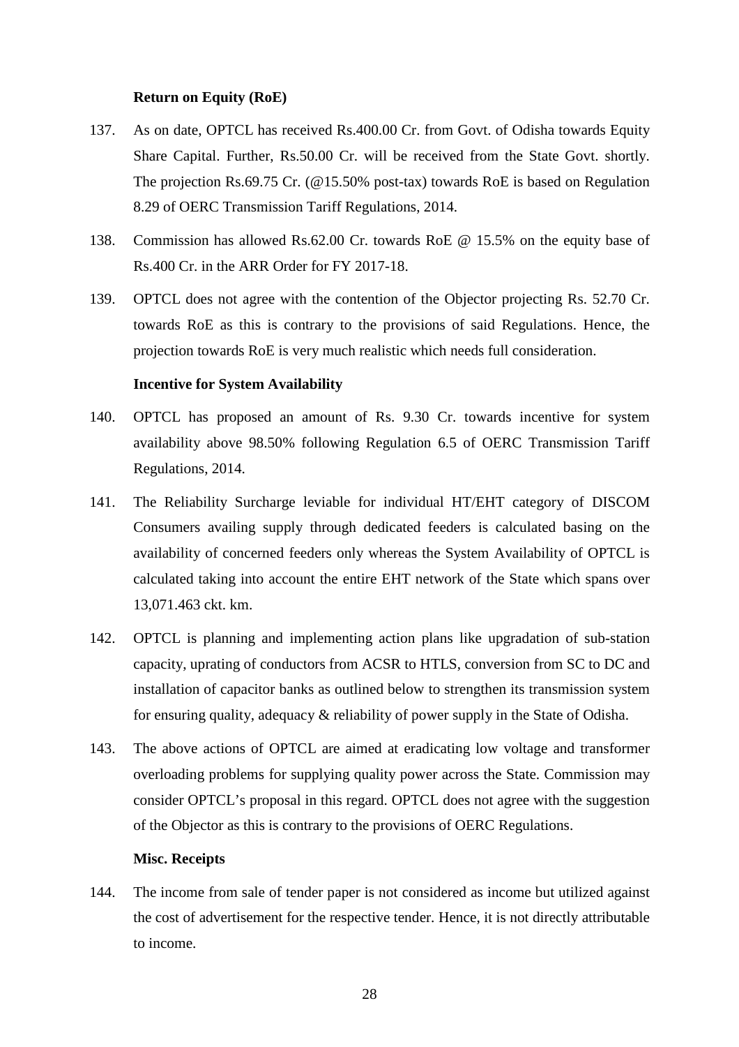**Return on Equity (RoE)**

137. As on date, OPTCL has received Rs.400.00 Cr. from Govt. of Odisha towards Equity Share Capital. Further, Rs.50.00 Cr. will be received from the State Govt. shortly. The projection Rs.69.75 Cr. (@15.50% post-tax) towards RoE is based on Regulation 8.29 of OERC Transmission Tariff Regulations, 2014.

138. Commission has allowed Rs.62.00 Cr. towards RoE @ 15.5% on the equity base of Rs.400 Cr. in the ARR Order for FY 2017-18.

139. OPTCL does not agree with the contention of the Objector projecting Rs. 52.70 Cr. towards RoE as this is contrary to the provisions of said Regulations. Hence, the projection towards RoE is very much realistic which needs full consideration.

**Incentive for System Availability**

140. OPTCL has proposed an amount of Rs. 9.30 Cr. towards incentive for system availability above 98.50% following Regulation 6.5 of OERC Transmission Tariff Regulations, 2014.

141. The Reliability Surcharge leviable for individual HT/EHT category of DISCOM Consumers availing supply through dedicated feeders is calculated basing on the availability of concerned feeders only whereas the System Availability of OPTCL is calculated taking into account the entire EHT network of the State which spans over 13,071.463 ckt. km.

142. OPTCL is planning and implementing action plans like upgradation of sub-station capacity, uprating of conductors from ACSR to HTLS, conversion from SC to DC and installation of capacitor banks as outlined below to strengthen its transmission system for ensuring quality, adequacy & reliability of power supply in the State of Odisha.

143. The above actions of OPTCL are aimed at eradicating low voltage and transformer overloading problems for supplying quality power across the State. Commission may consider OPTCL's proposal in this regard. OPTCL does not agree with the suggestion of the Objector as this is contrary to the provisions of OERC Regulations.

**Misc. Receipts**

144. The income from sale of tender paper is not considered as income but utilized against the cost of advertisement for the respective tender. Hence, it is not directly attributable to income.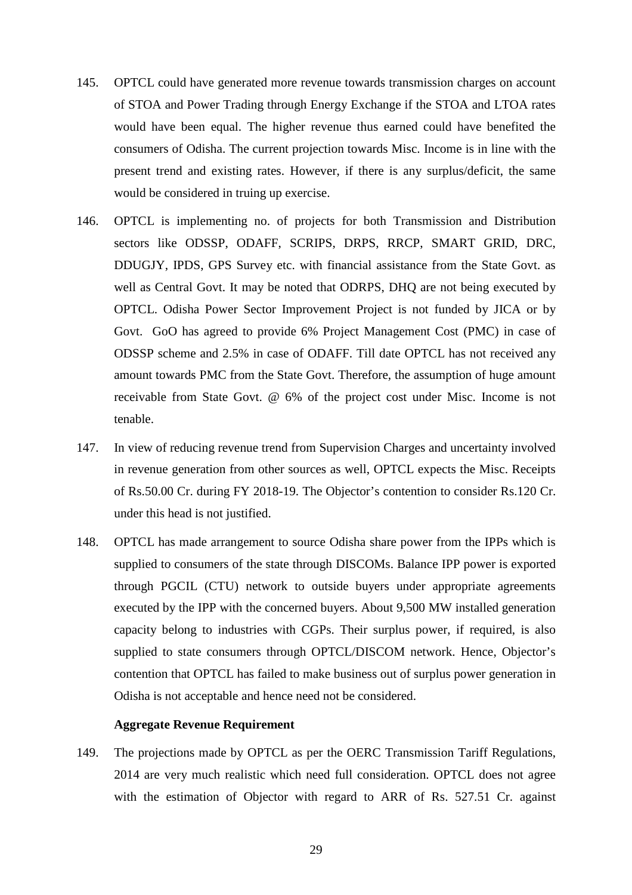145. OPTCL could have generated more revenue towards transmission charges on account of STOA and Power Trading through Energy Exchange if the STOA and LTOA rates would have been equal. The higher revenue thus earned could have benefited the consumers of Odisha. The current projection towards Misc. Income is in line with the present trend and existing rates. However, if there is any surplus/deficit, the same would be considered in truing up exercise.

146. OPTCL is implementing no. of projects for both Transmission and Distribution sectors like ODSSP, ODAFF, SCRIPS, DRPS, RRCP, SMART GRID, DRC, DDUGJY, IPDS, GPS Survey etc. with financial assistance from the State Govt. as well as Central Govt. It may be noted that ODRPS, DHQ are not being executed by OPTCL. Odisha Power Sector Improvement Project is not funded by JICA or by Govt. GoO has agreed to provide 6% Project Management Cost (PMC) in case of ODSSP scheme and 2.5% in case of ODAFF. Till date OPTCL has not received any amount towards PMC from the State Govt. Therefore, the assumption of huge amount receivable from State Govt. @ 6% of the project cost under Misc. Income is not tenable.

147. In view of reducing revenue trend from Supervision Charges and uncertainty involved in revenue generation from other sources as well, OPTCL expects the Misc. Receipts of Rs.50.00 Cr. during FY 2018-19. The Objector's contention to consider Rs.120 Cr. under this head is not justified.

148. OPTCL has made arrangement to source Odisha share power from the IPPs which is supplied to consumers of the state through DISCOMs. Balance IPP power is exported through PGCIL (CTU) network to outside buyers under appropriate agreements executed by the IPP with the concerned buyers. About 9,500 MW installed generation capacity belong to industries with CGPs. Their surplus power, if required, is also supplied to state consumers through OPTCL/DISCOM network. Hence, Objector's contention that OPTCL has failed to make business out of surplus power generation in Odisha is not acceptable and hence need not be considered.

**Aggregate Revenue Requirement**

149. The projections made by OPTCL as per the OERC Transmission Tariff Regulations, 2014 are very much realistic which need full consideration. OPTCL does not agree with the estimation of Objector with regard to ARR of Rs. 527.51 Cr. against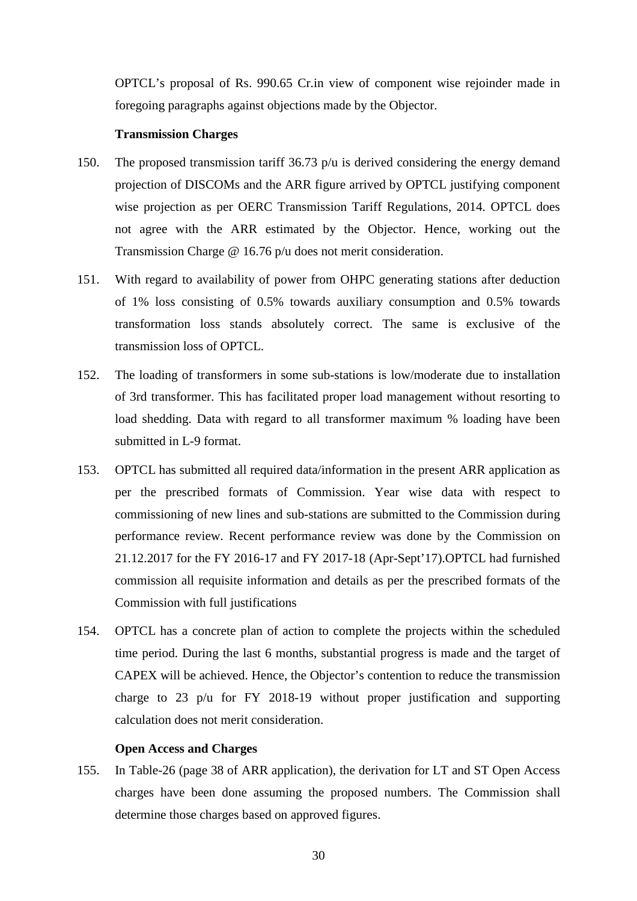OPTCL's proposal of Rs. 990.65 Cr.in view of component wise rejoinder made in foregoing paragraphs against objections made by the Objector.

**Transmission Charges**

150. The proposed transmission tariff 36.73 p/u is derived considering the energy demand projection of DISCOMs and the ARR figure arrived by OPTCL justifying component wise projection as per OERC Transmission Tariff Regulations, 2014. OPTCL does not agree with the ARR estimated by the Objector. Hence, working out the Transmission Charge @ 16.76 p/u does not merit consideration.

151. With regard to availability of power from OHPC generating stations after deduction of 1% loss consisting of 0.5% towards auxiliary consumption and 0.5% towards transformation loss stands absolutely correct. The same is exclusive of the transmission loss of OPTCL.

152. The loading of transformers in some sub-stations is low/moderate due to installation of 3rd transformer. This has facilitated proper load management without resorting to load shedding. Data with regard to all transformer maximum % loading have been submitted in L-9 format.

153. OPTCL has submitted all required data/information in the present ARR application as per the prescribed formats of Commission. Year wise data with respect to commissioning of new lines and sub-stations are submitted to the Commission during performance review. Recent performance review was done by the Commission on 21.12.2017 for the FY 2016-17 and FY 2017-18 (Apr-Sept'17).OPTCL had furnished commission all requisite information and details as per the prescribed formats of the Commission with full justifications

154. OPTCL has a concrete plan of action to complete the projects within the scheduled time period. During the last 6 months, substantial progress is made and the target of CAPEX will be achieved. Hence, the Objector's contention to reduce the transmission charge to 23 p/u for FY 2018-19 without proper justification and supporting calculation does not merit consideration.

**Open Access and Charges**

155. In Table-26 (page 38 of ARR application), the derivation for LT and ST Open Access charges have been done assuming the proposed numbers. The Commission shall determine those charges based on approved figures.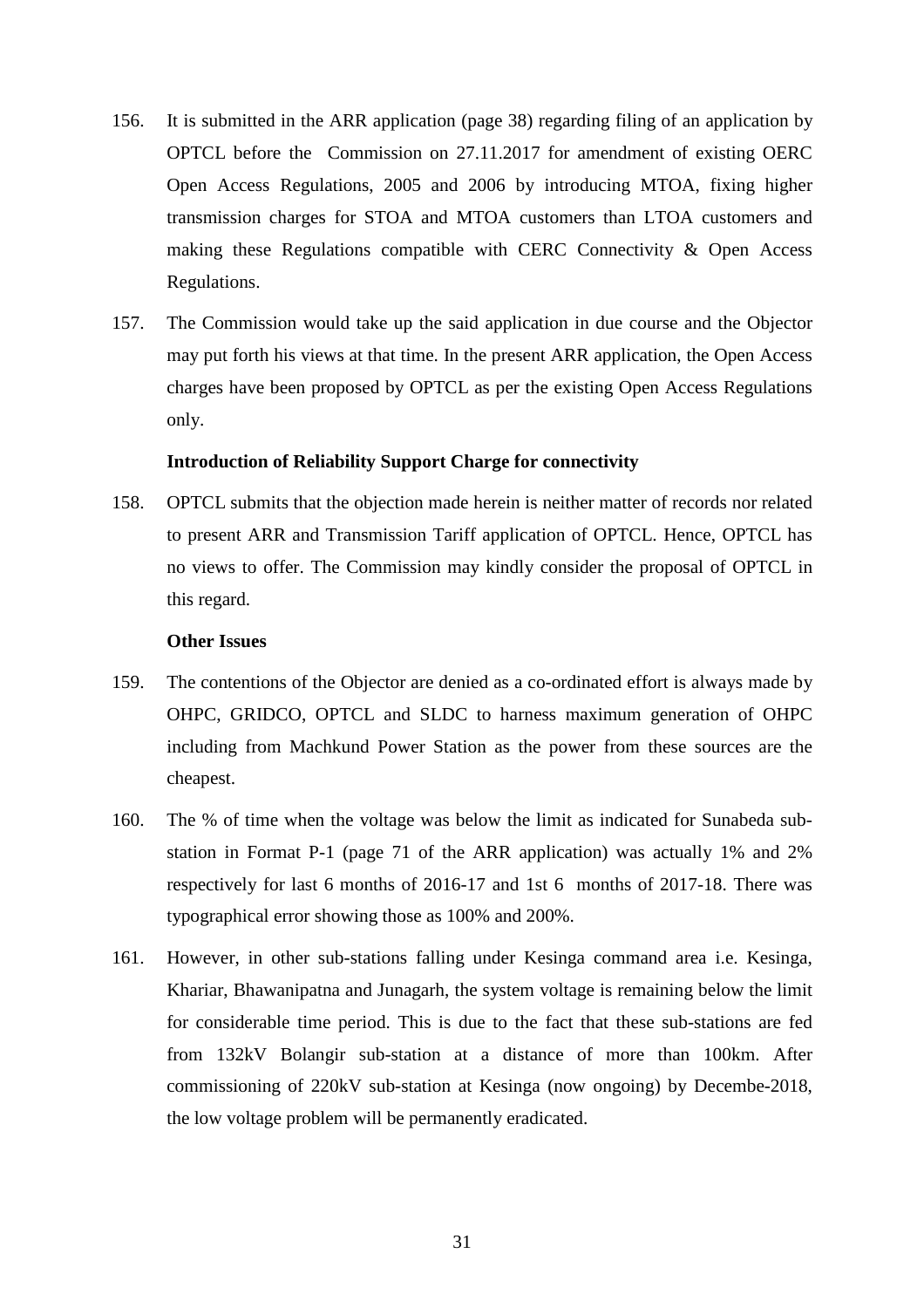156. It is submitted in the ARR application (page 38) regarding filing of an application by OPTCL before the Commission on 27.11.2017 for amendment of existing OERC Open Access Regulations, 2005 and 2006 by introducing MTOA, fixing higher transmission charges for STOA and MTOA customers than LTOA customers and making these Regulations compatible with CERC Connectivity & Open Access Regulations.

157. The Commission would take up the said application in due course and the Objector may put forth his views at that time. In the present ARR application, the Open Access charges have been proposed by OPTCL as per the existing Open Access Regulations only.

**Introduction of Reliability Support Charge for connectivity**

158. OPTCL submits that the objection made herein is neither matter of records nor related to present ARR and Transmission Tariff application of OPTCL. Hence, OPTCL has no views to offer. The Commission may kindly consider the proposal of OPTCL in this regard.

**Other Issues**

159. The contentions of the Objector are denied as a co-ordinated effort is always made by OHPC, GRIDCO, OPTCL and SLDC to harness maximum generation of OHPC including from Machkund Power Station as the power from these sources are the cheapest.

160. The % of time when the voltage was below the limit as indicated for Sunabeda sub-station in Format P-1 (page 71 of the ARR application) was actually 1% and 2% respectively for last 6 months of 2016-17 and 1st 6 months of 2017-18. There was typographical error showing those as 100% and 200%.

161. However, in other sub-stations falling under Kesinga command area i.e. Kesinga, Khariar, Bhawanipatna and Junagarh, the system voltage is remaining below the limit for considerable time period. This is due to the fact that these sub-stations are fed from 132kV Bolangir sub-station at a distance of more than 100km. After commissioning of 220kV sub-station at Kesinga (now ongoing) by Decembe-2018, the low voltage problem will be permanently eradicated.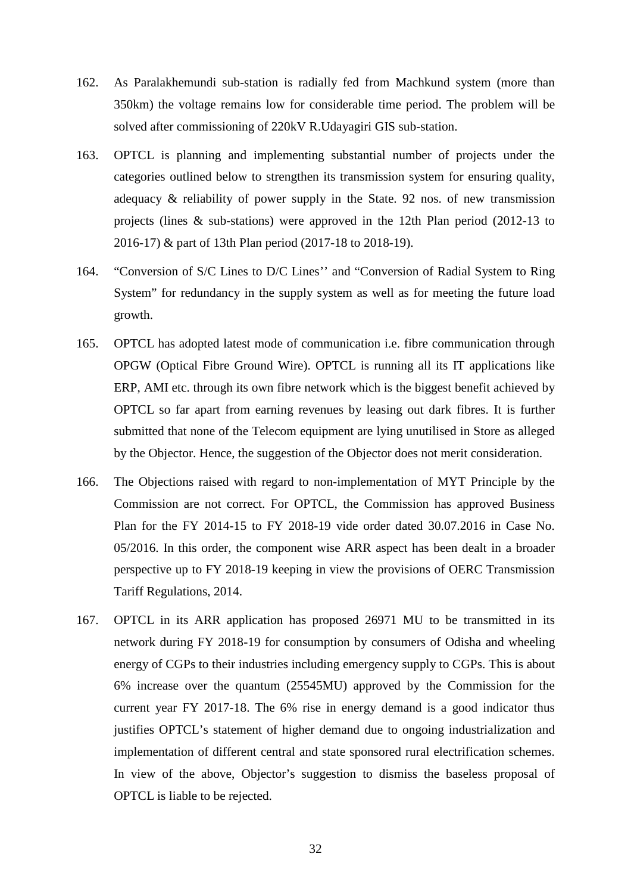162. As Paralakhemundi sub-station is radially fed from Machkund system (more than 350km) the voltage remains low for considerable time period. The problem will be solved after commissioning of 220kV R.Udayagiri GIS sub-station.

163. OPTCL is planning and implementing substantial number of projects under the categories outlined below to strengthen its transmission system for ensuring quality, adequacy & reliability of power supply in the State. 92 nos. of new transmission projects (lines & sub-stations) were approved in the 12th Plan period (2012-13 to 2016-17) & part of 13th Plan period (2017-18 to 2018-19).

164. "Conversion of S/C Lines to D/C Lines'' and "Conversion of Radial System to Ring System" for redundancy in the supply system as well as for meeting the future load growth.

165. OPTCL has adopted latest mode of communication i.e. fibre communication through OPGW (Optical Fibre Ground Wire). OPTCL is running all its IT applications like ERP, AMI etc. through its own fibre network which is the biggest benefit achieved by OPTCL so far apart from earning revenues by leasing out dark fibres. It is further submitted that none of the Telecom equipment are lying unutilised in Store as alleged by the Objector. Hence, the suggestion of the Objector does not merit consideration.

166. The Objections raised with regard to non-implementation of MYT Principle by the Commission are not correct. For OPTCL, the Commission has approved Business Plan for the FY 2014-15 to FY 2018-19 vide order dated 30.07.2016 in Case No. 05/2016. In this order, the component wise ARR aspect has been dealt in a broader perspective up to FY 2018-19 keeping in view the provisions of OERC Transmission Tariff Regulations, 2014.

167. OPTCL in its ARR application has proposed 26971 MU to be transmitted in its network during FY 2018-19 for consumption by consumers of Odisha and wheeling energy of CGPs to their industries including emergency supply to CGPs. This is about 6% increase over the quantum (25545MU) approved by the Commission for the current year FY 2017-18. The 6% rise in energy demand is a good indicator thus justifies OPTCL's statement of higher demand due to ongoing industrialization and implementation of different central and state sponsored rural electrification schemes. In view of the above, Objector's suggestion to dismiss the baseless proposal of OPTCL is liable to be rejected.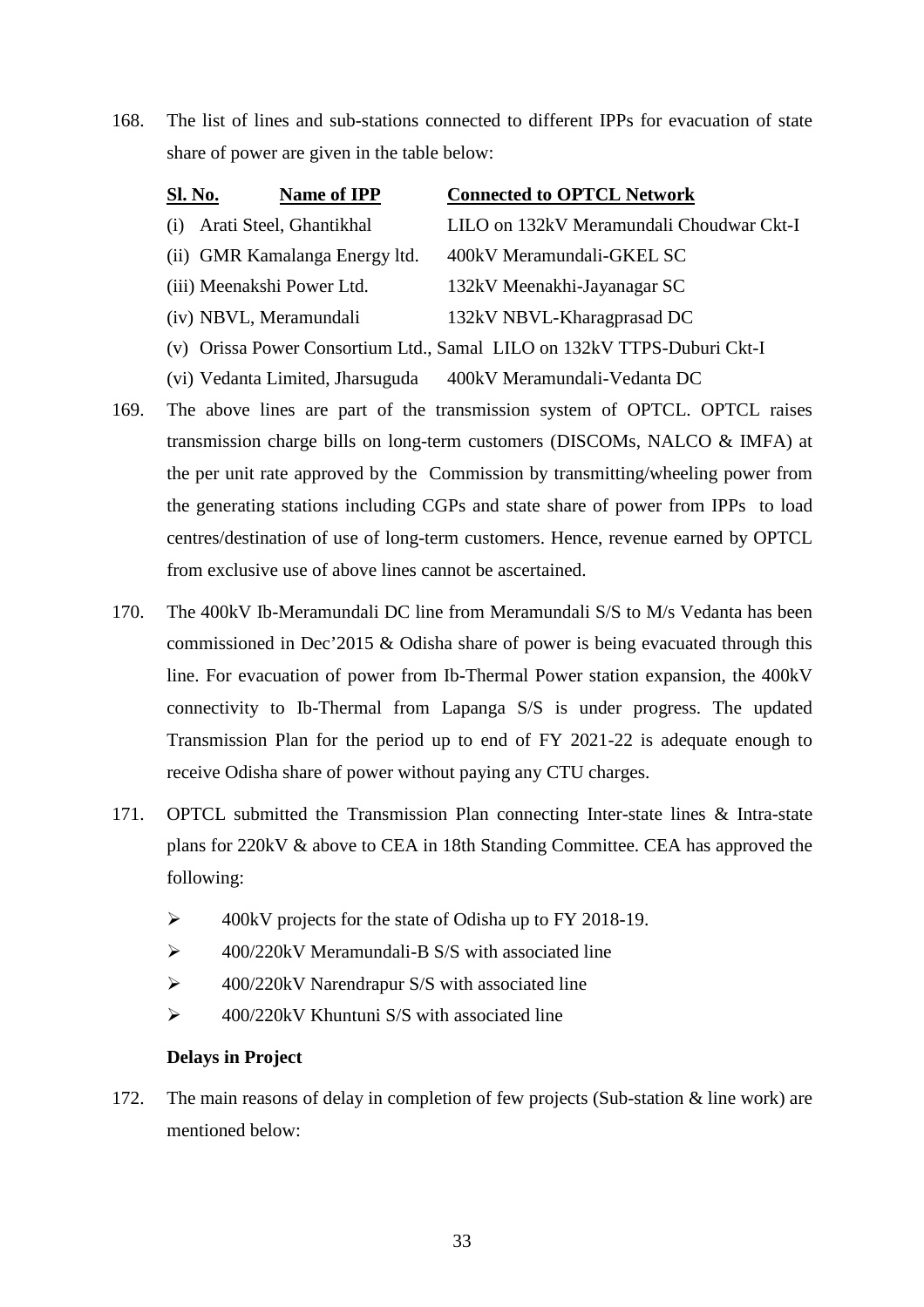168. The list of lines and sub-stations connected to different IPPs for evacuation of state share of power are given in the table below:

| Sl. No. | Name of IPP | Connected to OPTCL Network |
|---|---|---|
| (i) | Arati Steel, Ghantikhal | LILO on 132kV Meramundali Choudwar Ckt-I |
| (ii) | GMR Kamalanga Energy ltd. | 400kV Meramundali-GKEL SC |
| (iii) | Meenakshi Power Ltd. | 132kV Meenakhi-Jayanagar SC |
| (iv) | NBVL, Meramundali | 132kV NBVL-Kharagprasad DC |
| (v) | Orissa Power Consortium Ltd., Samal | LILO on 132kV TTPS-Duburi Ckt-I |
| (vi) | Vedanta Limited, Jharsuguda | 400kV Meramundali-Vedanta DC |

169. The above lines are part of the transmission system of OPTCL. OPTCL raises transmission charge bills on long-term customers (DISCOMs, NALCO & IMFA) at the per unit rate approved by the Commission by transmitting/wheeling power from the generating stations including CGPs and state share of power from IPPs to load centres/destination of use of long-term customers. Hence, revenue earned by OPTCL from exclusive use of above lines cannot be ascertained.

170. The 400kV Ib-Meramundali DC line from Meramundali S/S to M/s Vedanta has been commissioned in Dec'2015 & Odisha share of power is being evacuated through this line. For evacuation of power from Ib-Thermal Power station expansion, the 400kV connectivity to Ib-Thermal from Lapanga S/S is under progress. The updated Transmission Plan for the period up to end of FY 2021-22 is adequate enough to receive Odisha share of power without paying any CTU charges.

171. OPTCL submitted the Transmission Plan connecting Inter-state lines & Intra-state plans for 220kV & above to CEA in 18th Standing Committee. CEA has approved the following:

- 400kV projects for the state of Odisha up to FY 2018-19.
- 400/220kV Meramundali-B S/S with associated line
- 400/220kV Narendrapur S/S with associated line
- 400/220kV Khuntuni S/S with associated line

**Delays in Project**

172. The main reasons of delay in completion of few projects (Sub-station & line work) are mentioned below: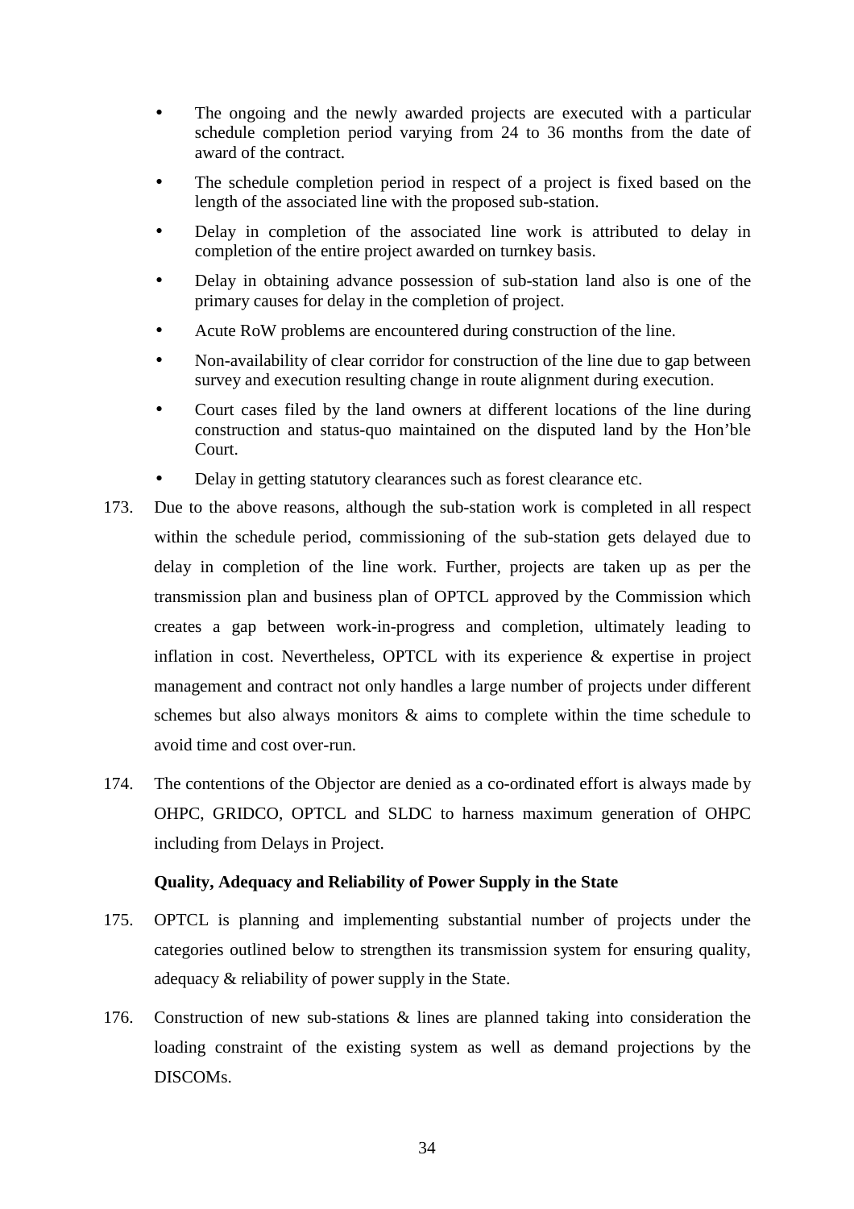- The ongoing and the newly awarded projects are executed with a particular schedule completion period varying from 24 to 36 months from the date of award of the contract.
- The schedule completion period in respect of a project is fixed based on the length of the associated line with the proposed sub-station.
- Delay in completion of the associated line work is attributed to delay in completion of the entire project awarded on turnkey basis.
- Delay in obtaining advance possession of sub-station land also is one of the primary causes for delay in the completion of project.
- Acute RoW problems are encountered during construction of the line.
- Non-availability of clear corridor for construction of the line due to gap between survey and execution resulting change in route alignment during execution.
- Court cases filed by the land owners at different locations of the line during construction and status-quo maintained on the disputed land by the Hon'ble Court.
- Delay in getting statutory clearances such as forest clearance etc.

173. Due to the above reasons, although the sub-station work is completed in all respect within the schedule period, commissioning of the sub-station gets delayed due to delay in completion of the line work. Further, projects are taken up as per the transmission plan and business plan of OPTCL approved by the Commission which creates a gap between work-in-progress and completion, ultimately leading to inflation in cost. Nevertheless, OPTCL with its experience & expertise in project management and contract not only handles a large number of projects under different schemes but also always monitors & aims to complete within the time schedule to avoid time and cost over-run.

174. The contentions of the Objector are denied as a co-ordinated effort is always made by OHPC, GRIDCO, OPTCL and SLDC to harness maximum generation of OHPC including from Delays in Project.

**Quality, Adequacy and Reliability of Power Supply in the State**

175. OPTCL is planning and implementing substantial number of projects under the categories outlined below to strengthen its transmission system for ensuring quality, adequacy & reliability of power supply in the State.

176. Construction of new sub-stations & lines are planned taking into consideration the loading constraint of the existing system as well as demand projections by the DISCOMs.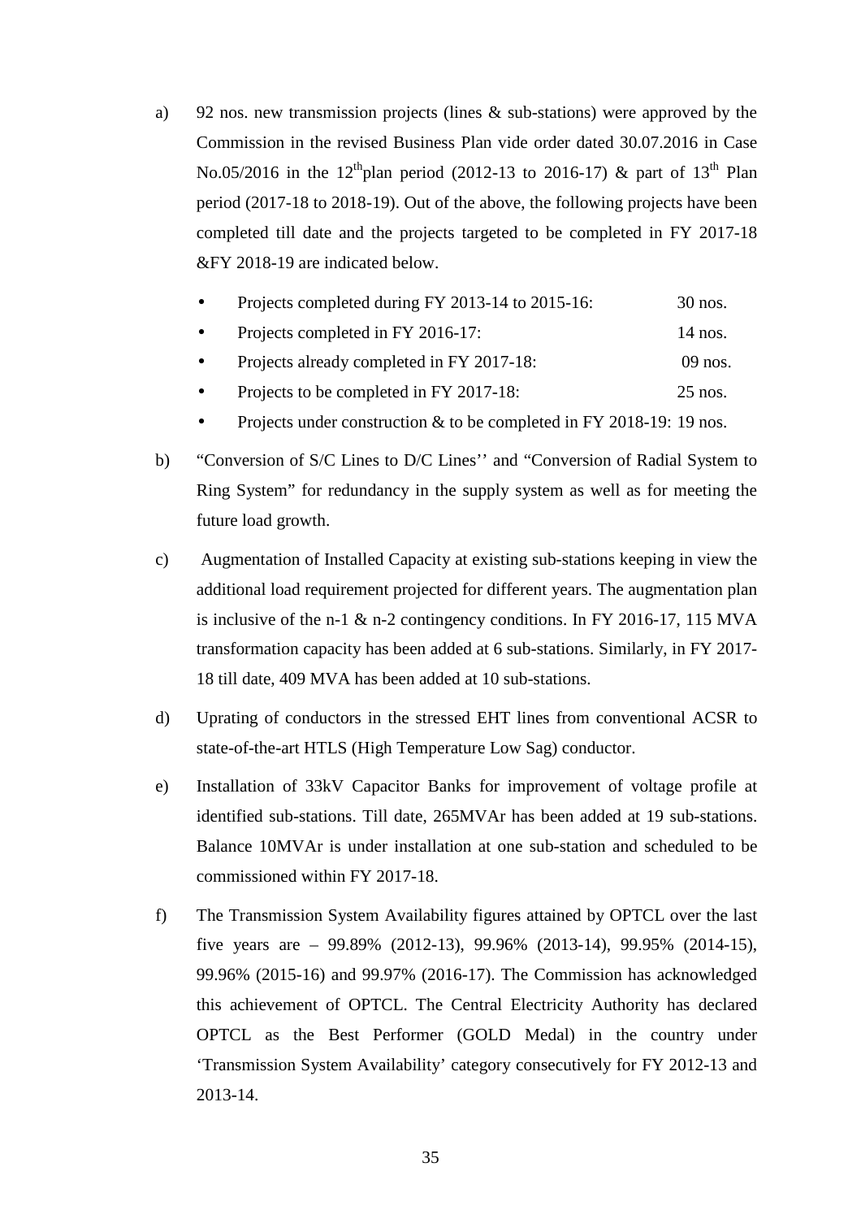a) 92 nos. new transmission projects (lines & sub-stations) were approved by the Commission in the revised Business Plan vide order dated 30.07.2016 in Case No.05/2016 in the 12[th]plan period (2012-13 to 2016-17) & part of 13[th] Plan period (2017-18 to 2018-19). Out of the above, the following projects have been completed till date and the projects targeted to be completed in FY 2017-18 &FY 2018-19 are indicated below.

   - Projects completed during FY 2013-14 to 2015-16: 30 nos.
   - Projects completed in FY 2016-17: 14 nos.
   - Projects already completed in FY 2017-18: 09 nos.
   - Projects to be completed in FY 2017-18: 25 nos.
   - Projects under construction & to be completed in FY 2018-19: 19 nos.

b) "Conversion of S/C Lines to D/C Lines'' and "Conversion of Radial System to Ring System" for redundancy in the supply system as well as for meeting the future load growth.

c) Augmentation of Installed Capacity at existing sub-stations keeping in view the additional load requirement projected for different years. The augmentation plan is inclusive of the n-1 & n-2 contingency conditions. In FY 2016-17, 115 MVA transformation capacity has been added at 6 sub-stations. Similarly, in FY 2017-18 till date, 409 MVA has been added at 10 sub-stations.

d) Uprating of conductors in the stressed EHT lines from conventional ACSR to state-of-the-art HTLS (High Temperature Low Sag) conductor.

e) Installation of 33kV Capacitor Banks for improvement of voltage profile at identified sub-stations. Till date, 265MVAr has been added at 19 sub-stations. Balance 10MVAr is under installation at one sub-station and scheduled to be commissioned within FY 2017-18.

f) The Transmission System Availability figures attained by OPTCL over the last five years are – 99.89% (2012-13), 99.96% (2013-14), 99.95% (2014-15), 99.96% (2015-16) and 99.97% (2016-17). The Commission has acknowledged this achievement of OPTCL. The Central Electricity Authority has declared OPTCL as the Best Performer (GOLD Medal) in the country under 'Transmission System Availability' category consecutively for FY 2012-13 and 2013-14.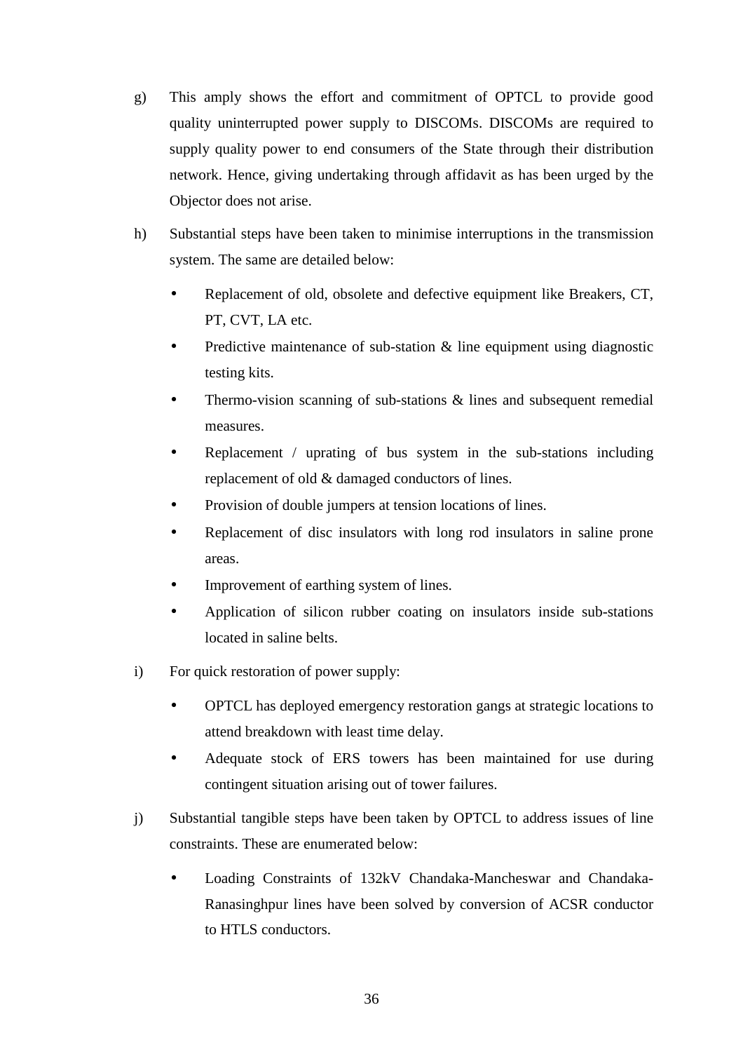g) This amply shows the effort and commitment of OPTCL to provide good quality uninterrupted power supply to DISCOMs. DISCOMs are required to supply quality power to end consumers of the State through their distribution network. Hence, giving undertaking through affidavit as has been urged by the Objector does not arise.

h) Substantial steps have been taken to minimise interruptions in the transmission system. The same are detailed below:

- Replacement of old, obsolete and defective equipment like Breakers, CT, PT, CVT, LA etc.
- Predictive maintenance of sub-station & line equipment using diagnostic testing kits.
- Thermo-vision scanning of sub-stations & lines and subsequent remedial measures.
- Replacement / uprating of bus system in the sub-stations including replacement of old & damaged conductors of lines.
- Provision of double jumpers at tension locations of lines.
- Replacement of disc insulators with long rod insulators in saline prone areas.
- Improvement of earthing system of lines.
- Application of silicon rubber coating on insulators inside sub-stations located in saline belts.

i) For quick restoration of power supply:

- OPTCL has deployed emergency restoration gangs at strategic locations to attend breakdown with least time delay.
- Adequate stock of ERS towers has been maintained for use during contingent situation arising out of tower failures.

j) Substantial tangible steps have been taken by OPTCL to address issues of line constraints. These are enumerated below:

- Loading Constraints of 132kV Chandaka-Mancheswar and Chandaka-Ranasinghpur lines have been solved by conversion of ACSR conductor to HTLS conductors.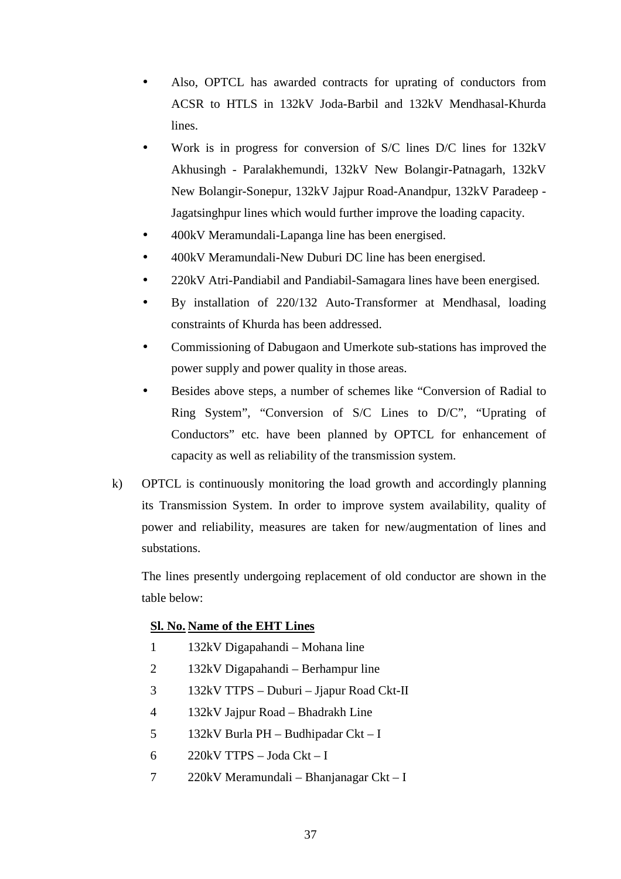- Also, OPTCL has awarded contracts for uprating of conductors from ACSR to HTLS in 132kV Joda-Barbil and 132kV Mendhasal-Khurda lines.
- Work is in progress for conversion of S/C lines D/C lines for 132kV Akhusingh - Paralakhemundi, 132kV New Bolangir-Patnagarh, 132kV New Bolangir-Sonepur, 132kV Jajpur Road-Anandpur, 132kV Paradeep - Jagatsinghpur lines which would further improve the loading capacity.
- 400kV Meramundali-Lapanga line has been energised.
- 400kV Meramundali-New Duburi DC line has been energised.
- 220kV Atri-Pandiabil and Pandiabil-Samagara lines have been energised.
- By installation of 220/132 Auto-Transformer at Mendhasal, loading constraints of Khurda has been addressed.
- Commissioning of Dabugaon and Umerkote sub-stations has improved the power supply and power quality in those areas.
- Besides above steps, a number of schemes like "Conversion of Radial to Ring System", "Conversion of S/C Lines to D/C", "Uprating of Conductors" etc. have been planned by OPTCL for enhancement of capacity as well as reliability of the transmission system.

k) OPTCL is continuously monitoring the load growth and accordingly planning its Transmission System. In order to improve system availability, quality of power and reliability, measures are taken for new/augmentation of lines and substations.

The lines presently undergoing replacement of old conductor are shown in the table below:

| Sl. No. | Name of the EHT Lines |
|---|---|
| 1 | 132kV Digapahandi – Mohana line |
| 2 | 132kV Digapahandi – Berhampur line |
| 3 | 132kV TTPS – Duburi – Jjapur Road Ckt-II |
| 4 | 132kV Jajpur Road – Bhadrakh Line |
| 5 | 132kV Burla PH – Budhipadar Ckt – I |
| 6 | 220kV TTPS – Joda Ckt – I |
| 7 | 220kV Meramundali – Bhanjanagar Ckt – I |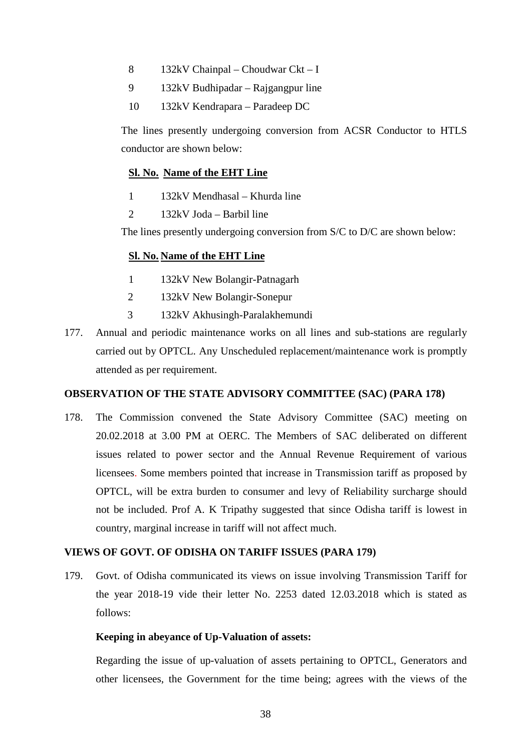| Sl. No. | Name of the EHT Line |
|---|---|
| 8 | 132kV Chainpal – Choudwar Ckt – I |
| 9 | 132kV Budhipadar – Rajgangpur line |
| 10 | 132kV Kendrapara – Paradeep DC |

The lines presently undergoing conversion from ACSR Conductor to HTLS conductor are shown below:

| **Sl. No.** | **Name of the EHT Line** |
|---|---|
| 1 | 132kV Mendhasal – Khurda line |
| 2 | 132kV Joda – Barbil line |

The lines presently undergoing conversion from S/C to D/C are shown below:

| **Sl. No.** | **Name of the EHT Line** |
|---|---|
| 1 | 132kV New Bolangir-Patnagarh |
| 2 | 132kV New Bolangir-Sonepur |
| 3 | 132kV Akhusingh-Paralakhemundi |

177. Annual and periodic maintenance works on all lines and sub-stations are regularly carried out by OPTCL. Any Unscheduled replacement/maintenance work is promptly attended as per requirement.

**OBSERVATION OF THE STATE ADVISORY COMMITTEE (SAC) (PARA 178)**

178. The Commission convened the State Advisory Committee (SAC) meeting on 20.02.2018 at 3.00 PM at OERC. The Members of SAC deliberated on different issues related to power sector and the Annual Revenue Requirement of various licensees. Some members pointed that increase in Transmission tariff as proposed by OPTCL, will be extra burden to consumer and levy of Reliability surcharge should not be included. Prof A. K Tripathy suggested that since Odisha tariff is lowest in country, marginal increase in tariff will not affect much.

**VIEWS OF GOVT. OF ODISHA ON TARIFF ISSUES (PARA 179)**

179. Govt. of Odisha communicated its views on issue involving Transmission Tariff for the year 2018-19 vide their letter No. 2253 dated 12.03.2018 which is stated as follows:

**Keeping in abeyance of Up-Valuation of assets:**

Regarding the issue of up-valuation of assets pertaining to OPTCL, Generators and other licensees, the Government for the time being; agrees with the views of the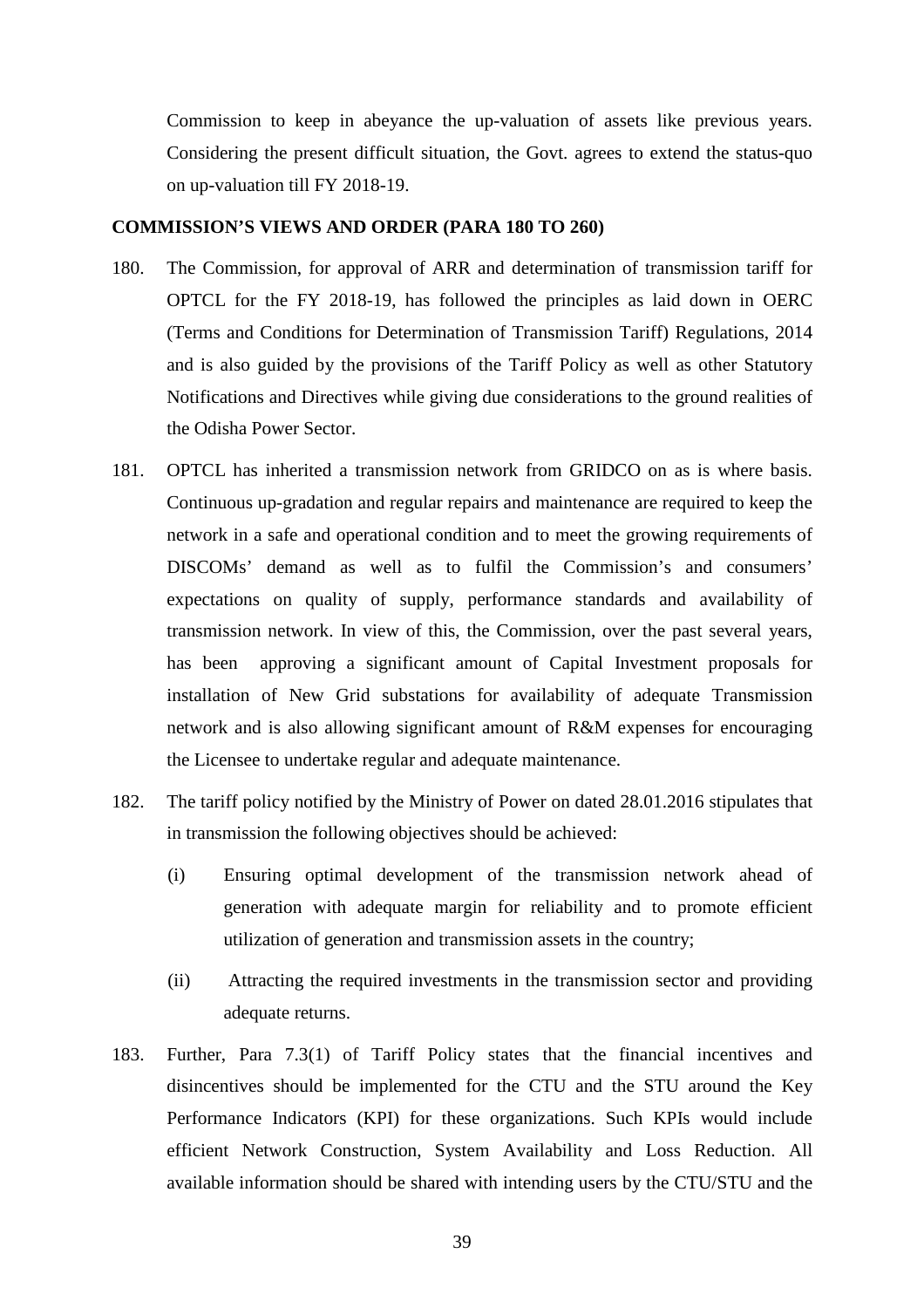Commission to keep in abeyance the up-valuation of assets like previous years. Considering the present difficult situation, the Govt. agrees to extend the status-quo on up-valuation till FY 2018-19.

**COMMISSION'S VIEWS AND ORDER (PARA 180 TO 260)**

180. The Commission, for approval of ARR and determination of transmission tariff for OPTCL for the FY 2018-19, has followed the principles as laid down in OERC (Terms and Conditions for Determination of Transmission Tariff) Regulations, 2014 and is also guided by the provisions of the Tariff Policy as well as other Statutory Notifications and Directives while giving due considerations to the ground realities of the Odisha Power Sector.

181. OPTCL has inherited a transmission network from GRIDCO on as is where basis. Continuous up-gradation and regular repairs and maintenance are required to keep the network in a safe and operational condition and to meet the growing requirements of DISCOMs' demand as well as to fulfil the Commission's and consumers' expectations on quality of supply, performance standards and availability of transmission network. In view of this, the Commission, over the past several years, has been approving a significant amount of Capital Investment proposals for installation of New Grid substations for availability of adequate Transmission network and is also allowing significant amount of R&M expenses for encouraging the Licensee to undertake regular and adequate maintenance.

182. The tariff policy notified by the Ministry of Power on dated 28.01.2016 stipulates that in transmission the following objectives should be achieved:

    (i) Ensuring optimal development of the transmission network ahead of generation with adequate margin for reliability and to promote efficient utilization of generation and transmission assets in the country;

    (ii) Attracting the required investments in the transmission sector and providing adequate returns.

183. Further, Para 7.3(1) of Tariff Policy states that the financial incentives and disincentives should be implemented for the CTU and the STU around the Key Performance Indicators (KPI) for these organizations. Such KPIs would include efficient Network Construction, System Availability and Loss Reduction. All available information should be shared with intending users by the CTU/STU and the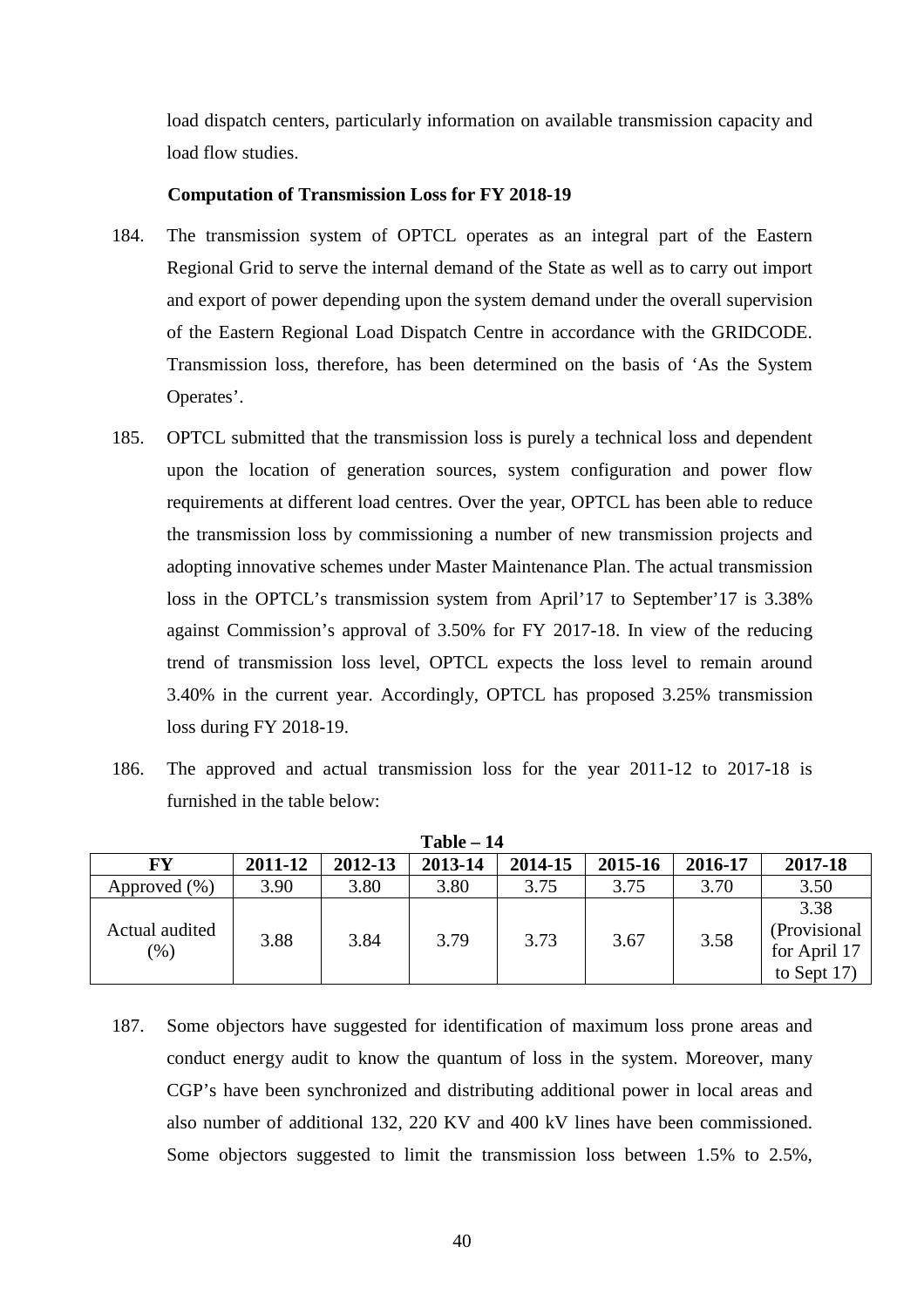load dispatch centers, particularly information on available transmission capacity and load flow studies.

**Computation of Transmission Loss for FY 2018-19**

184. The transmission system of OPTCL operates as an integral part of the Eastern Regional Grid to serve the internal demand of the State as well as to carry out import and export of power depending upon the system demand under the overall supervision of the Eastern Regional Load Dispatch Centre in accordance with the GRIDCODE. Transmission loss, therefore, has been determined on the basis of 'As the System Operates'.

185. OPTCL submitted that the transmission loss is purely a technical loss and dependent upon the location of generation sources, system configuration and power flow requirements at different load centres. Over the year, OPTCL has been able to reduce the transmission loss by commissioning a number of new transmission projects and adopting innovative schemes under Master Maintenance Plan. The actual transmission loss in the OPTCL's transmission system from April'17 to September'17 is 3.38% against Commission's approval of 3.50% for FY 2017-18. In view of the reducing trend of transmission loss level, OPTCL expects the loss level to remain around 3.40% in the current year. Accordingly, OPTCL has proposed 3.25% transmission loss during FY 2018-19.

186. The approved and actual transmission loss for the year 2011-12 to 2017-18 is furnished in the table below:

**Table – 14**

| FY | 2011-12 | 2012-13 | 2013-14 | 2014-15 | 2015-16 | 2016-17 | 2017-18 |
|---|---|---|---|---|---|---|---|
| Approved (%) | 3.90 | 3.80 | 3.80 | 3.75 | 3.75 | 3.70 | 3.50 |
| Actual audited (%) | 3.88 | 3.84 | 3.79 | 3.73 | 3.67 | 3.58 | 3.38 (Provisional for April 17 to Sept 17) |

187. Some objectors have suggested for identification of maximum loss prone areas and conduct energy audit to know the quantum of loss in the system. Moreover, many CGP's have been synchronized and distributing additional power in local areas and also number of additional 132, 220 KV and 400 kV lines have been commissioned. Some objectors suggested to limit the transmission loss between 1.5% to 2.5%,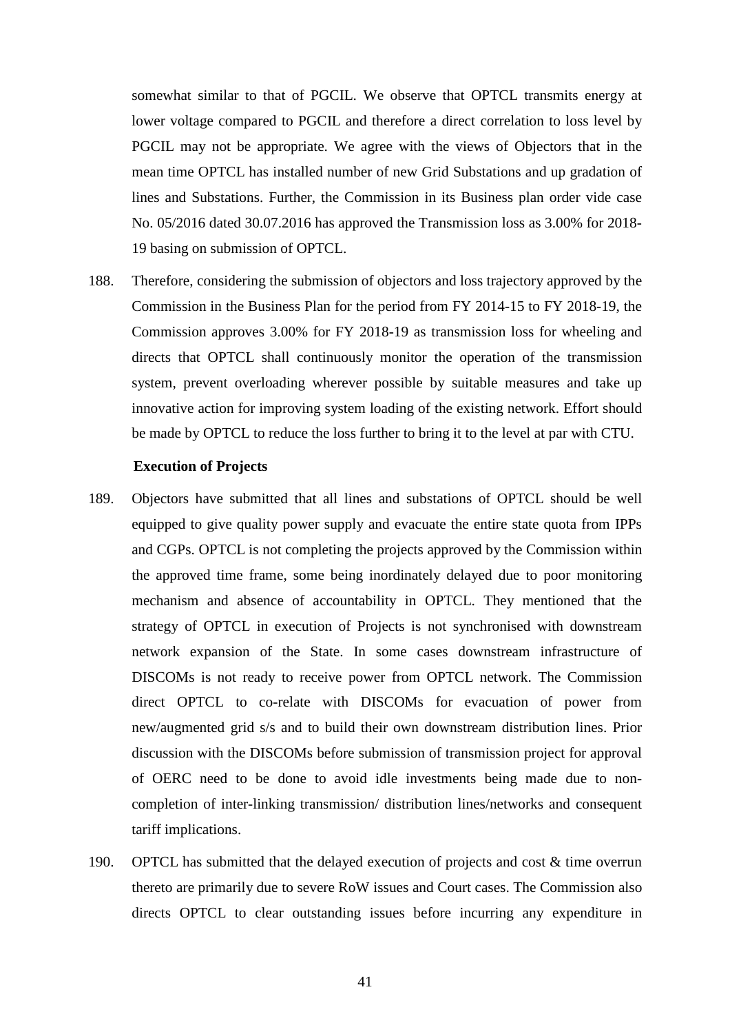somewhat similar to that of PGCIL. We observe that OPTCL transmits energy at lower voltage compared to PGCIL and therefore a direct correlation to loss level by PGCIL may not be appropriate. We agree with the views of Objectors that in the mean time OPTCL has installed number of new Grid Substations and up gradation of lines and Substations. Further, the Commission in its Business plan order vide case No. 05/2016 dated 30.07.2016 has approved the Transmission loss as 3.00% for 2018-19 basing on submission of OPTCL.

188. Therefore, considering the submission of objectors and loss trajectory approved by the Commission in the Business Plan for the period from FY 2014-15 to FY 2018-19, the Commission approves 3.00% for FY 2018-19 as transmission loss for wheeling and directs that OPTCL shall continuously monitor the operation of the transmission system, prevent overloading wherever possible by suitable measures and take up innovative action for improving system loading of the existing network. Effort should be made by OPTCL to reduce the loss further to bring it to the level at par with CTU.

**Execution of Projects**

189. Objectors have submitted that all lines and substations of OPTCL should be well equipped to give quality power supply and evacuate the entire state quota from IPPs and CGPs. OPTCL is not completing the projects approved by the Commission within the approved time frame, some being inordinately delayed due to poor monitoring mechanism and absence of accountability in OPTCL. They mentioned that the strategy of OPTCL in execution of Projects is not synchronised with downstream network expansion of the State. In some cases downstream infrastructure of DISCOMs is not ready to receive power from OPTCL network. The Commission direct OPTCL to co-relate with DISCOMs for evacuation of power from new/augmented grid s/s and to build their own downstream distribution lines. Prior discussion with the DISCOMs before submission of transmission project for approval of OERC need to be done to avoid idle investments being made due to non-completion of inter-linking transmission/ distribution lines/networks and consequent tariff implications.

190. OPTCL has submitted that the delayed execution of projects and cost & time overrun thereto are primarily due to severe RoW issues and Court cases. The Commission also directs OPTCL to clear outstanding issues before incurring any expenditure in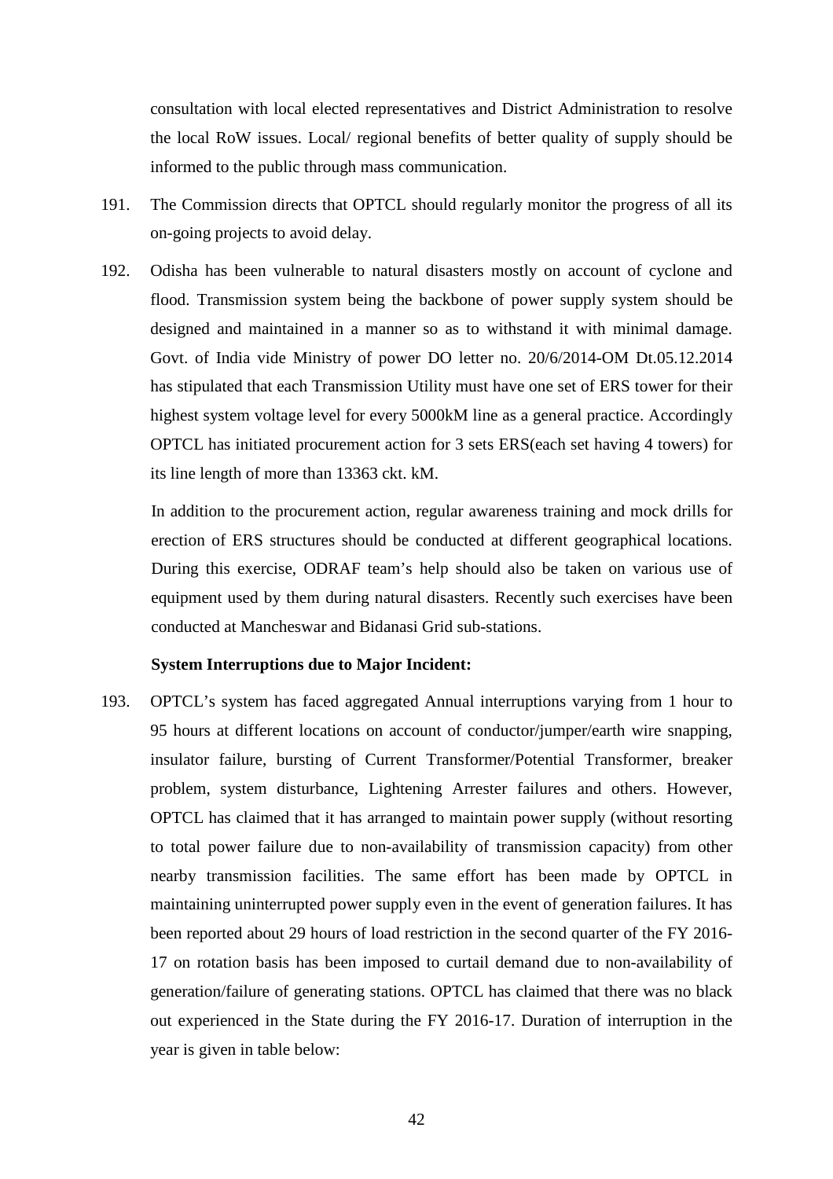consultation with local elected representatives and District Administration to resolve the local RoW issues. Local/ regional benefits of better quality of supply should be informed to the public through mass communication.

191. The Commission directs that OPTCL should regularly monitor the progress of all its on-going projects to avoid delay.

192. Odisha has been vulnerable to natural disasters mostly on account of cyclone and flood. Transmission system being the backbone of power supply system should be designed and maintained in a manner so as to withstand it with minimal damage. Govt. of India vide Ministry of power DO letter no. 20/6/2014-OM Dt.05.12.2014 has stipulated that each Transmission Utility must have one set of ERS tower for their highest system voltage level for every 5000kM line as a general practice. Accordingly OPTCL has initiated procurement action for 3 sets ERS(each set having 4 towers) for its line length of more than 13363 ckt. kM.

In addition to the procurement action, regular awareness training and mock drills for erection of ERS structures should be conducted at different geographical locations. During this exercise, ODRAF team's help should also be taken on various use of equipment used by them during natural disasters. Recently such exercises have been conducted at Mancheswar and Bidanasi Grid sub-stations.

**System Interruptions due to Major Incident:**

193. OPTCL's system has faced aggregated Annual interruptions varying from 1 hour to 95 hours at different locations on account of conductor/jumper/earth wire snapping, insulator failure, bursting of Current Transformer/Potential Transformer, breaker problem, system disturbance, Lightening Arrester failures and others. However, OPTCL has claimed that it has arranged to maintain power supply (without resorting to total power failure due to non-availability of transmission capacity) from other nearby transmission facilities. The same effort has been made by OPTCL in maintaining uninterrupted power supply even in the event of generation failures. It has been reported about 29 hours of load restriction in the second quarter of the FY 2016-17 on rotation basis has been imposed to curtail demand due to non-availability of generation/failure of generating stations. OPTCL has claimed that there was no black out experienced in the State during the FY 2016-17. Duration of interruption in the year is given in table below: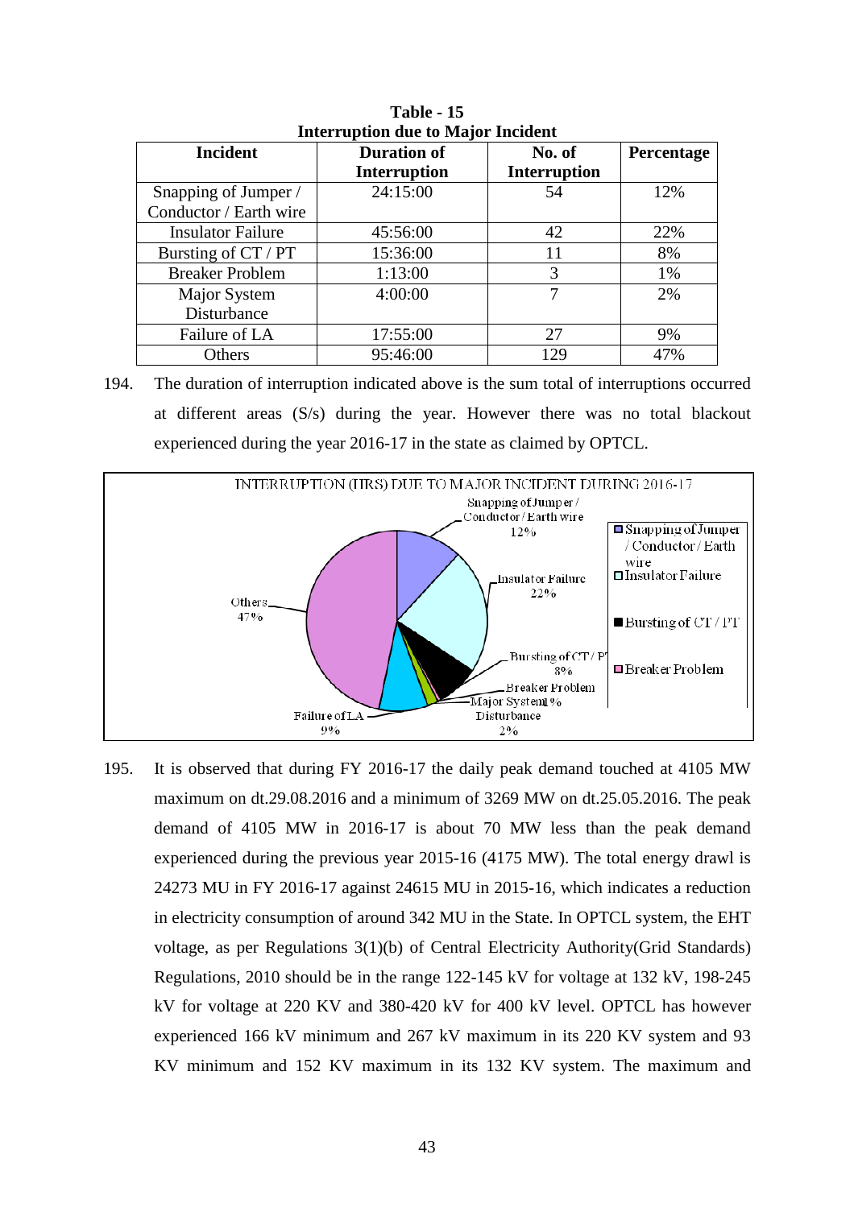**Table - 15**
**Interruption due to Major Incident**

| Incident | Duration of Interruption | No. of Interruption | Percentage |
|---|---|---|---|
| Snapping of Jumper / Conductor / Earth wire | 24:15:00 | 54 | 12% |
| Insulator Failure | 45:56:00 | 42 | 22% |
| Bursting of CT / PT | 15:36:00 | 11 | 8% |
| Breaker Problem | 1:13:00 | 3 | 1% |
| Major System Disturbance | 4:00:00 | 7 | 2% |
| Failure of LA | 17:55:00 | 27 | 9% |
| Others | 95:46:00 | 129 | 47% |

194. The duration of interruption indicated above is the sum total of interruptions occurred at different areas (S/s) during the year. However there was no total blackout experienced during the year 2016-17 in the state as claimed by OPTCL.

INTERRUPTION (HRS) DUE TO MAJOR INCIDENT DURING 2016-17

195. It is observed that during FY 2016-17 the daily peak demand touched at 4105 MW maximum on dt.29.08.2016 and a minimum of 3269 MW on dt.25.05.2016. The peak demand of 4105 MW in 2016-17 is about 70 MW less than the peak demand experienced during the previous year 2015-16 (4175 MW). The total energy drawl is 24273 MU in FY 2016-17 against 24615 MU in 2015-16, which indicates a reduction in electricity consumption of around 342 MU in the State. In OPTCL system, the EHT voltage, as per Regulations 3(1)(b) of Central Electricity Authority(Grid Standards) Regulations, 2010 should be in the range 122-145 kV for voltage at 132 kV, 198-245 kV for voltage at 220 KV and 380-420 kV for 400 kV level. OPTCL has however experienced 166 kV minimum and 267 kV maximum in its 220 KV system and 93 KV minimum and 152 KV maximum in its 132 KV system. The maximum and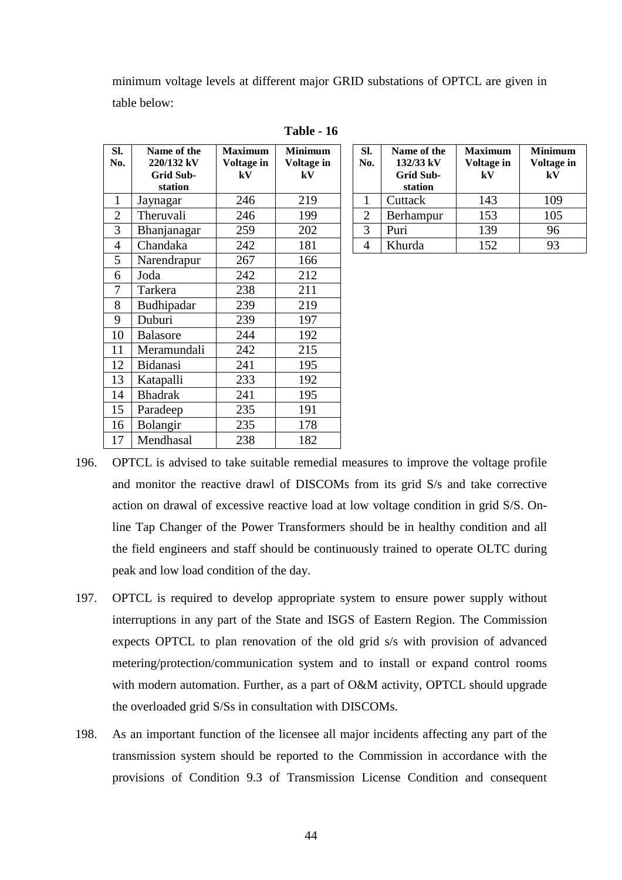minimum voltage levels at different major GRID substations of OPTCL are given in table below:

**Table - 16**

| Sl. No. | Name of the 220/132 kV Grid Sub-station | Maximum Voltage in kV | Minimum Voltage in kV |
|---|---|---|---|
| 1 | Jaynagar | 246 | 219 |
| 2 | Theruvali | 246 | 199 |
| 3 | Bhanjanagar | 259 | 202 |
| 4 | Chandaka | 242 | 181 |
| 5 | Narendrapur | 267 | 166 |
| 6 | Joda | 242 | 212 |
| 7 | Tarkera | 238 | 211 |
| 8 | Budhipadar | 239 | 219 |
| 9 | Duburi | 239 | 197 |
| 10 | Balasore | 244 | 192 |
| 11 | Meramundali | 242 | 215 |
| 12 | Bidanasi | 241 | 195 |
| 13 | Katapalli | 233 | 192 |
| 14 | Bhadrak | 241 | 195 |
| 15 | Paradeep | 235 | 191 |
| 16 | Bolangir | 235 | 178 |
| 17 | Mendhasal | 238 | 182 |

| Sl. No. | Name of the 132/33 kV Grid Sub-station | Maximum Voltage in kV | Minimum Voltage in kV |
|---|---|---|---|
| 1 | Cuttack | 143 | 109 |
| 2 | Berhampur | 153 | 105 |
| 3 | Puri | 139 | 96 |
| 4 | Khurda | 152 | 93 |

196. OPTCL is advised to take suitable remedial measures to improve the voltage profile and monitor the reactive drawl of DISCOMs from its grid S/s and take corrective action on drawal of excessive reactive load at low voltage condition in grid S/S. On-line Tap Changer of the Power Transformers should be in healthy condition and all the field engineers and staff should be continuously trained to operate OLTC during peak and low load condition of the day.

197. OPTCL is required to develop appropriate system to ensure power supply without interruptions in any part of the State and ISGS of Eastern Region. The Commission expects OPTCL to plan renovation of the old grid s/s with provision of advanced metering/protection/communication system and to install or expand control rooms with modern automation. Further, as a part of O&M activity, OPTCL should upgrade the overloaded grid S/Ss in consultation with DISCOMs.

198. As an important function of the licensee all major incidents affecting any part of the transmission system should be reported to the Commission in accordance with the provisions of Condition 9.3 of Transmission License Condition and consequent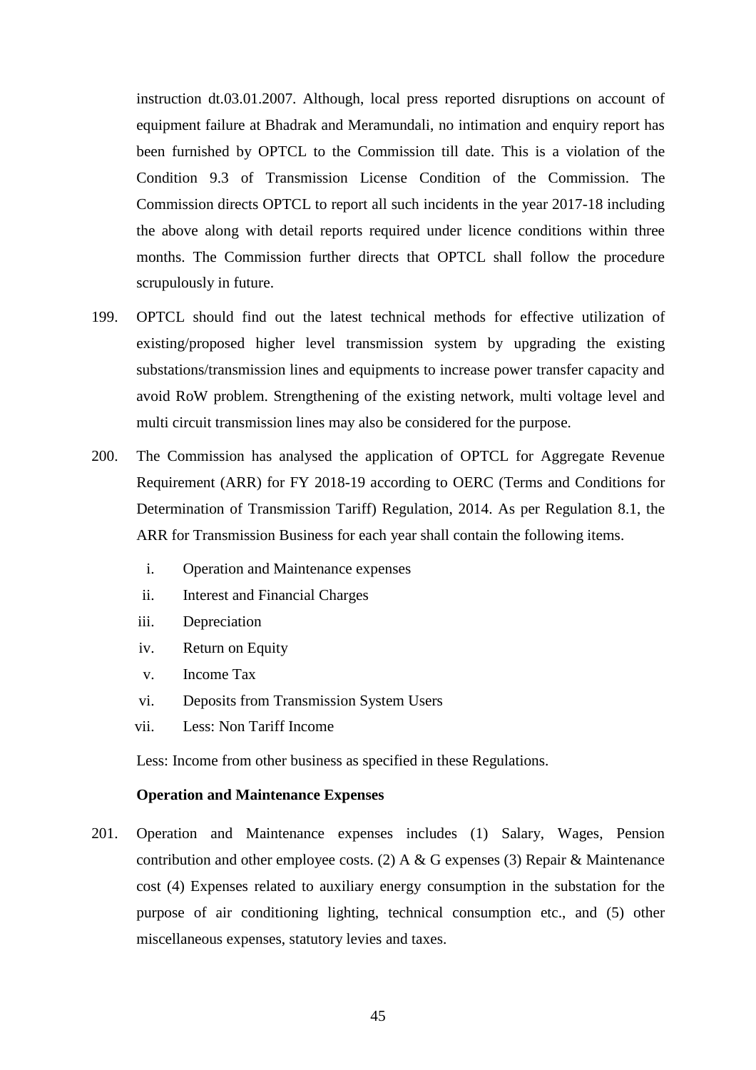instruction dt.03.01.2007. Although, local press reported disruptions on account of equipment failure at Bhadrak and Meramundali, no intimation and enquiry report has been furnished by OPTCL to the Commission till date. This is a violation of the Condition 9.3 of Transmission License Condition of the Commission. The Commission directs OPTCL to report all such incidents in the year 2017-18 including the above along with detail reports required under licence conditions within three months. The Commission further directs that OPTCL shall follow the procedure scrupulously in future.

199. OPTCL should find out the latest technical methods for effective utilization of existing/proposed higher level transmission system by upgrading the existing substations/transmission lines and equipments to increase power transfer capacity and avoid RoW problem. Strengthening of the existing network, multi voltage level and multi circuit transmission lines may also be considered for the purpose.

200. The Commission has analysed the application of OPTCL for Aggregate Revenue Requirement (ARR) for FY 2018-19 according to OERC (Terms and Conditions for Determination of Transmission Tariff) Regulation, 2014. As per Regulation 8.1, the ARR for Transmission Business for each year shall contain the following items.

   i. Operation and Maintenance expenses
   ii. Interest and Financial Charges
   iii. Depreciation
   iv. Return on Equity
   v. Income Tax
   vi. Deposits from Transmission System Users
   vii. Less: Non Tariff Income

   Less: Income from other business as specified in these Regulations.

**Operation and Maintenance Expenses**

201. Operation and Maintenance expenses includes (1) Salary, Wages, Pension contribution and other employee costs. (2) A & G expenses (3) Repair & Maintenance cost (4) Expenses related to auxiliary energy consumption in the substation for the purpose of air conditioning lighting, technical consumption etc., and (5) other miscellaneous expenses, statutory levies and taxes.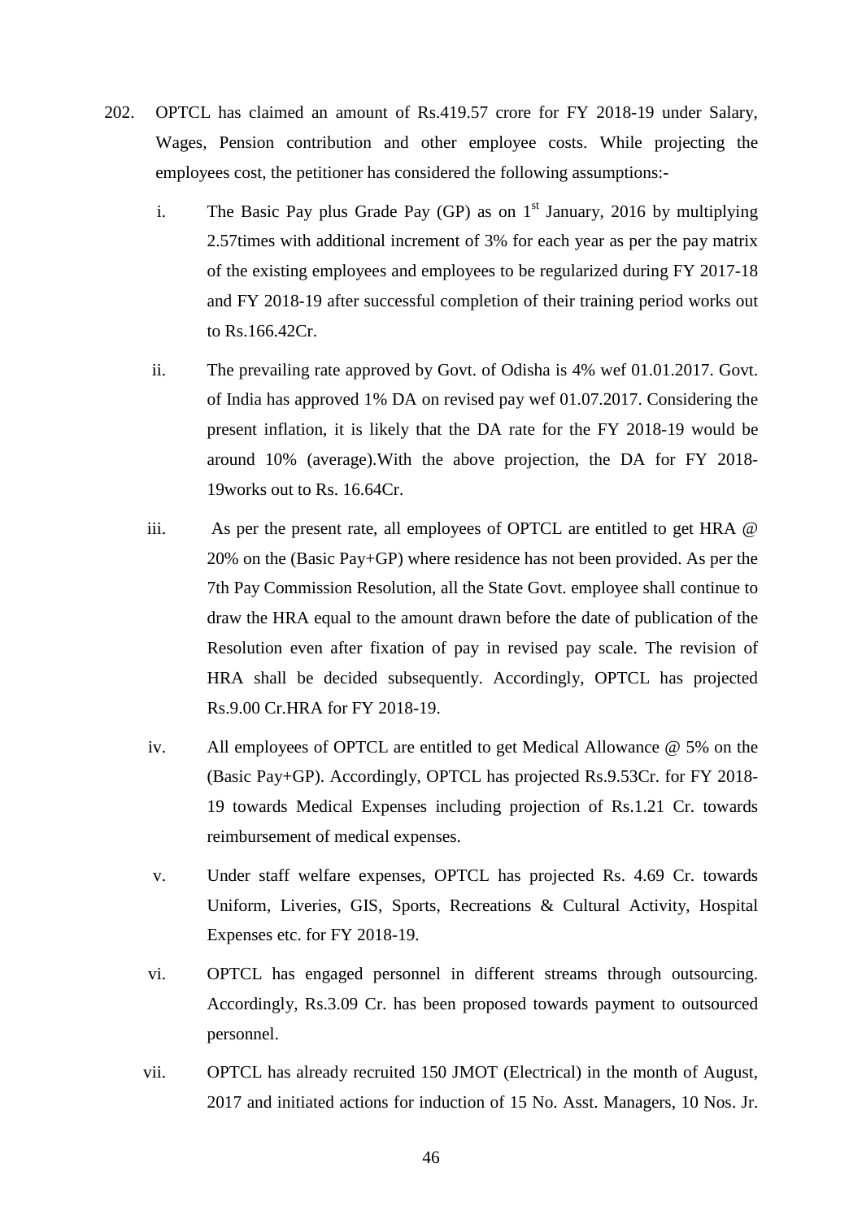202. OPTCL has claimed an amount of Rs.419.57 crore for FY 2018-19 under Salary, Wages, Pension contribution and other employee costs. While projecting the employees cost, the petitioner has considered the following assumptions:-

   i. The Basic Pay plus Grade Pay (GP) as on 1st January, 2016 by multiplying 2.57times with additional increment of 3% for each year as per the pay matrix of the existing employees and employees to be regularized during FY 2017-18 and FY 2018-19 after successful completion of their training period works out to Rs.166.42Cr.

   ii. The prevailing rate approved by Govt. of Odisha is 4% wef 01.01.2017. Govt. of India has approved 1% DA on revised pay wef 01.07.2017. Considering the present inflation, it is likely that the DA rate for the FY 2018-19 would be around 10% (average).With the above projection, the DA for FY 2018-19works out to Rs. 16.64Cr.

   iii. As per the present rate, all employees of OPTCL are entitled to get HRA @ 20% on the (Basic Pay+GP) where residence has not been provided. As per the 7th Pay Commission Resolution, all the State Govt. employee shall continue to draw the HRA equal to the amount drawn before the date of publication of the Resolution even after fixation of pay in revised pay scale. The revision of HRA shall be decided subsequently. Accordingly, OPTCL has projected Rs.9.00 Cr.HRA for FY 2018-19.

   iv. All employees of OPTCL are entitled to get Medical Allowance @ 5% on the (Basic Pay+GP). Accordingly, OPTCL has projected Rs.9.53Cr. for FY 2018-19 towards Medical Expenses including projection of Rs.1.21 Cr. towards reimbursement of medical expenses.

   v. Under staff welfare expenses, OPTCL has projected Rs. 4.69 Cr. towards Uniform, Liveries, GIS, Sports, Recreations & Cultural Activity, Hospital Expenses etc. for FY 2018-19.

   vi. OPTCL has engaged personnel in different streams through outsourcing. Accordingly, Rs.3.09 Cr. has been proposed towards payment to outsourced personnel.

   vii. OPTCL has already recruited 150 JMOT (Electrical) in the month of August, 2017 and initiated actions for induction of 15 No. Asst. Managers, 10 Nos. Jr.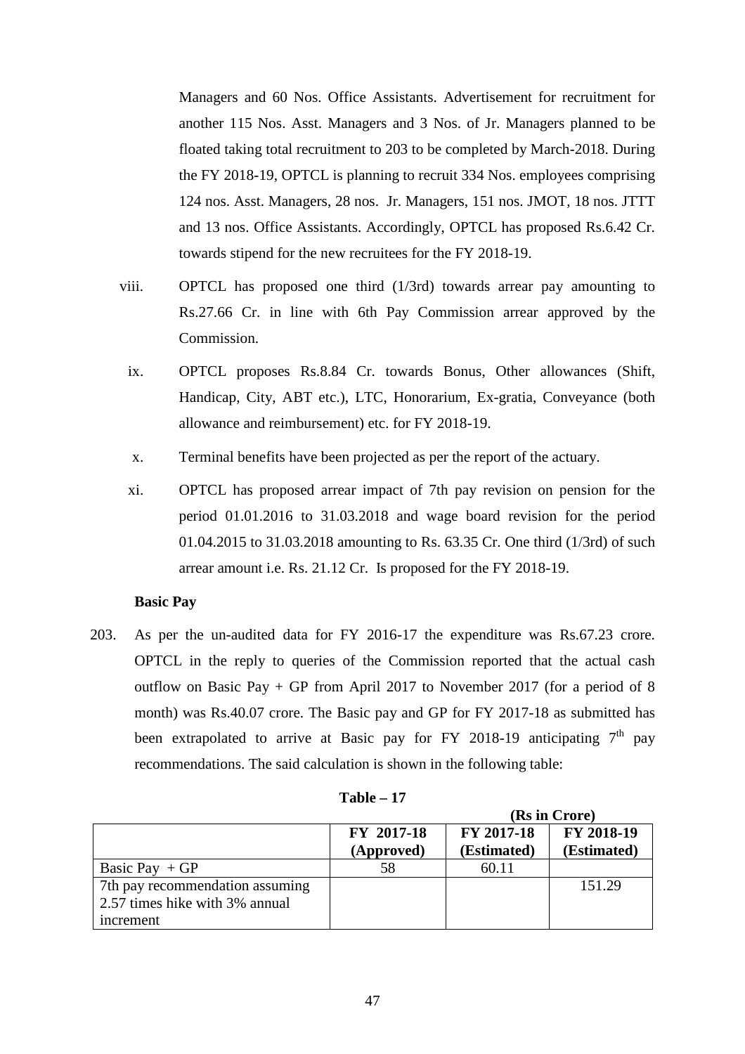Managers and 60 Nos. Office Assistants. Advertisement for recruitment for another 115 Nos. Asst. Managers and 3 Nos. of Jr. Managers planned to be floated taking total recruitment to 203 to be completed by March-2018. During the FY 2018-19, OPTCL is planning to recruit 334 Nos. employees comprising 124 nos. Asst. Managers, 28 nos. Jr. Managers, 151 nos. JMOT, 18 nos. JTTT and 13 nos. Office Assistants. Accordingly, OPTCL has proposed Rs.6.42 Cr. towards stipend for the new recruitees for the FY 2018-19.

viii. OPTCL has proposed one third (1/3rd) towards arrear pay amounting to Rs.27.66 Cr. in line with 6th Pay Commission arrear approved by the Commission.

ix. OPTCL proposes Rs.8.84 Cr. towards Bonus, Other allowances (Shift, Handicap, City, ABT etc.), LTC, Honorarium, Ex-gratia, Conveyance (both allowance and reimbursement) etc. for FY 2018-19.

x. Terminal benefits have been projected as per the report of the actuary.

xi. OPTCL has proposed arrear impact of 7th pay revision on pension for the period 01.01.2016 to 31.03.2018 and wage board revision for the period 01.04.2015 to 31.03.2018 amounting to Rs. 63.35 Cr. One third (1/3rd) of such arrear amount i.e. Rs. 21.12 Cr. Is proposed for the FY 2018-19.

**Basic Pay**

203. As per the un-audited data for FY 2016-17 the expenditure was Rs.67.23 crore. OPTCL in the reply to queries of the Commission reported that the actual cash outflow on Basic Pay + GP from April 2017 to November 2017 (for a period of 8 month) was Rs.40.07 crore. The Basic pay and GP for FY 2017-18 as submitted has been extrapolated to arrive at Basic pay for FY 2018-19 anticipating 7th pay recommendations. The said calculation is shown in the following table:

**Table – 17**

**(Rs in Crore)**

| | FY 2017-18 (Approved) | FY 2017-18 (Estimated) | FY 2018-19 (Estimated) |
|---|---|---|---|
| Basic Pay + GP | 58 | 60.11 | |
| 7th pay recommendation assuming 2.57 times hike with 3% annual increment | | | 151.29 |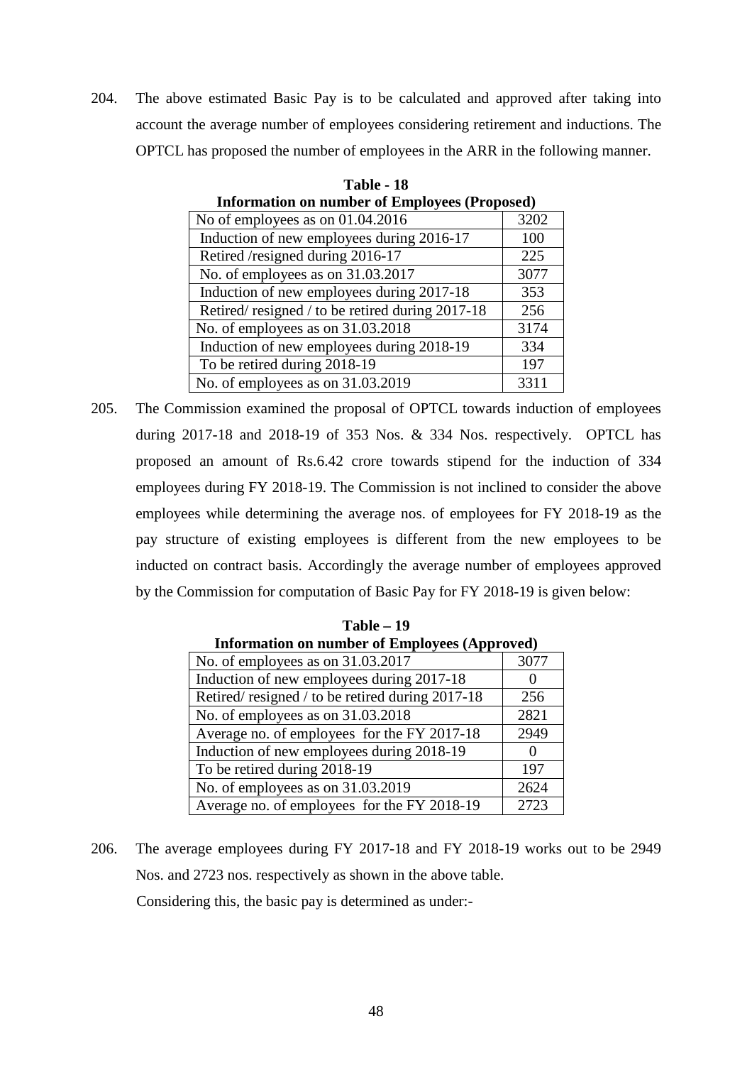204. The above estimated Basic Pay is to be calculated and approved after taking into account the average number of employees considering retirement and inductions. The OPTCL has proposed the number of employees in the ARR in the following manner.

**Table - 18**
**Information on number of Employees (Proposed)**

| No of employees as on 01.04.2016 | 3202 |
|---|---|
| Induction of new employees during 2016-17 | 100 |
| Retired /resigned during 2016-17 | 225 |
| No. of employees as on 31.03.2017 | 3077 |
| Induction of new employees during 2017-18 | 353 |
| Retired/ resigned / to be retired during 2017-18 | 256 |
| No. of employees as on 31.03.2018 | 3174 |
| Induction of new employees during 2018-19 | 334 |
| To be retired during 2018-19 | 197 |
| No. of employees as on 31.03.2019 | 3311 |

205. The Commission examined the proposal of OPTCL towards induction of employees during 2017-18 and 2018-19 of 353 Nos. & 334 Nos. respectively. OPTCL has proposed an amount of Rs.6.42 crore towards stipend for the induction of 334 employees during FY 2018-19. The Commission is not inclined to consider the above employees while determining the average nos. of employees for FY 2018-19 as the pay structure of existing employees is different from the new employees to be inducted on contract basis. Accordingly the average number of employees approved by the Commission for computation of Basic Pay for FY 2018-19 is given below:

**Table – 19**
**Information on number of Employees (Approved)**

| No. of employees as on 31.03.2017 | 3077 |
|---|---|
| Induction of new employees during 2017-18 | 0 |
| Retired/ resigned / to be retired during 2017-18 | 256 |
| No. of employees as on 31.03.2018 | 2821 |
| Average no. of employees for the FY 2017-18 | 2949 |
| Induction of new employees during 2018-19 | 0 |
| To be retired during 2018-19 | 197 |
| No. of employees as on 31.03.2019 | 2624 |
| Average no. of employees for the FY 2018-19 | 2723 |

206. The average employees during FY 2017-18 and FY 2018-19 works out to be 2949 Nos. and 2723 nos. respectively as shown in the above table.

Considering this, the basic pay is determined as under:-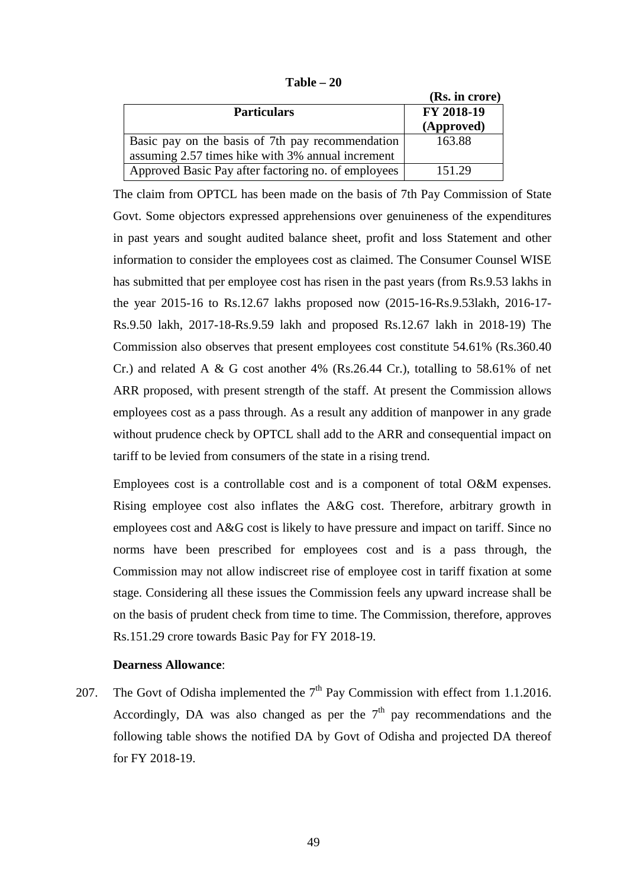**Table – 20**

**(Rs. in crore)**

| Particulars | FY 2018-19 (Approved) |
|---|---|
| Basic pay on the basis of 7th pay recommendation assuming 2.57 times hike with 3% annual increment | 163.88 |
| Approved Basic Pay after factoring no. of employees | 151.29 |

The claim from OPTCL has been made on the basis of 7th Pay Commission of State Govt. Some objectors expressed apprehensions over genuineness of the expenditures in past years and sought audited balance sheet, profit and loss Statement and other information to consider the employees cost as claimed. The Consumer Counsel WISE has submitted that per employee cost has risen in the past years (from Rs.9.53 lakhs in the year 2015-16 to Rs.12.67 lakhs proposed now (2015-16-Rs.9.53lakh, 2016-17-Rs.9.50 lakh, 2017-18-Rs.9.59 lakh and proposed Rs.12.67 lakh in 2018-19) The Commission also observes that present employees cost constitute 54.61% (Rs.360.40 Cr.) and related A & G cost another 4% (Rs.26.44 Cr.), totalling to 58.61% of net ARR proposed, with present strength of the staff. At present the Commission allows employees cost as a pass through. As a result any addition of manpower in any grade without prudence check by OPTCL shall add to the ARR and consequential impact on tariff to be levied from consumers of the state in a rising trend.

Employees cost is a controllable cost and is a component of total O&M expenses. Rising employee cost also inflates the A&G cost. Therefore, arbitrary growth in employees cost and A&G cost is likely to have pressure and impact on tariff. Since no norms have been prescribed for employees cost and is a pass through, the Commission may not allow indiscreet rise of employee cost in tariff fixation at some stage. Considering all these issues the Commission feels any upward increase shall be on the basis of prudent check from time to time. The Commission, therefore, approves Rs.151.29 crore towards Basic Pay for FY 2018-19.

**Dearness Allowance**:

207. The Govt of Odisha implemented the 7th Pay Commission with effect from 1.1.2016. Accordingly, DA was also changed as per the 7th pay recommendations and the following table shows the notified DA by Govt of Odisha and projected DA thereof for FY 2018-19.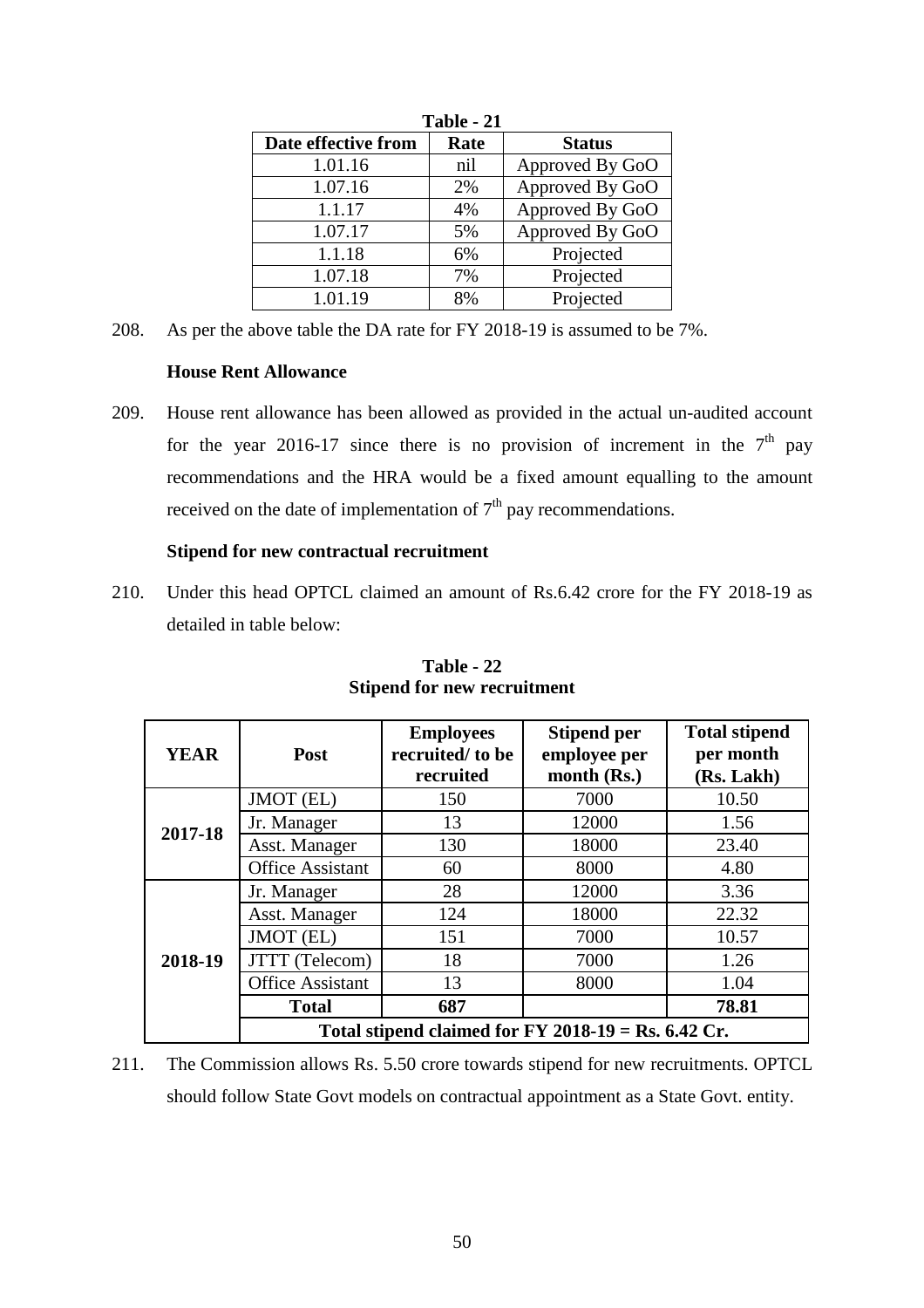**Table - 21**

| Date effective from | Rate | Status |
|---|---|---|
| 1.01.16 | nil | Approved By GoO |
| 1.07.16 | 2% | Approved By GoO |
| 1.1.17 | 4% | Approved By GoO |
| 1.07.17 | 5% | Approved By GoO |
| 1.1.18 | 6% | Projected |
| 1.07.18 | 7% | Projected |
| 1.01.19 | 8% | Projected |

208. As per the above table the DA rate for FY 2018-19 is assumed to be 7%.

**House Rent Allowance**

209. House rent allowance has been allowed as provided in the actual un-audited account for the year 2016-17 since there is no provision of increment in the 7th pay recommendations and the HRA would be a fixed amount equalling to the amount received on the date of implementation of 7th pay recommendations.

**Stipend for new contractual recruitment**

210. Under this head OPTCL claimed an amount of Rs.6.42 crore for the FY 2018-19 as detailed in table below:

**Table - 22**
**Stipend for new recruitment**

| YEAR | Post | Employees recruited/ to be recruited | Stipend per employee per month (Rs.) | Total stipend per month (Rs. Lakh) |
|---|---|---|---|---|
| 2017-18 | JMOT (EL) | 150 | 7000 | 10.50 |
| | Jr. Manager | 13 | 12000 | 1.56 |
| | Asst. Manager | 130 | 18000 | 23.40 |
| | Office Assistant | 60 | 8000 | 4.80 |
| 2018-19 | Jr. Manager | 28 | 12000 | 3.36 |
| | Asst. Manager | 124 | 18000 | 22.32 |
| | JMOT (EL) | 151 | 7000 | 10.57 |
| | JTTT (Telecom) | 18 | 7000 | 1.26 |
| | Office Assistant | 13 | 8000 | 1.04 |
| | **Total** | **687** | | **78.81** |
| | **Total stipend claimed for FY 2018-19 = Rs. 6.42 Cr.** | | | |

211. The Commission allows Rs. 5.50 crore towards stipend for new recruitments. OPTCL should follow State Govt models on contractual appointment as a State Govt. entity.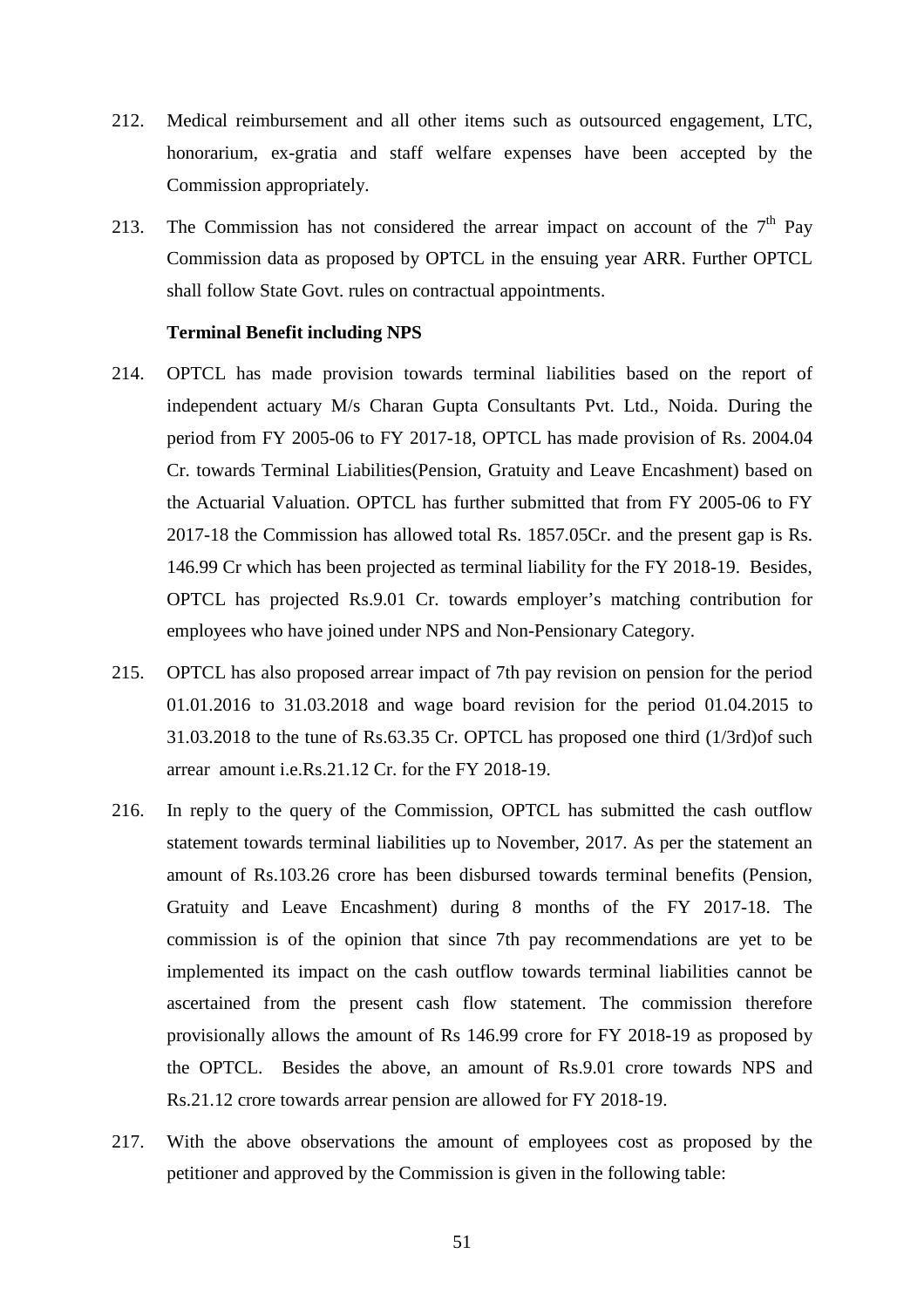212. Medical reimbursement and all other items such as outsourced engagement, LTC, honorarium, ex-gratia and staff welfare expenses have been accepted by the Commission appropriately.

213. The Commission has not considered the arrear impact on account of the 7th Pay Commission data as proposed by OPTCL in the ensuing year ARR. Further OPTCL shall follow State Govt. rules on contractual appointments.

**Terminal Benefit including NPS**

214. OPTCL has made provision towards terminal liabilities based on the report of independent actuary M/s Charan Gupta Consultants Pvt. Ltd., Noida. During the period from FY 2005-06 to FY 2017-18, OPTCL has made provision of Rs. 2004.04 Cr. towards Terminal Liabilities(Pension, Gratuity and Leave Encashment) based on the Actuarial Valuation. OPTCL has further submitted that from FY 2005-06 to FY 2017-18 the Commission has allowed total Rs. 1857.05Cr. and the present gap is Rs. 146.99 Cr which has been projected as terminal liability for the FY 2018-19. Besides, OPTCL has projected Rs.9.01 Cr. towards employer's matching contribution for employees who have joined under NPS and Non-Pensionary Category.

215. OPTCL has also proposed arrear impact of 7th pay revision on pension for the period 01.01.2016 to 31.03.2018 and wage board revision for the period 01.04.2015 to 31.03.2018 to the tune of Rs.63.35 Cr. OPTCL has proposed one third (1/3rd)of such arrear amount i.e.Rs.21.12 Cr. for the FY 2018-19.

216. In reply to the query of the Commission, OPTCL has submitted the cash outflow statement towards terminal liabilities up to November, 2017. As per the statement an amount of Rs.103.26 crore has been disbursed towards terminal benefits (Pension, Gratuity and Leave Encashment) during 8 months of the FY 2017-18. The commission is of the opinion that since 7th pay recommendations are yet to be implemented its impact on the cash outflow towards terminal liabilities cannot be ascertained from the present cash flow statement. The commission therefore provisionally allows the amount of Rs 146.99 crore for FY 2018-19 as proposed by the OPTCL. Besides the above, an amount of Rs.9.01 crore towards NPS and Rs.21.12 crore towards arrear pension are allowed for FY 2018-19.

217. With the above observations the amount of employees cost as proposed by the petitioner and approved by the Commission is given in the following table: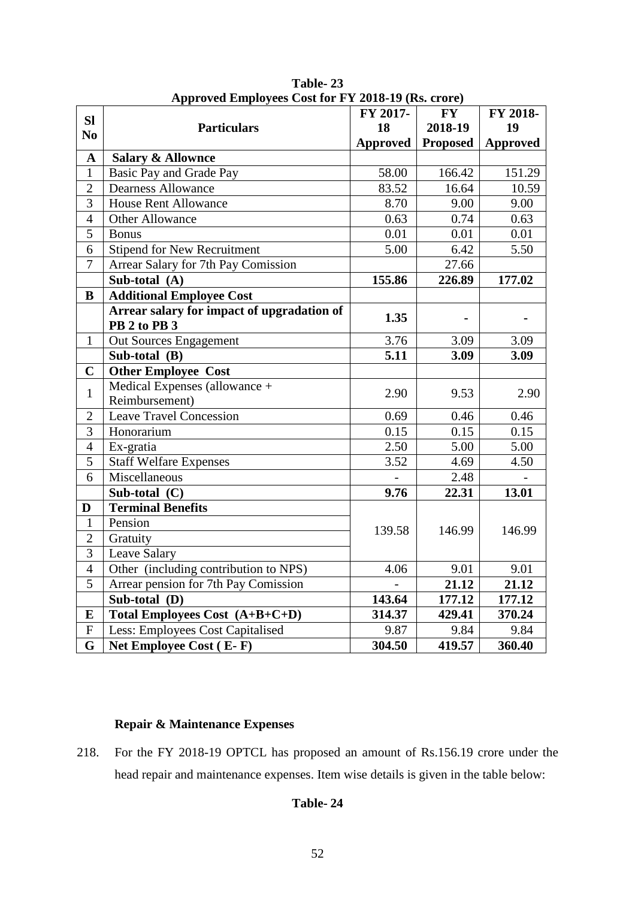**Table- 23**
**Approved Employees Cost for FY 2018-19 (Rs. crore)**

| Sl No | Particulars | FY 2017-18 Approved | FY 2018-19 Proposed | FY 2018-19 Approved |
|---|---|---|---|---|
| **A** | **Salary & Allownce** | | | |
| 1 | Basic Pay and Grade Pay | 58.00 | 166.42 | 151.29 |
| 2 | Dearness Allowance | 83.52 | 16.64 | 10.59 |
| 3 | House Rent Allowance | 8.70 | 9.00 | 9.00 |
| 4 | Other Allowance | 0.63 | 0.74 | 0.63 |
| 5 | Bonus | 0.01 | 0.01 | 0.01 |
| 6 | Stipend for New Recruitment | 5.00 | 6.42 | 5.50 |
| 7 | Arrear Salary for 7th Pay Comission | | 27.66 | |
| | **Sub-total (A)** | **155.86** | **226.89** | **177.02** |
| **B** | **Additional Employee Cost** | | | |
| | **Arrear salary for impact of upgradation of PB 2 to PB 3** | **1.35** | **-** | **-** |
| 1 | Out Sources Engagement | 3.76 | 3.09 | 3.09 |
| | **Sub-total (B)** | **5.11** | **3.09** | **3.09** |
| **C** | **Other Employee Cost** | | | |
| 1 | Medical Expenses (allowance + Reimbursement) | 2.90 | 9.53 | 2.90 |
| 2 | Leave Travel Concession | 0.69 | 0.46 | 0.46 |
| 3 | Honorarium | 0.15 | 0.15 | 0.15 |
| 4 | Ex-gratia | 2.50 | 5.00 | 5.00 |
| 5 | Staff Welfare Expenses | 3.52 | 4.69 | 4.50 |
| 6 | Miscellaneous | - | 2.48 | - |
| | **Sub-total (C)** | **9.76** | **22.31** | **13.01** |
| **D** | **Terminal Benefits** | | | |
| 1 | Pension | 139.58 | 146.99 | 146.99 |
| 2 | Gratuity | | | |
| 3 | Leave Salary | | | |
| 4 | Other (including contribution to NPS) | 4.06 | 9.01 | 9.01 |
| 5 | Arrear pension for 7th Pay Comission | - | **21.12** | **21.12** |
| | **Sub-total (D)** | **143.64** | **177.12** | **177.12** |
| **E** | **Total Employees Cost (A+B+C+D)** | **314.37** | **429.41** | **370.24** |
| F | Less: Employees Cost Capitalised | 9.87 | 9.84 | 9.84 |
| **G** | **Net Employee Cost ( E- F)** | **304.50** | **419.57** | **360.40** |

**Repair & Maintenance Expenses**

218. For the FY 2018-19 OPTCL has proposed an amount of Rs.156.19 crore under the head repair and maintenance expenses. Item wise details is given in the table below:

**Table- 24**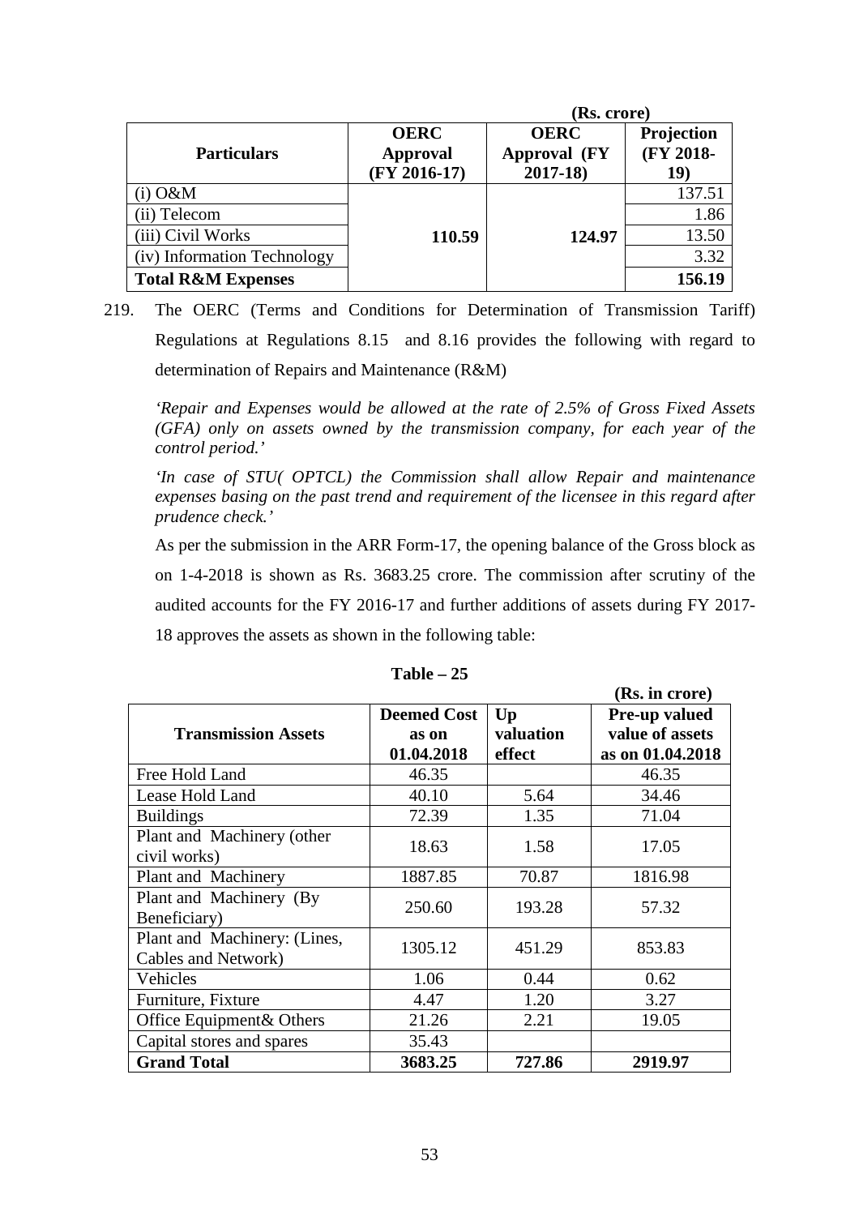(Rs. crore)

| Particulars | OERC Approval (FY 2016-17) | OERC Approval (FY 2017-18) | Projection (FY 2018-19) |
|---|---|---|---|
| (i) O&M | 110.59 | 124.97 | 137.51 |
| (ii) Telecom | | | 1.86 |
| (iii) Civil Works | | | 13.50 |
| (iv) Information Technology | | | 3.32 |
| **Total R&M Expenses** | | | **156.19** |

219. The OERC (Terms and Conditions for Determination of Transmission Tariff) Regulations at Regulations 8.15 and 8.16 provides the following with regard to determination of Repairs and Maintenance (R&M)

*'Repair and Expenses would be allowed at the rate of 2.5% of Gross Fixed Assets (GFA) only on assets owned by the transmission company, for each year of the control period.'*

*'In case of STU( OPTCL) the Commission shall allow Repair and maintenance expenses basing on the past trend and requirement of the licensee in this regard after prudence check.'*

As per the submission in the ARR Form-17, the opening balance of the Gross block as on 1-4-2018 is shown as Rs. 3683.25 crore. The commission after scrutiny of the audited accounts for the FY 2016-17 and further additions of assets during FY 2017-18 approves the assets as shown in the following table:

**Table – 25**

(Rs. in crore)

| Transmission Assets | Deemed Cost as on 01.04.2018 | Up valuation effect | Pre-up valued value of assets as on 01.04.2018 |
|---|---|---|---|
| Free Hold Land | 46.35 | | 46.35 |
| Lease Hold Land | 40.10 | 5.64 | 34.46 |
| Buildings | 72.39 | 1.35 | 71.04 |
| Plant and Machinery (other civil works) | 18.63 | 1.58 | 17.05 |
| Plant and Machinery | 1887.85 | 70.87 | 1816.98 |
| Plant and Machinery (By Beneficiary) | 250.60 | 193.28 | 57.32 |
| Plant and Machinery: (Lines, Cables and Network) | 1305.12 | 451.29 | 853.83 |
| Vehicles | 1.06 | 0.44 | 0.62 |
| Furniture, Fixture | 4.47 | 1.20 | 3.27 |
| Office Equipment& Others | 21.26 | 2.21 | 19.05 |
| Capital stores and spares | 35.43 | | |
| **Grand Total** | **3683.25** | **727.86** | **2919.97** |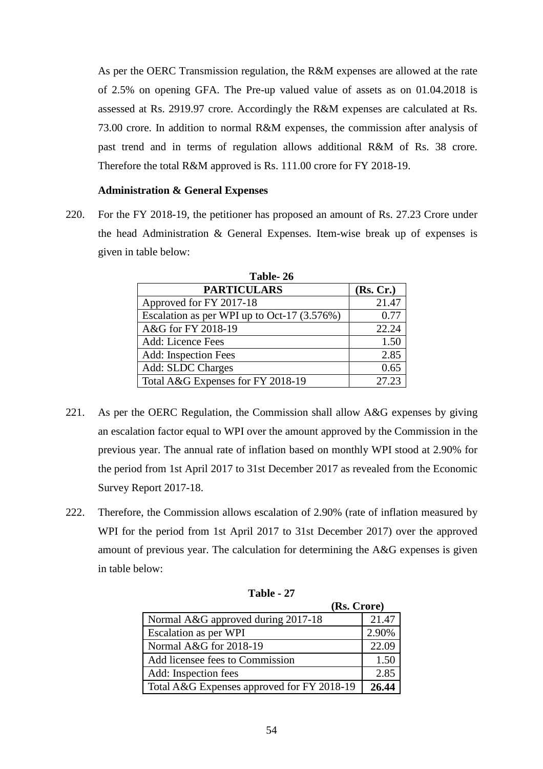As per the OERC Transmission regulation, the R&M expenses are allowed at the rate of 2.5% on opening GFA. The Pre-up valued value of assets as on 01.04.2018 is assessed at Rs. 2919.97 crore. Accordingly the R&M expenses are calculated at Rs. 73.00 crore. In addition to normal R&M expenses, the commission after analysis of past trend and in terms of regulation allows additional R&M of Rs. 38 crore. Therefore the total R&M approved is Rs. 111.00 crore for FY 2018-19.

**Administration & General Expenses**

220. For the FY 2018-19, the petitioner has proposed an amount of Rs. 27.23 Crore under the head Administration & General Expenses. Item-wise break up of expenses is given in table below:

**Table- 26**

| PARTICULARS | (Rs. Cr.) |
|---|---|
| Approved for FY 2017-18 | 21.47 |
| Escalation as per WPI up to Oct-17 (3.576%) | 0.77 |
| A&G for FY 2018-19 | 22.24 |
| Add: Licence Fees | 1.50 |
| Add: Inspection Fees | 2.85 |
| Add: SLDC Charges | 0.65 |
| Total A&G Expenses for FY 2018-19 | 27.23 |

221. As per the OERC Regulation, the Commission shall allow A&G expenses by giving an escalation factor equal to WPI over the amount approved by the Commission in the previous year. The annual rate of inflation based on monthly WPI stood at 2.90% for the period from 1st April 2017 to 31st December 2017 as revealed from the Economic Survey Report 2017-18.

222. Therefore, the Commission allows escalation of 2.90% (rate of inflation measured by WPI for the period from 1st April 2017 to 31st December 2017) over the approved amount of previous year. The calculation for determining the A&G expenses is given in table below:

**Table - 27**

(Rs. Crore)

| Particulars | Amount |
|---|---|
| Normal A&G approved during 2017-18 | 21.47 |
| Escalation as per WPI | 2.90% |
| Normal A&G for 2018-19 | 22.09 |
| Add licensee fees to Commission | 1.50 |
| Add: Inspection fees | 2.85 |
| Total A&G Expenses approved for FY 2018-19 | **26.44** |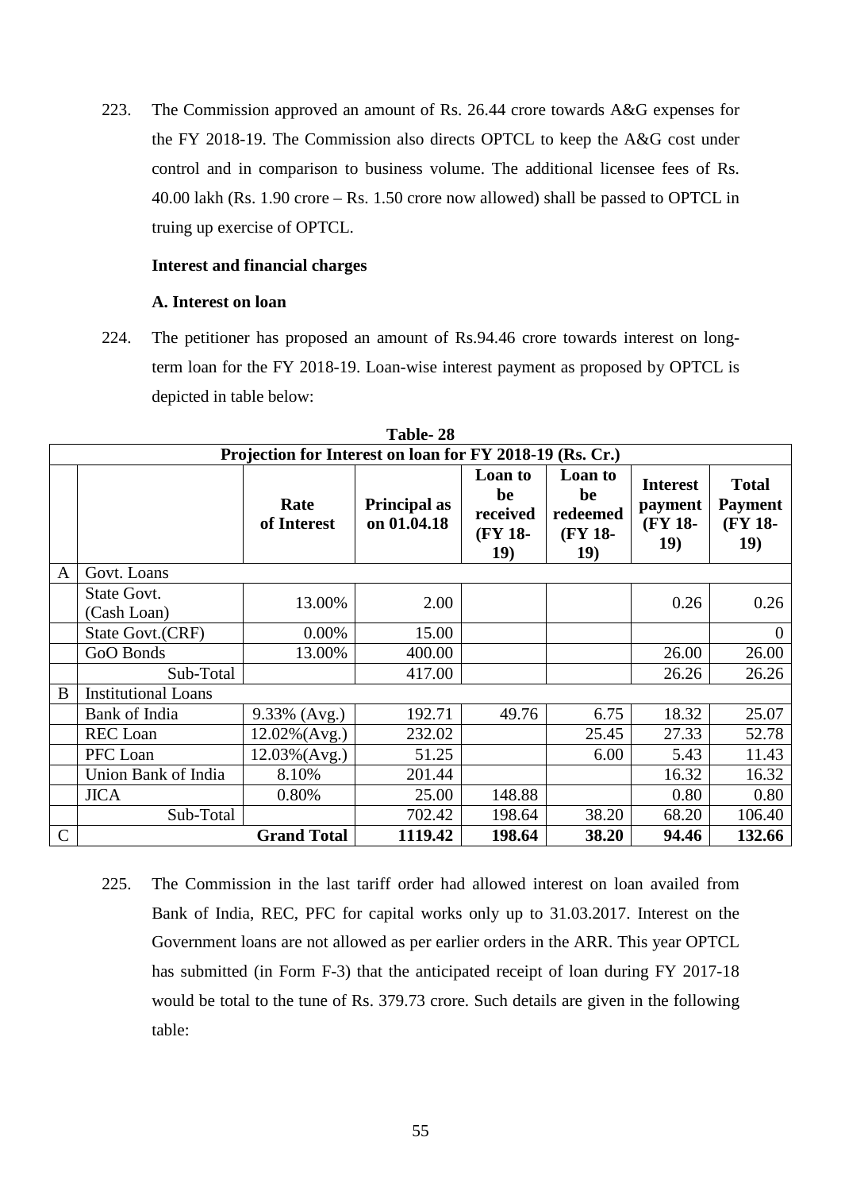223. The Commission approved an amount of Rs. 26.44 crore towards A&G expenses for the FY 2018-19. The Commission also directs OPTCL to keep the A&G cost under control and in comparison to business volume. The additional licensee fees of Rs. 40.00 lakh (Rs. 1.90 crore – Rs. 1.50 crore now allowed) shall be passed to OPTCL in truing up exercise of OPTCL.

**Interest and financial charges**

**A. Interest on loan**

224. The petitioner has proposed an amount of Rs.94.46 crore towards interest on long-term loan for the FY 2018-19. Loan-wise interest payment as proposed by OPTCL is depicted in table below:

**Table- 28**

**Projection for Interest on loan for FY 2018-19 (Rs. Cr.)**

| | | Rate of Interest | Principal as on 01.04.18 | Loan to be received (FY 18-19) | Loan to be redeemed (FY 18-19) | Interest payment (FY 18-19) | Total Payment (FY 18-19) |
|---|---|---|---|---|---|---|---|
| A | Govt. Loans | | | | | | |
| | State Govt. (Cash Loan) | 13.00% | 2.00 | | | 0.26 | 0.26 |
| | State Govt.(CRF) | 0.00% | 15.00 | | | | 0 |
| | GoO Bonds | 13.00% | 400.00 | | | 26.00 | 26.00 |
| | Sub-Total | | 417.00 | | | 26.26 | 26.26 |
| B | Institutional Loans | | | | | | |
| | Bank of India | 9.33% (Avg.) | 192.71 | 49.76 | 6.75 | 18.32 | 25.07 |
| | REC Loan | 12.02%(Avg.) | 232.02 | | 25.45 | 27.33 | 52.78 |
| | PFC Loan | 12.03%(Avg.) | 51.25 | | 6.00 | 5.43 | 11.43 |
| | Union Bank of India | 8.10% | 201.44 | | | 16.32 | 16.32 |
| | JICA | 0.80% | 25.00 | 148.88 | | 0.80 | 0.80 |
| | Sub-Total | | 702.42 | 198.64 | 38.20 | 68.20 | 106.40 |
| C | | **Grand Total** | **1119.42** | **198.64** | **38.20** | **94.46** | **132.66** |

225. The Commission in the last tariff order had allowed interest on loan availed from Bank of India, REC, PFC for capital works only up to 31.03.2017. Interest on the Government loans are not allowed as per earlier orders in the ARR. This year OPTCL has submitted (in Form F-3) that the anticipated receipt of loan during FY 2017-18 would be total to the tune of Rs. 379.73 crore. Such details are given in the following table: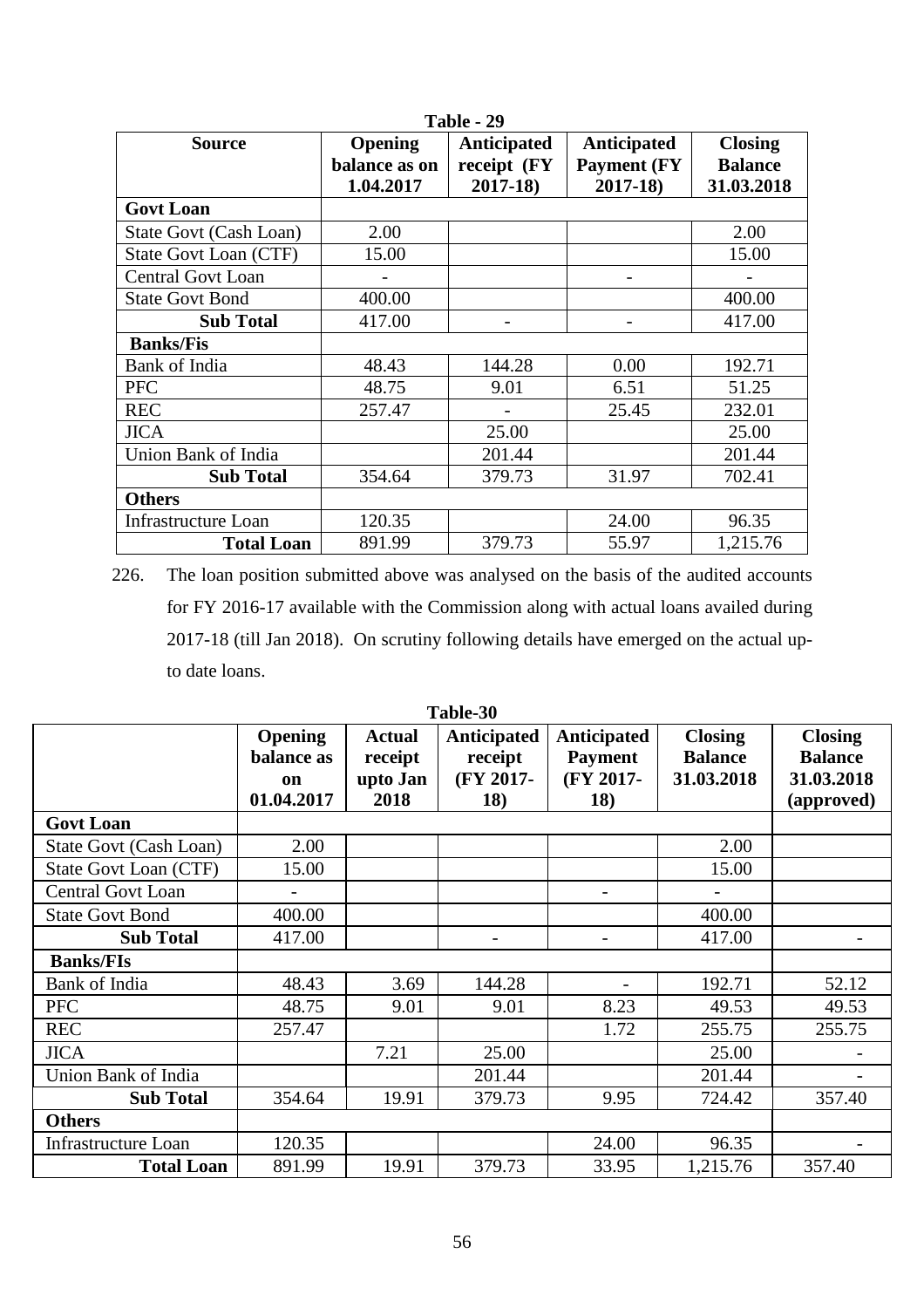**Table - 29**

| Source | Opening balance as on 1.04.2017 | Anticipated receipt (FY 2017-18) | Anticipated Payment (FY 2017-18) | Closing Balance 31.03.2018 |
|---|---|---|---|---|
| **Govt Loan** | | | | |
| State Govt (Cash Loan) | 2.00 | | | 2.00 |
| State Govt Loan (CTF) | 15.00 | | | 15.00 |
| Central Govt Loan | - | | - | - |
| State Govt Bond | 400.00 | | | 400.00 |
| **Sub Total** | 417.00 | - | - | 417.00 |
| **Banks/Fis** | | | | |
| Bank of India | 48.43 | 144.28 | 0.00 | 192.71 |
| PFC | 48.75 | 9.01 | 6.51 | 51.25 |
| REC | 257.47 | - | 25.45 | 232.01 |
| JICA | | 25.00 | | 25.00 |
| Union Bank of India | | 201.44 | | 201.44 |
| **Sub Total** | 354.64 | 379.73 | 31.97 | 702.41 |
| **Others** | | | | |
| Infrastructure Loan | 120.35 | | 24.00 | 96.35 |
| **Total Loan** | 891.99 | 379.73 | 55.97 | 1,215.76 |

226. The loan position submitted above was analysed on the basis of the audited accounts for FY 2016-17 available with the Commission along with actual loans availed during 2017-18 (till Jan 2018). On scrutiny following details have emerged on the actual up-to date loans.

**Table-30**

| | Opening balance as on 01.04.2017 | Actual receipt upto Jan 2018 | Anticipated receipt (FY 2017-18) | Anticipated Payment (FY 2017-18) | Closing Balance 31.03.2018 | Closing Balance 31.03.2018 (approved) |
|---|---|---|---|---|---|---|
| **Govt Loan** | | | | | | |
| State Govt (Cash Loan) | 2.00 | | | | 2.00 | |
| State Govt Loan (CTF) | 15.00 | | | | 15.00 | |
| Central Govt Loan | - | | | - | - | |
| State Govt Bond | 400.00 | | | | 400.00 | |
| **Sub Total** | 417.00 | | - | - | 417.00 | - |
| **Banks/FIs** | | | | | | |
| Bank of India | 48.43 | 3.69 | 144.28 | - | 192.71 | 52.12 |
| PFC | 48.75 | 9.01 | 9.01 | 8.23 | 49.53 | 49.53 |
| REC | 257.47 | | | 1.72 | 255.75 | 255.75 |
| JICA | | 7.21 | 25.00 | | 25.00 | - |
| Union Bank of India | | | 201.44 | | 201.44 | - |
| **Sub Total** | 354.64 | 19.91 | 379.73 | 9.95 | 724.42 | 357.40 |
| **Others** | | | | | | |
| Infrastructure Loan | 120.35 | | | 24.00 | 96.35 | - |
| **Total Loan** | 891.99 | 19.91 | 379.73 | 33.95 | 1,215.76 | 357.40 |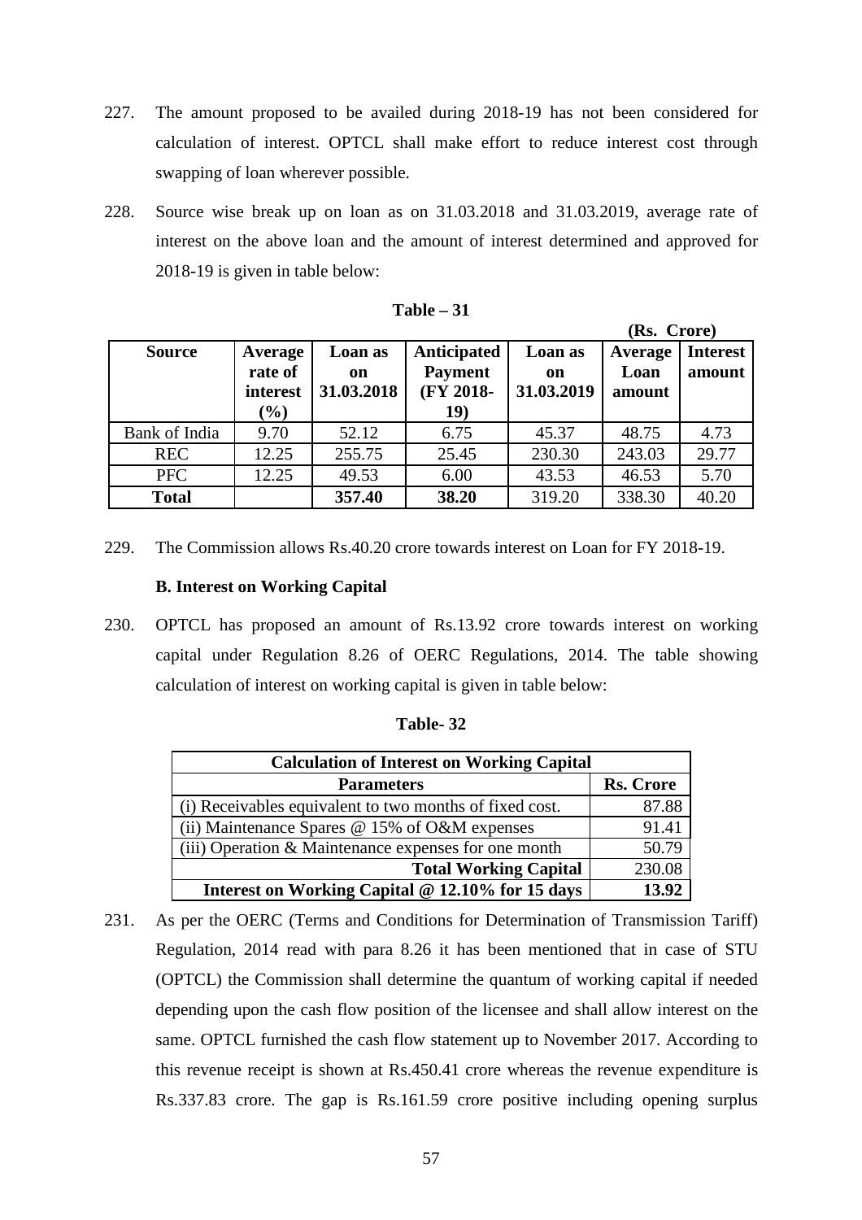227. The amount proposed to be availed during 2018-19 has not been considered for calculation of interest. OPTCL shall make effort to reduce interest cost through swapping of loan wherever possible.

228. Source wise break up on loan as on 31.03.2018 and 31.03.2019, average rate of interest on the above loan and the amount of interest determined and approved for 2018-19 is given in table below:

**Table – 31**

**(Rs. Crore)**

| Source | Average rate of interest (%) | Loan as on 31.03.2018 | Anticipated Payment (FY 2018-19) | Loan as on 31.03.2019 | Average Loan amount | Interest amount |
|---|---|---|---|---|---|---|
| Bank of India | 9.70 | 52.12 | 6.75 | 45.37 | 48.75 | 4.73 |
| REC | 12.25 | 255.75 | 25.45 | 230.30 | 243.03 | 29.77 |
| PFC | 12.25 | 49.53 | 6.00 | 43.53 | 46.53 | 5.70 |
| **Total** | | **357.40** | **38.20** | 319.20 | 338.30 | 40.20 |

229. The Commission allows Rs.40.20 crore towards interest on Loan for FY 2018-19.

**B. Interest on Working Capital**

230. OPTCL has proposed an amount of Rs.13.92 crore towards interest on working capital under Regulation 8.26 of OERC Regulations, 2014. The table showing calculation of interest on working capital is given in table below:

**Table- 32**

| Calculation of Interest on Working Capital | |
|---|---|
| **Parameters** | **Rs. Crore** |
| (i) Receivables equivalent to two months of fixed cost. | 87.88 |
| (ii) Maintenance Spares @ 15% of O&M expenses | 91.41 |
| (iii) Operation & Maintenance expenses for one month | 50.79 |
| **Total Working Capital** | 230.08 |
| **Interest on Working Capital @ 12.10% for 15 days** | **13.92** |

231. As per the OERC (Terms and Conditions for Determination of Transmission Tariff) Regulation, 2014 read with para 8.26 it has been mentioned that in case of STU (OPTCL) the Commission shall determine the quantum of working capital if needed depending upon the cash flow position of the licensee and shall allow interest on the same. OPTCL furnished the cash flow statement up to November 2017. According to this revenue receipt is shown at Rs.450.41 crore whereas the revenue expenditure is Rs.337.83 crore. The gap is Rs.161.59 crore positive including opening surplus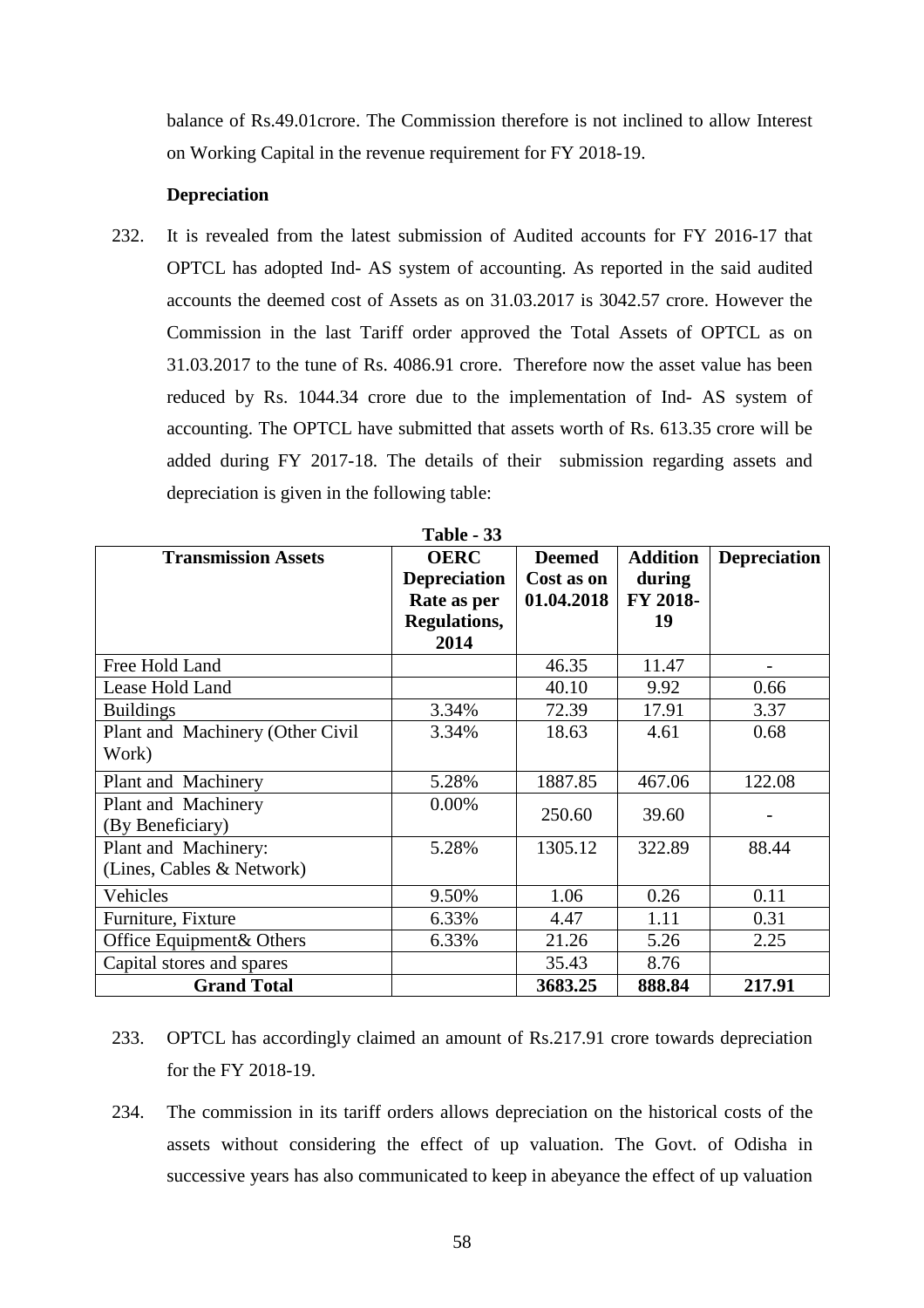balance of Rs.49.01crore. The Commission therefore is not inclined to allow Interest on Working Capital in the revenue requirement for FY 2018-19.

**Depreciation**

232. It is revealed from the latest submission of Audited accounts for FY 2016-17 that OPTCL has adopted Ind- AS system of accounting. As reported in the said audited accounts the deemed cost of Assets as on 31.03.2017 is 3042.57 crore. However the Commission in the last Tariff order approved the Total Assets of OPTCL as on 31.03.2017 to the tune of Rs. 4086.91 crore. Therefore now the asset value has been reduced by Rs. 1044.34 crore due to the implementation of Ind- AS system of accounting. The OPTCL have submitted that assets worth of Rs. 613.35 crore will be added during FY 2017-18. The details of their submission regarding assets and depreciation is given in the following table:

**Table - 33**

| Transmission Assets | OERC Depreciation Rate as per Regulations, 2014 | Deemed Cost as on 01.04.2018 | Addition during FY 2018-19 | Depreciation |
|---|---|---|---|---|
| Free Hold Land | | 46.35 | 11.47 | - |
| Lease Hold Land | | 40.10 | 9.92 | 0.66 |
| Buildings | 3.34% | 72.39 | 17.91 | 3.37 |
| Plant and Machinery (Other Civil Work) | 3.34% | 18.63 | 4.61 | 0.68 |
| Plant and Machinery | 5.28% | 1887.85 | 467.06 | 122.08 |
| Plant and Machinery (By Beneficiary) | 0.00% | 250.60 | 39.60 | - |
| Plant and Machinery: (Lines, Cables & Network) | 5.28% | 1305.12 | 322.89 | 88.44 |
| Vehicles | 9.50% | 1.06 | 0.26 | 0.11 |
| Furniture, Fixture | 6.33% | 4.47 | 1.11 | 0.31 |
| Office Equipment& Others | 6.33% | 21.26 | 5.26 | 2.25 |
| Capital stores and spares | | 35.43 | 8.76 | |
| **Grand Total** | | **3683.25** | **888.84** | **217.91** |

233. OPTCL has accordingly claimed an amount of Rs.217.91 crore towards depreciation for the FY 2018-19.

234. The commission in its tariff orders allows depreciation on the historical costs of the assets without considering the effect of up valuation. The Govt. of Odisha in successive years has also communicated to keep in abeyance the effect of up valuation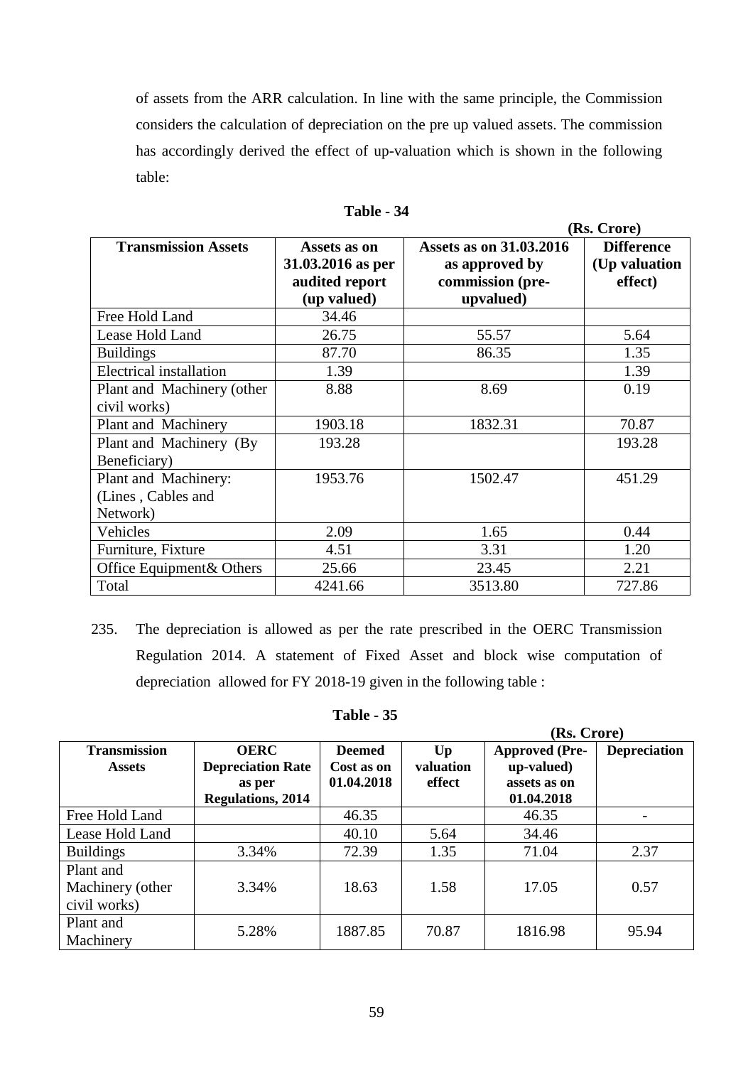of assets from the ARR calculation. In line with the same principle, the Commission considers the calculation of depreciation on the pre up valued assets. The commission has accordingly derived the effect of up-valuation which is shown in the following table:

**Table - 34**

**(Rs. Crore)**

| Transmission Assets | Assets as on 31.03.2016 as per audited report (up valued) | Assets as on 31.03.2016 as approved by commission (pre-upvalued) | Difference (Up valuation effect) |
|---|---|---|---|
| Free Hold Land | 34.46 | | |
| Lease Hold Land | 26.75 | 55.57 | 5.64 |
| Buildings | 87.70 | 86.35 | 1.35 |
| Electrical installation | 1.39 | | 1.39 |
| Plant and Machinery (other civil works) | 8.88 | 8.69 | 0.19 |
| Plant and Machinery | 1903.18 | 1832.31 | 70.87 |
| Plant and Machinery (By Beneficiary) | 193.28 | | 193.28 |
| Plant and Machinery: (Lines , Cables and Network) | 1953.76 | 1502.47 | 451.29 |
| Vehicles | 2.09 | 1.65 | 0.44 |
| Furniture, Fixture | 4.51 | 3.31 | 1.20 |
| Office Equipment& Others | 25.66 | 23.45 | 2.21 |
| Total | 4241.66 | 3513.80 | 727.86 |

235. The depreciation is allowed as per the rate prescribed in the OERC Transmission Regulation 2014. A statement of Fixed Asset and block wise computation of depreciation allowed for FY 2018-19 given in the following table :

**Table - 35**

**(Rs. Crore)**

| Transmission Assets | OERC Depreciation Rate as per Regulations, 2014 | Deemed Cost as on 01.04.2018 | Up valuation effect | Approved (Pre-up-valued) assets as on 01.04.2018 | Depreciation |
|---|---|---|---|---|---|
| Free Hold Land | | 46.35 | | 46.35 | - |
| Lease Hold Land | | 40.10 | 5.64 | 34.46 | |
| Buildings | 3.34% | 72.39 | 1.35 | 71.04 | 2.37 |
| Plant and Machinery (other civil works) | 3.34% | 18.63 | 1.58 | 17.05 | 0.57 |
| Plant and Machinery | 5.28% | 1887.85 | 70.87 | 1816.98 | 95.94 |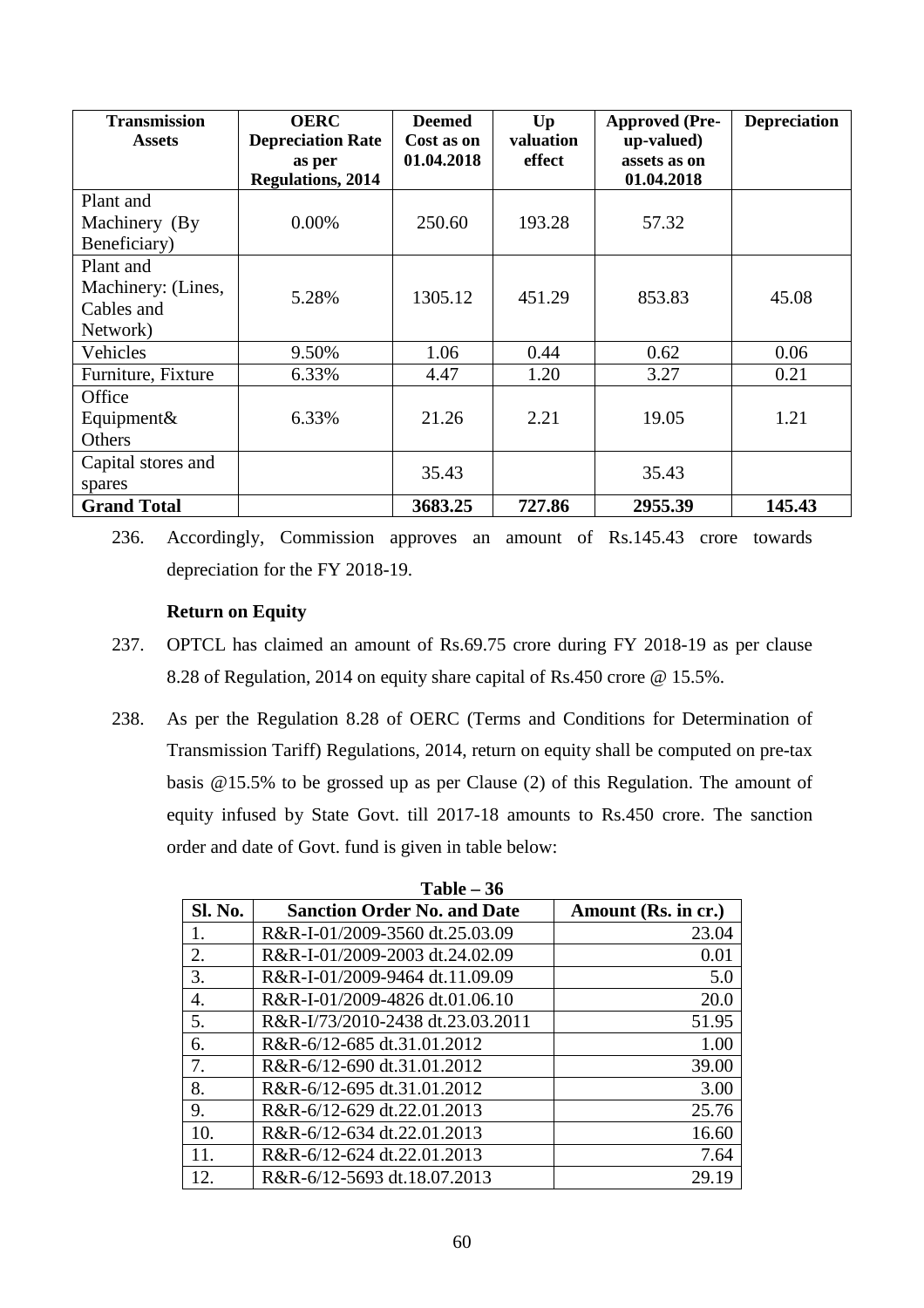| Transmission Assets | OERC Depreciation Rate as per Regulations, 2014 | Deemed Cost as on 01.04.2018 | Up valuation effect | Approved (Pre-up-valued) assets as on 01.04.2018 | Depreciation |
|---|---|---|---|---|---|
| Plant and Machinery (By Beneficiary) | 0.00% | 250.60 | 193.28 | 57.32 | |
| Plant and Machinery: (Lines, Cables and Network) | 5.28% | 1305.12 | 451.29 | 853.83 | 45.08 |
| Vehicles | 9.50% | 1.06 | 0.44 | 0.62 | 0.06 |
| Furniture, Fixture | 6.33% | 4.47 | 1.20 | 3.27 | 0.21 |
| Office Equipment& Others | 6.33% | 21.26 | 2.21 | 19.05 | 1.21 |
| Capital stores and spares | | 35.43 | | 35.43 | |
| **Grand Total** | | **3683.25** | **727.86** | **2955.39** | **145.43** |

236. Accordingly, Commission approves an amount of Rs.145.43 crore towards depreciation for the FY 2018-19.

**Return on Equity**

237. OPTCL has claimed an amount of Rs.69.75 crore during FY 2018-19 as per clause 8.28 of Regulation, 2014 on equity share capital of Rs.450 crore @ 15.5%.

238. As per the Regulation 8.28 of OERC (Terms and Conditions for Determination of Transmission Tariff) Regulations, 2014, return on equity shall be computed on pre-tax basis @15.5% to be grossed up as per Clause (2) of this Regulation. The amount of equity infused by State Govt. till 2017-18 amounts to Rs.450 crore. The sanction order and date of Govt. fund is given in table below:

**Table – 36**

| Sl. No. | Sanction Order No. and Date | Amount (Rs. in cr.) |
|---|---|---|
| 1. | R&R-I-01/2009-3560 dt.25.03.09 | 23.04 |
| 2. | R&R-I-01/2009-2003 dt.24.02.09 | 0.01 |
| 3. | R&R-I-01/2009-9464 dt.11.09.09 | 5.0 |
| 4. | R&R-I-01/2009-4826 dt.01.06.10 | 20.0 |
| 5. | R&R-I/73/2010-2438 dt.23.03.2011 | 51.95 |
| 6. | R&R-6/12-685 dt.31.01.2012 | 1.00 |
| 7. | R&R-6/12-690 dt.31.01.2012 | 39.00 |
| 8. | R&R-6/12-695 dt.31.01.2012 | 3.00 |
| 9. | R&R-6/12-629 dt.22.01.2013 | 25.76 |
| 10. | R&R-6/12-634 dt.22.01.2013 | 16.60 |
| 11. | R&R-6/12-624 dt.22.01.2013 | 7.64 |
| 12. | R&R-6/12-5693 dt.18.07.2013 | 29.19 |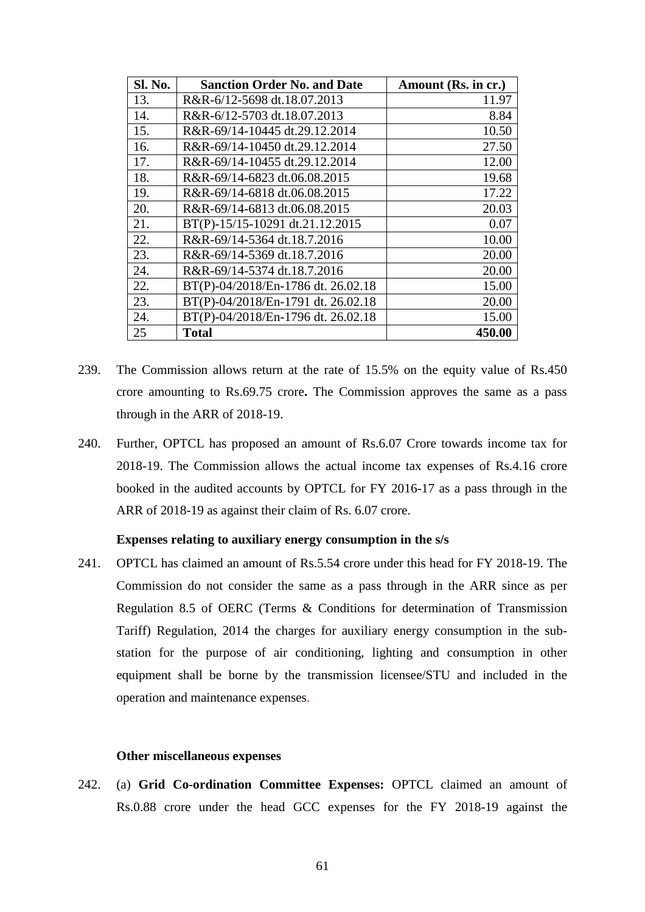| Sl. No. | Sanction Order No. and Date | Amount (Rs. in cr.) |
|---|---|---|
| 13. | R&R-6/12-5698 dt.18.07.2013 | 11.97 |
| 14. | R&R-6/12-5703 dt.18.07.2013 | 8.84 |
| 15. | R&R-69/14-10445 dt.29.12.2014 | 10.50 |
| 16. | R&R-69/14-10450 dt.29.12.2014 | 27.50 |
| 17. | R&R-69/14-10455 dt.29.12.2014 | 12.00 |
| 18. | R&R-69/14-6823 dt.06.08.2015 | 19.68 |
| 19. | R&R-69/14-6818 dt.06.08.2015 | 17.22 |
| 20. | R&R-69/14-6813 dt.06.08.2015 | 20.03 |
| 21. | BT(P)-15/15-10291 dt.21.12.2015 | 0.07 |
| 22. | R&R-69/14-5364 dt.18.7.2016 | 10.00 |
| 23. | R&R-69/14-5369 dt.18.7.2016 | 20.00 |
| 24. | R&R-69/14-5374 dt.18.7.2016 | 20.00 |
| 22. | BT(P)-04/2018/En-1786 dt. 26.02.18 | 15.00 |
| 23. | BT(P)-04/2018/En-1791 dt. 26.02.18 | 20.00 |
| 24. | BT(P)-04/2018/En-1796 dt. 26.02.18 | 15.00 |
| 25 | **Total** | **450.00** |

239. The Commission allows return at the rate of 15.5% on the equity value of Rs.450 crore amounting to Rs.69.75 crore**.** The Commission approves the same as a pass through in the ARR of 2018-19.

240. Further, OPTCL has proposed an amount of Rs.6.07 Crore towards income tax for 2018-19. The Commission allows the actual income tax expenses of Rs.4.16 crore booked in the audited accounts by OPTCL for FY 2016-17 as a pass through in the ARR of 2018-19 as against their claim of Rs. 6.07 crore.

**Expenses relating to auxiliary energy consumption in the s/s**

241. OPTCL has claimed an amount of Rs.5.54 crore under this head for FY 2018-19. The Commission do not consider the same as a pass through in the ARR since as per Regulation 8.5 of OERC (Terms & Conditions for determination of Transmission Tariff) Regulation, 2014 the charges for auxiliary energy consumption in the sub-station for the purpose of air conditioning, lighting and consumption in other equipment shall be borne by the transmission licensee/STU and included in the operation and maintenance expenses.

**Other miscellaneous expenses**

242. (a) **Grid Co-ordination Committee Expenses:** OPTCL claimed an amount of Rs.0.88 crore under the head GCC expenses for the FY 2018-19 against the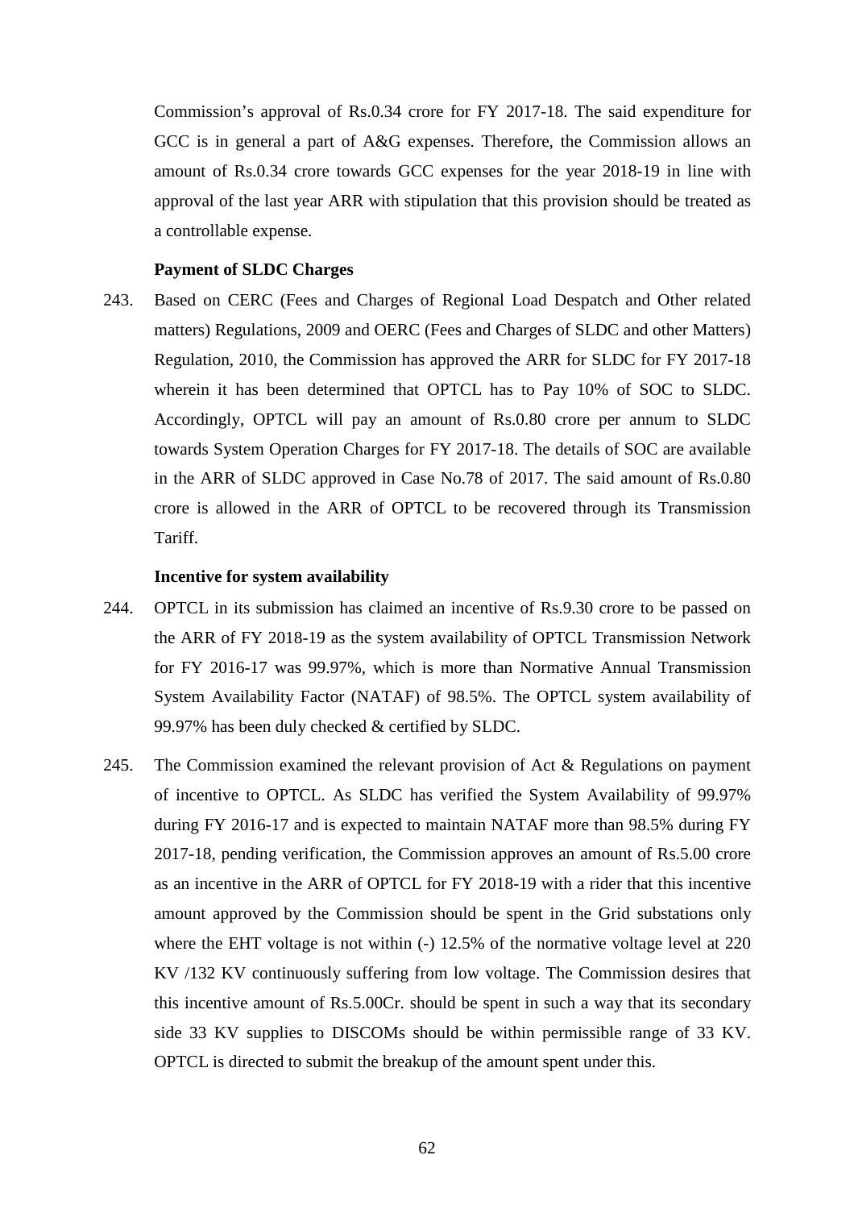Commission's approval of Rs.0.34 crore for FY 2017-18. The said expenditure for GCC is in general a part of A&G expenses. Therefore, the Commission allows an amount of Rs.0.34 crore towards GCC expenses for the year 2018-19 in line with approval of the last year ARR with stipulation that this provision should be treated as a controllable expense.

**Payment of SLDC Charges**

243. Based on CERC (Fees and Charges of Regional Load Despatch and Other related matters) Regulations, 2009 and OERC (Fees and Charges of SLDC and other Matters) Regulation, 2010, the Commission has approved the ARR for SLDC for FY 2017-18 wherein it has been determined that OPTCL has to Pay 10% of SOC to SLDC. Accordingly, OPTCL will pay an amount of Rs.0.80 crore per annum to SLDC towards System Operation Charges for FY 2017-18. The details of SOC are available in the ARR of SLDC approved in Case No.78 of 2017. The said amount of Rs.0.80 crore is allowed in the ARR of OPTCL to be recovered through its Transmission Tariff.

**Incentive for system availability**

244. OPTCL in its submission has claimed an incentive of Rs.9.30 crore to be passed on the ARR of FY 2018-19 as the system availability of OPTCL Transmission Network for FY 2016-17 was 99.97%, which is more than Normative Annual Transmission System Availability Factor (NATAF) of 98.5%. The OPTCL system availability of 99.97% has been duly checked & certified by SLDC.

245. The Commission examined the relevant provision of Act & Regulations on payment of incentive to OPTCL. As SLDC has verified the System Availability of 99.97% during FY 2016-17 and is expected to maintain NATAF more than 98.5% during FY 2017-18, pending verification, the Commission approves an amount of Rs.5.00 crore as an incentive in the ARR of OPTCL for FY 2018-19 with a rider that this incentive amount approved by the Commission should be spent in the Grid substations only where the EHT voltage is not within (-) 12.5% of the normative voltage level at 220 KV /132 KV continuously suffering from low voltage. The Commission desires that this incentive amount of Rs.5.00Cr. should be spent in such a way that its secondary side 33 KV supplies to DISCOMs should be within permissible range of 33 KV. OPTCL is directed to submit the breakup of the amount spent under this.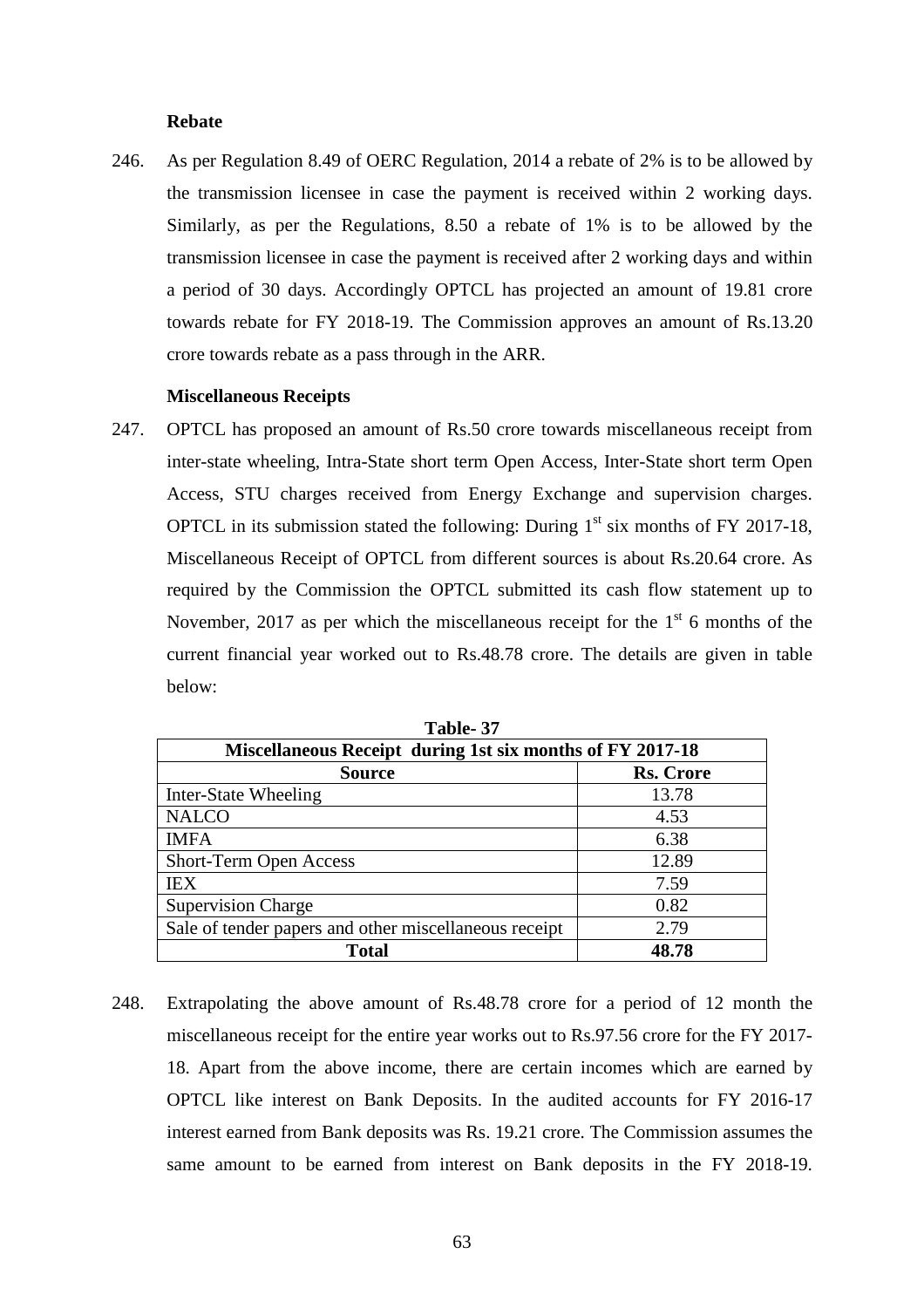**Rebate**

246. As per Regulation 8.49 of OERC Regulation, 2014 a rebate of 2% is to be allowed by the transmission licensee in case the payment is received within 2 working days. Similarly, as per the Regulations, 8.50 a rebate of 1% is to be allowed by the transmission licensee in case the payment is received after 2 working days and within a period of 30 days. Accordingly OPTCL has projected an amount of 19.81 crore towards rebate for FY 2018-19. The Commission approves an amount of Rs.13.20 crore towards rebate as a pass through in the ARR.

**Miscellaneous Receipts**

247. OPTCL has proposed an amount of Rs.50 crore towards miscellaneous receipt from inter-state wheeling, Intra-State short term Open Access, Inter-State short term Open Access, STU charges received from Energy Exchange and supervision charges. OPTCL in its submission stated the following: During 1st six months of FY 2017-18, Miscellaneous Receipt of OPTCL from different sources is about Rs.20.64 crore. As required by the Commission the OPTCL submitted its cash flow statement up to November, 2017 as per which the miscellaneous receipt for the 1st 6 months of the current financial year worked out to Rs.48.78 crore. The details are given in table below:

**Table- 37**

| Miscellaneous Receipt during 1st six months of FY 2017-18 | |
|---|---|
| **Source** | **Rs. Crore** |
| Inter-State Wheeling | 13.78 |
| NALCO | 4.53 |
| IMFA | 6.38 |
| Short-Term Open Access | 12.89 |
| IEX | 7.59 |
| Supervision Charge | 0.82 |
| Sale of tender papers and other miscellaneous receipt | 2.79 |
| **Total** | **48.78** |

248. Extrapolating the above amount of Rs.48.78 crore for a period of 12 month the miscellaneous receipt for the entire year works out to Rs.97.56 crore for the FY 2017-18. Apart from the above income, there are certain incomes which are earned by OPTCL like interest on Bank Deposits. In the audited accounts for FY 2016-17 interest earned from Bank deposits was Rs. 19.21 crore. The Commission assumes the same amount to be earned from interest on Bank deposits in the FY 2018-19.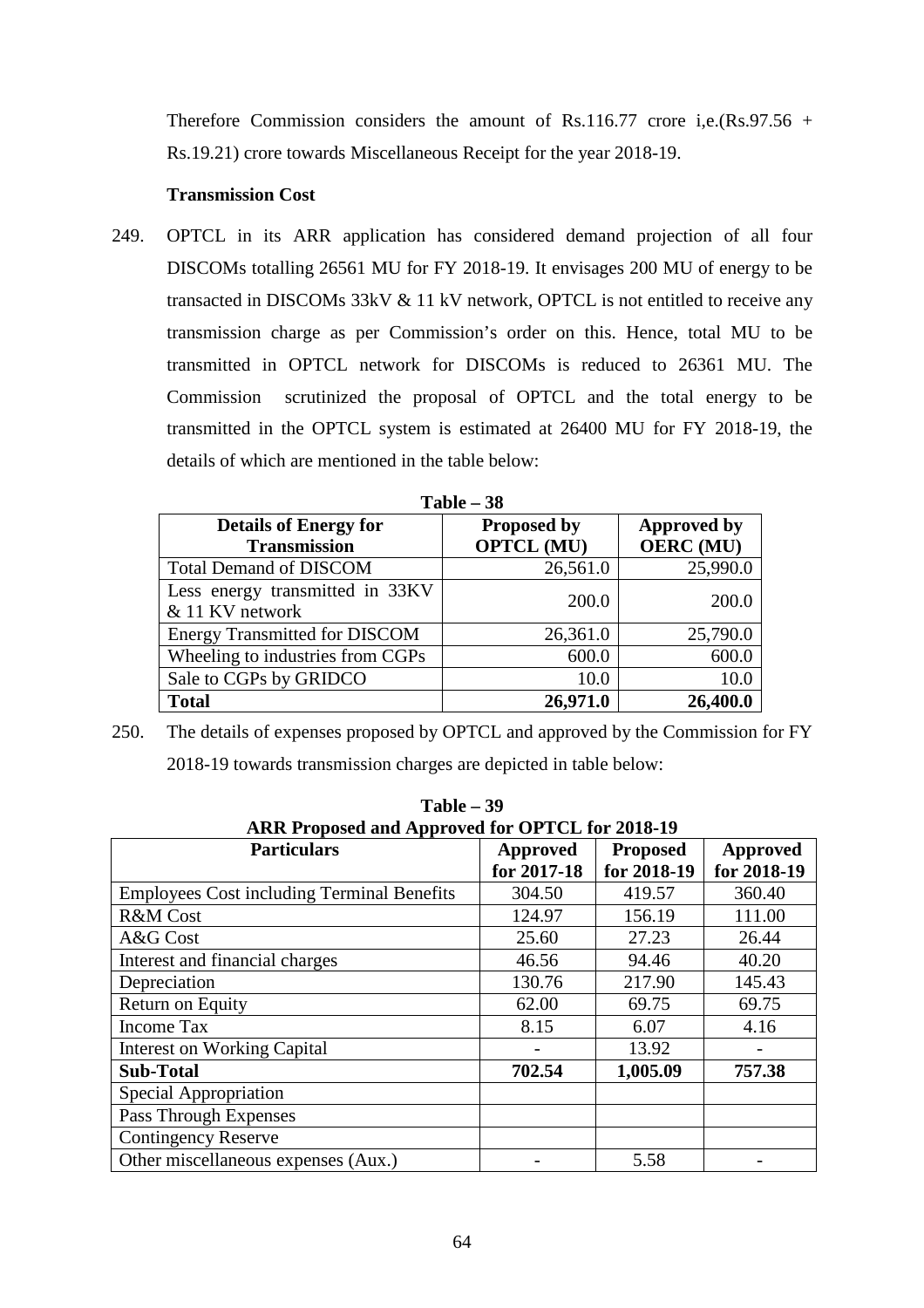Therefore Commission considers the amount of Rs.116.77 crore i,e.(Rs.97.56 + Rs.19.21) crore towards Miscellaneous Receipt for the year 2018-19.

**Transmission Cost**

249. OPTCL in its ARR application has considered demand projection of all four DISCOMs totalling 26561 MU for FY 2018-19. It envisages 200 MU of energy to be transacted in DISCOMs 33kV & 11 kV network, OPTCL is not entitled to receive any transmission charge as per Commission's order on this. Hence, total MU to be transmitted in OPTCL network for DISCOMs is reduced to 26361 MU. The Commission scrutinized the proposal of OPTCL and the total energy to be transmitted in the OPTCL system is estimated at 26400 MU for FY 2018-19, the details of which are mentioned in the table below:

**Table – 38**

| Details of Energy for Transmission | Proposed by OPTCL (MU) | Approved by OERC (MU) |
|---|---|---|
| Total Demand of DISCOM | 26,561.0 | 25,990.0 |
| Less energy transmitted in 33KV & 11 KV network | 200.0 | 200.0 |
| Energy Transmitted for DISCOM | 26,361.0 | 25,790.0 |
| Wheeling to industries from CGPs | 600.0 | 600.0 |
| Sale to CGPs by GRIDCO | 10.0 | 10.0 |
| **Total** | **26,971.0** | **26,400.0** |

250. The details of expenses proposed by OPTCL and approved by the Commission for FY 2018-19 towards transmission charges are depicted in table below:

**Table – 39**
**ARR Proposed and Approved for OPTCL for 2018-19**

| Particulars | Approved for 2017-18 | Proposed for 2018-19 | Approved for 2018-19 |
|---|---|---|---|
| Employees Cost including Terminal Benefits | 304.50 | 419.57 | 360.40 |
| R&M Cost | 124.97 | 156.19 | 111.00 |
| A&G Cost | 25.60 | 27.23 | 26.44 |
| Interest and financial charges | 46.56 | 94.46 | 40.20 |
| Depreciation | 130.76 | 217.90 | 145.43 |
| Return on Equity | 62.00 | 69.75 | 69.75 |
| Income Tax | 8.15 | 6.07 | 4.16 |
| Interest on Working Capital | - | 13.92 | - |
| **Sub-Total** | **702.54** | **1,005.09** | **757.38** |
| Special Appropriation | | | |
| Pass Through Expenses | | | |
| Contingency Reserve | | | |
| Other miscellaneous expenses (Aux.) | - | 5.58 | - |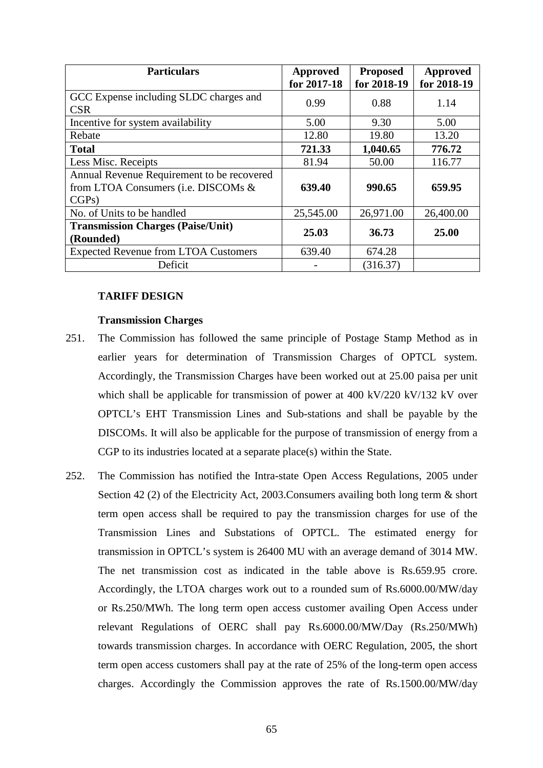| Particulars | Approved for 2017-18 | Proposed for 2018-19 | Approved for 2018-19 |
|---|---|---|---|
| GCC Expense including SLDC charges and CSR | 0.99 | 0.88 | 1.14 |
| Incentive for system availability | 5.00 | 9.30 | 5.00 |
| Rebate | 12.80 | 19.80 | 13.20 |
| **Total** | **721.33** | **1,040.65** | **776.72** |
| Less Misc. Receipts | 81.94 | 50.00 | 116.77 |
| Annual Revenue Requirement to be recovered from LTOA Consumers (i.e. DISCOMs & CGPs) | **639.40** | **990.65** | **659.95** |
| No. of Units to be handled | 25,545.00 | 26,971.00 | 26,400.00 |
| **Transmission Charges (Paise/Unit) (Rounded)** | **25.03** | **36.73** | **25.00** |
| Expected Revenue from LTOA Customers | 639.40 | 674.28 | |
| Deficit | - | (316.37) | |

### TARIFF DESIGN

#### Transmission Charges

251. The Commission has followed the same principle of Postage Stamp Method as in earlier years for determination of Transmission Charges of OPTCL system. Accordingly, the Transmission Charges have been worked out at 25.00 paisa per unit which shall be applicable for transmission of power at 400 kV/220 kV/132 kV over OPTCL's EHT Transmission Lines and Sub-stations and shall be payable by the DISCOMs. It will also be applicable for the purpose of transmission of energy from a CGP to its industries located at a separate place(s) within the State.

252. The Commission has notified the Intra-state Open Access Regulations, 2005 under Section 42 (2) of the Electricity Act, 2003.Consumers availing both long term & short term open access shall be required to pay the transmission charges for use of the Transmission Lines and Substations of OPTCL. The estimated energy for transmission in OPTCL's system is 26400 MU with an average demand of 3014 MW. The net transmission cost as indicated in the table above is Rs.659.95 crore. Accordingly, the LTOA charges work out to a rounded sum of Rs.6000.00/MW/day or Rs.250/MWh. The long term open access customer availing Open Access under relevant Regulations of OERC shall pay Rs.6000.00/MW/Day (Rs.250/MWh) towards transmission charges. In accordance with OERC Regulation, 2005, the short term open access customers shall pay at the rate of 25% of the long-term open access charges. Accordingly the Commission approves the rate of Rs.1500.00/MW/day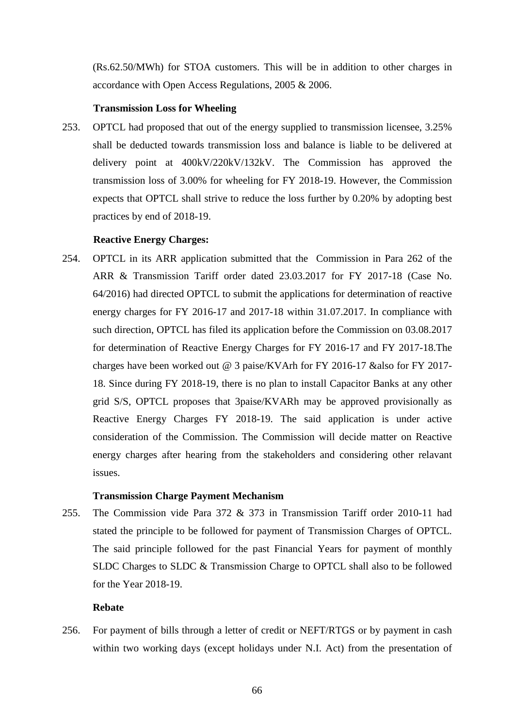(Rs.62.50/MWh) for STOA customers. This will be in addition to other charges in accordance with Open Access Regulations, 2005 & 2006.

**Transmission Loss for Wheeling**

253. OPTCL had proposed that out of the energy supplied to transmission licensee, 3.25% shall be deducted towards transmission loss and balance is liable to be delivered at delivery point at 400kV/220kV/132kV. The Commission has approved the transmission loss of 3.00% for wheeling for FY 2018-19. However, the Commission expects that OPTCL shall strive to reduce the loss further by 0.20% by adopting best practices by end of 2018-19.

**Reactive Energy Charges:**

254. OPTCL in its ARR application submitted that the Commission in Para 262 of the ARR & Transmission Tariff order dated 23.03.2017 for FY 2017-18 (Case No. 64/2016) had directed OPTCL to submit the applications for determination of reactive energy charges for FY 2016-17 and 2017-18 within 31.07.2017. In compliance with such direction, OPTCL has filed its application before the Commission on 03.08.2017 for determination of Reactive Energy Charges for FY 2016-17 and FY 2017-18.The charges have been worked out @ 3 paise/KVArh for FY 2016-17 &also for FY 2017-18. Since during FY 2018-19, there is no plan to install Capacitor Banks at any other grid S/S, OPTCL proposes that 3paise/KVARh may be approved provisionally as Reactive Energy Charges FY 2018-19. The said application is under active consideration of the Commission. The Commission will decide matter on Reactive energy charges after hearing from the stakeholders and considering other relavant issues.

**Transmission Charge Payment Mechanism**

255. The Commission vide Para 372 & 373 in Transmission Tariff order 2010-11 had stated the principle to be followed for payment of Transmission Charges of OPTCL. The said principle followed for the past Financial Years for payment of monthly SLDC Charges to SLDC & Transmission Charge to OPTCL shall also to be followed for the Year 2018-19.

**Rebate**

256. For payment of bills through a letter of credit or NEFT/RTGS or by payment in cash within two working days (except holidays under N.I. Act) from the presentation of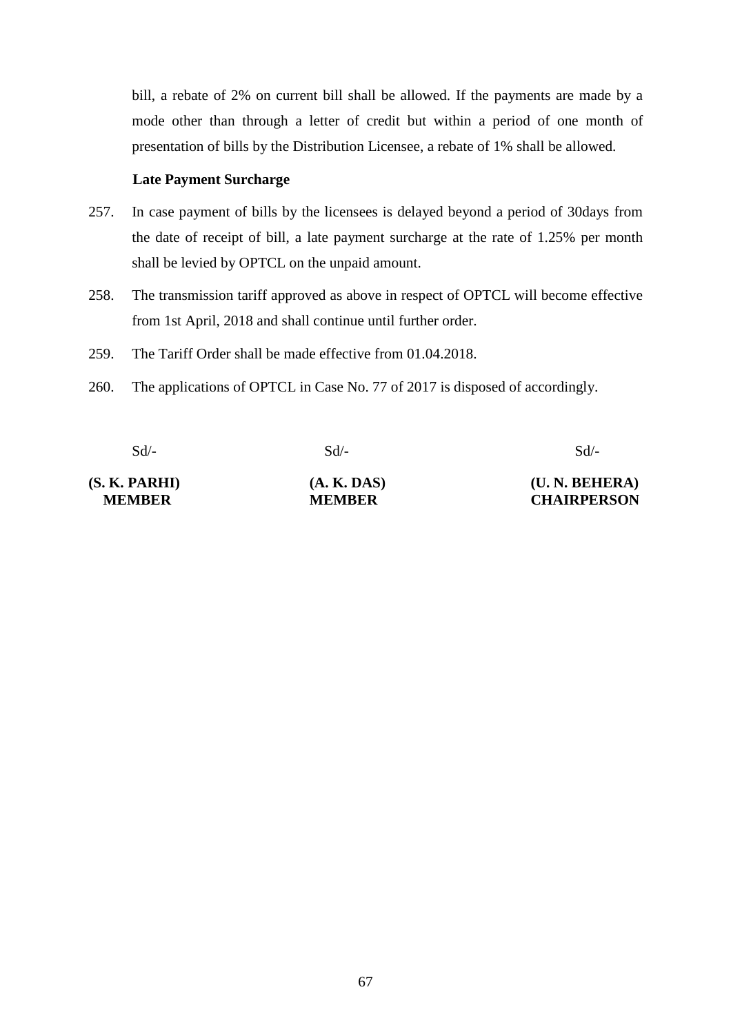bill, a rebate of 2% on current bill shall be allowed. If the payments are made by a mode other than through a letter of credit but within a period of one month of presentation of bills by the Distribution Licensee, a rebate of 1% shall be allowed.

**Late Payment Surcharge**

257. In case payment of bills by the licensees is delayed beyond a period of 30days from the date of receipt of bill, a late payment surcharge at the rate of 1.25% per month shall be levied by OPTCL on the unpaid amount.

258. The transmission tariff approved as above in respect of OPTCL will become effective from 1st April, 2018 and shall continue until further order.

259. The Tariff Order shall be made effective from 01.04.2018.

260. The applications of OPTCL in Case No. 77 of 2017 is disposed of accordingly.

| | | |
|---|---|---|
| Sd/- | Sd/- | Sd/- |
| **(S. K. PARHI)** | **(A. K. DAS)** | **(U. N. BEHERA)** |
| **MEMBER** | **MEMBER** | **CHAIRPERSON** |